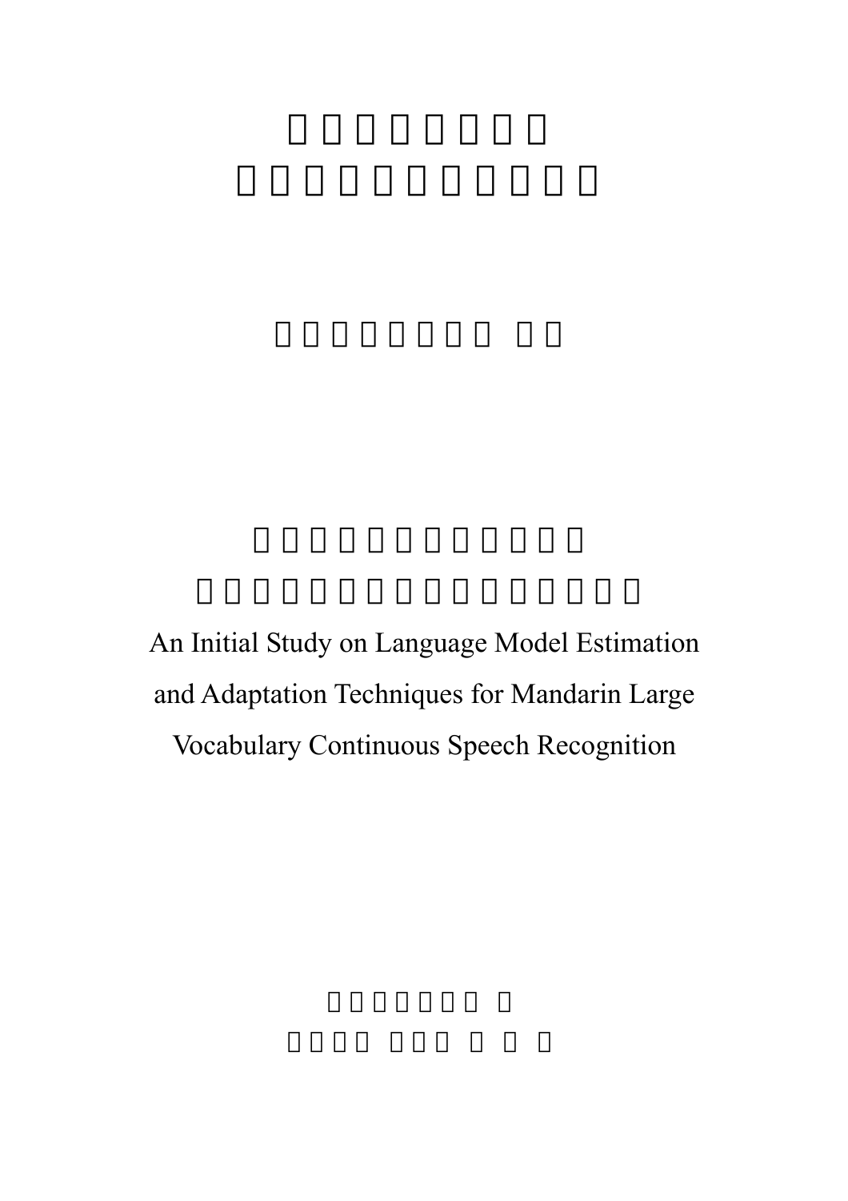An Initial Study on Language Model Estimation and Adaptation Techniques for Mandarin Large Vocabulary Continuous Speech Recognition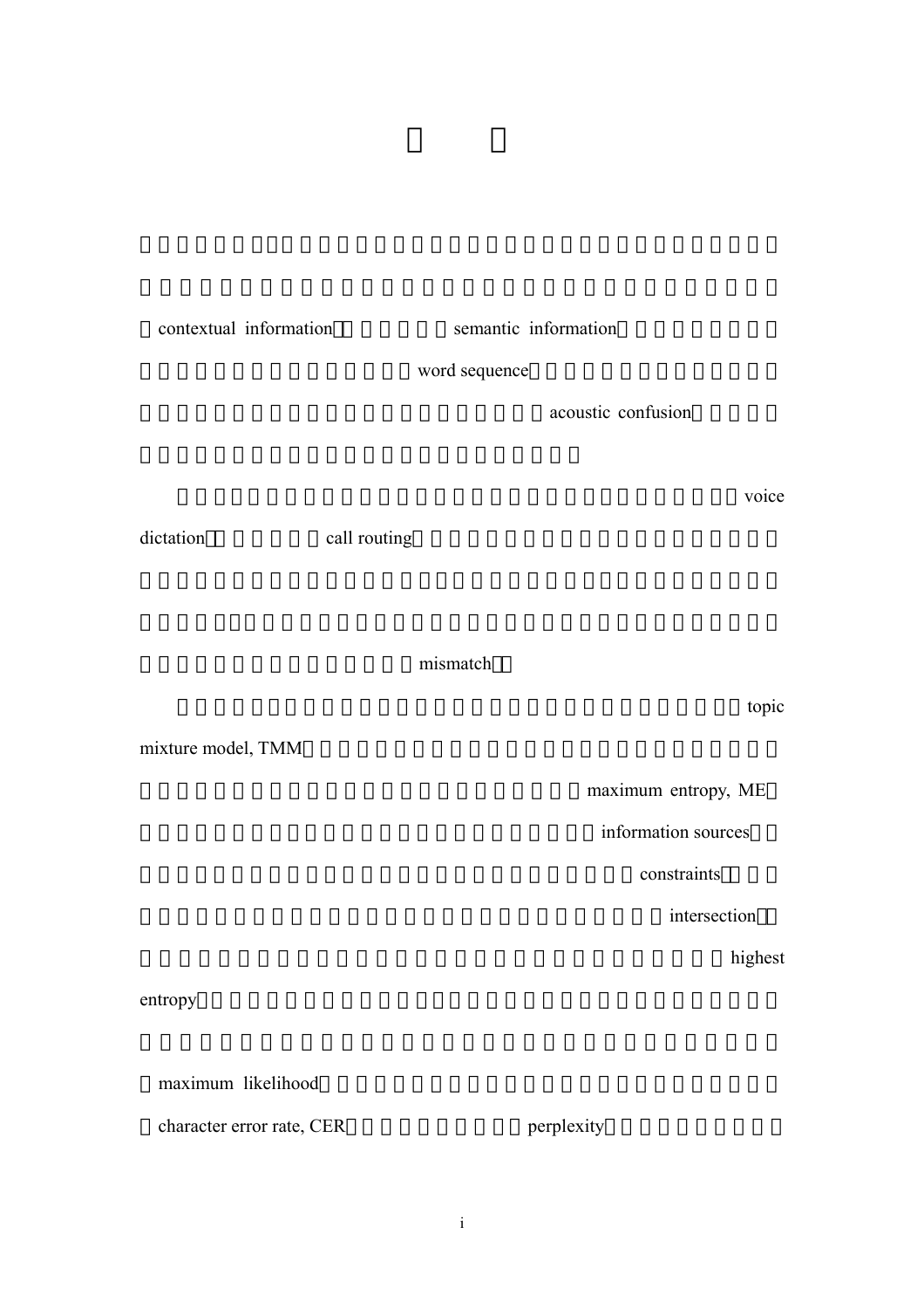contextual information

semantic information

word sequence

acoustic confusion

voice dictation

call routing

mismatch

topic mixture model, TMM

maximum entropy, ME

information sources

constraints

intersection

highest entropy

maximum likelihood

character error rate, CER

perplexity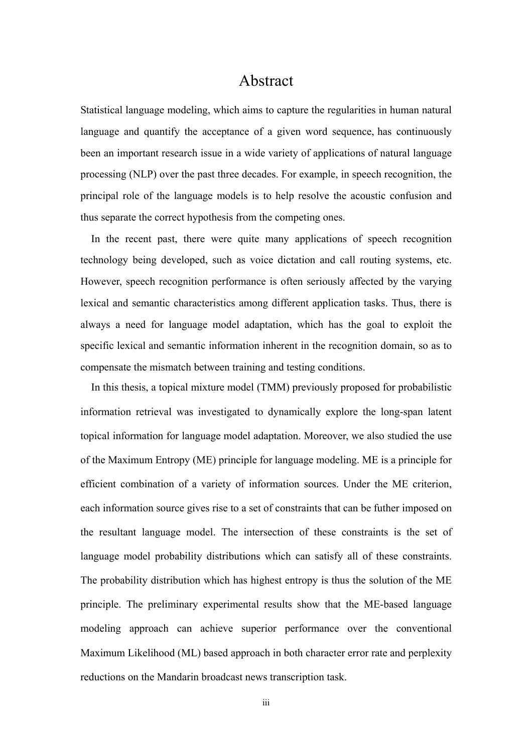# Abstract

Statistical language modeling, which aims to capture the regularities in human natural language and quantify the acceptance of a given word sequence, has continuously been an important research issue in a wide variety of applications of natural language processing (NLP) over the past three decades. For example, in speech recognition, the principal role of the language models is to help resolve the acoustic confusion and thus separate the correct hypothesis from the competing ones.

In the recent past, there were quite many applications of speech recognition technology being developed, such as voice dictation and call routing systems, etc. However, speech recognition performance is often seriously affected by the varying lexical and semantic characteristics among different application tasks. Thus, there is always a need for language model adaptation, which has the goal to exploit the specific lexical and semantic information inherent in the recognition domain, so as to compensate the mismatch between training and testing conditions.

In this thesis, a topical mixture model (TMM) previously proposed for probabilistic information retrieval was investigated to dynamically explore the long-span latent topical information for language model adaptation. Moreover, we also studied the use of the Maximum Entropy (ME) principle for language modeling. ME is a principle for efficient combination of a variety of information sources. Under the ME criterion, each information source gives rise to a set of constraints that can be futher imposed on the resultant language model. The intersection of these constraints is the set of language model probability distributions which can satisfy all of these constraints. The probability distribution which has highest entropy is thus the solution of the ME principle. The preliminary experimental results show that the ME-based language modeling approach can achieve superior performance over the conventional Maximum Likelihood (ML) based approach in both character error rate and perplexity reductions on the Mandarin broadcast news transcription task.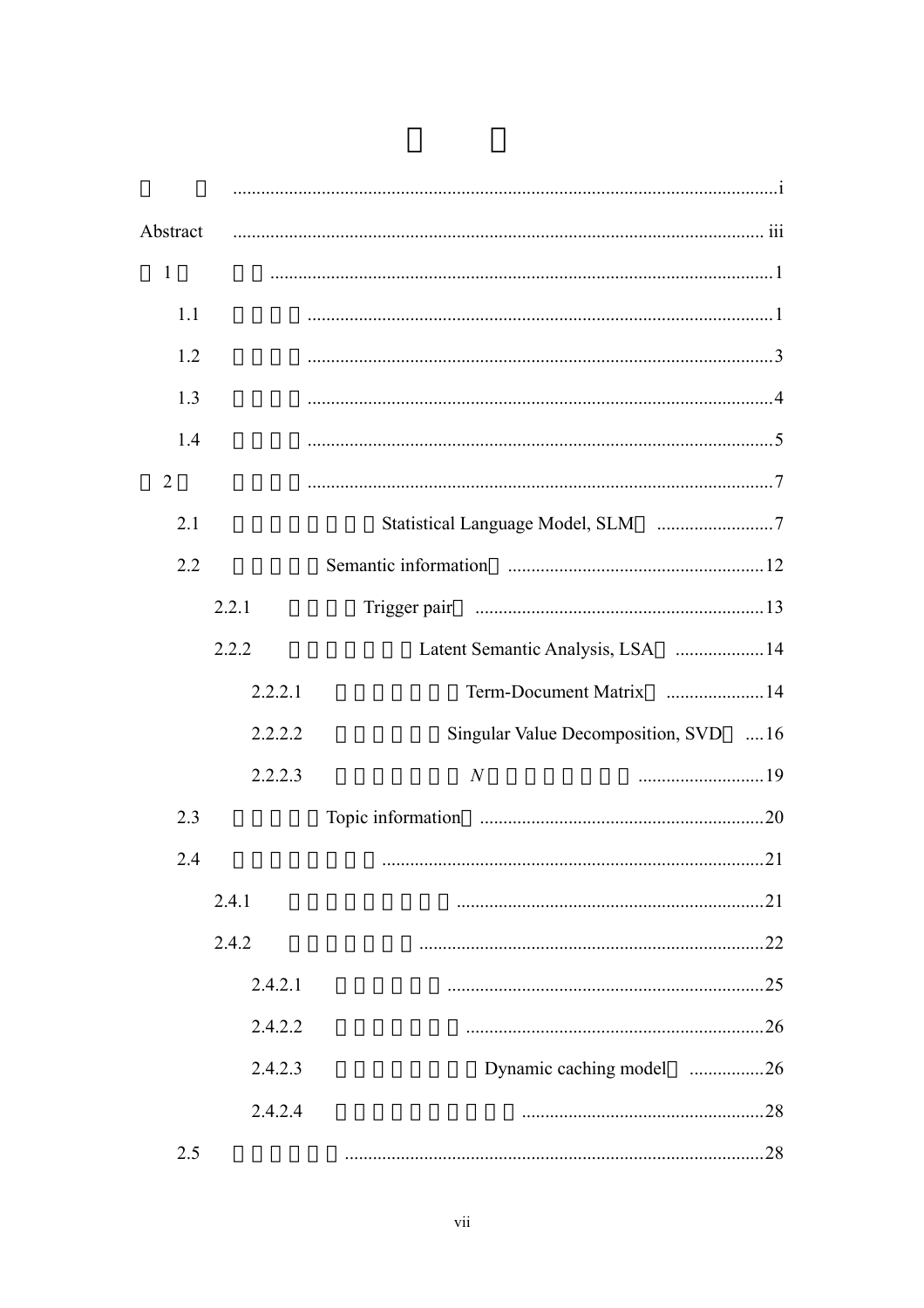| | | |
|---|---|---|
| | | i |
| Abstract | | iii |
| 1 | | 1 |
| 1.1 | | 1 |
| 1.2 | | 3 |
| 1.3 | | 4 |
| 1.4 | | 5 |
| 2 | | 7 |
| 2.1 | Statistical Language Model, SLM | 7 |
| 2.2 | Semantic information | 12 |
| 2.2.1 | Trigger pair | 13 |
| 2.2.2 | Latent Semantic Analysis, LSA | 14 |
| 2.2.2.1 | Term-Document Matrix | 14 |
| 2.2.2.2 | Singular Value Decomposition, SVD | 16 |
| 2.2.2.3 | $N$ | 19 |
| 2.3 | Topic information | 20 |
| 2.4 | | 21 |
| 2.4.1 | | 21 |
| 2.4.2 | | 22 |
| 2.4.2.1 | | 25 |
| 2.4.2.2 | | 26 |
| 2.4.2.3 | Dynamic caching model | 26 |
| 2.4.2.4 | | 28 |
| 2.5 | | 28 |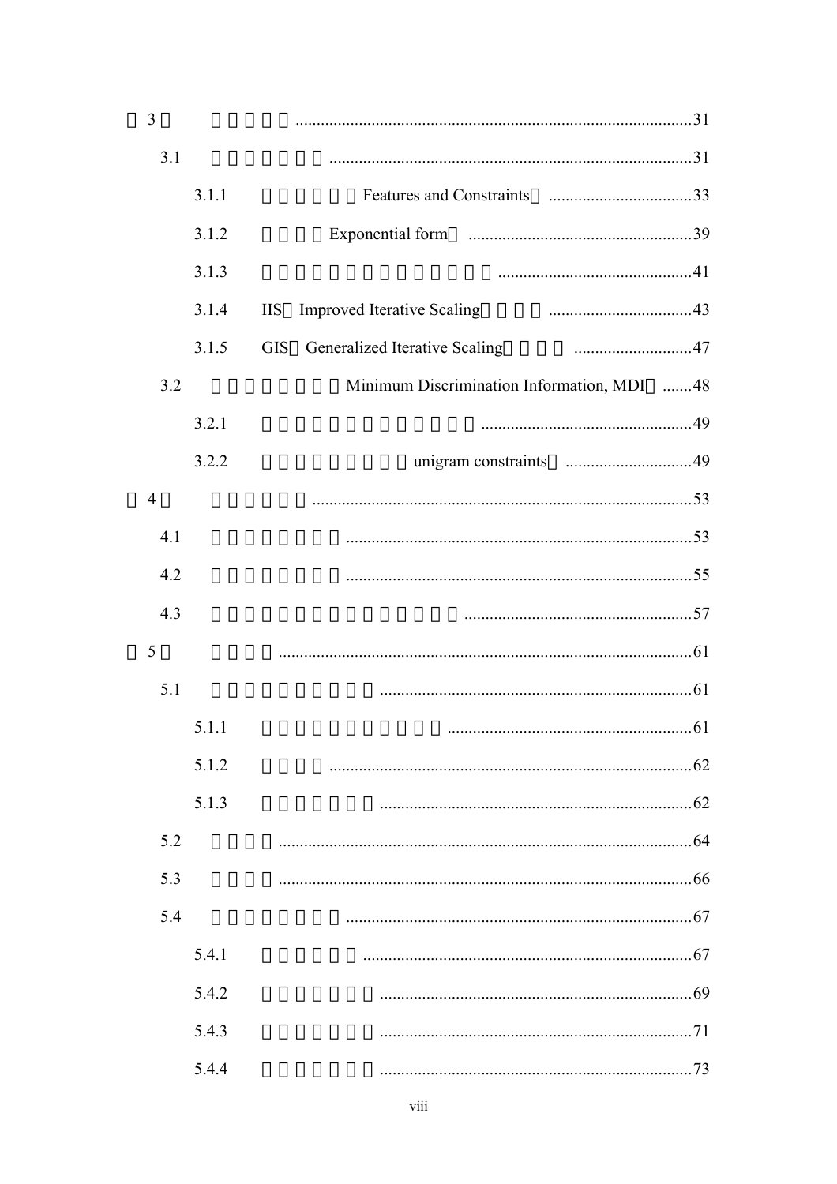3 ............................................................................................31

3.1 ......................................................................................31

3.1.1 Features and Constraints ..................................33

3.1.2 Exponential form .....................................................39

3.1.3 ..............................................41

3.1.4 IIS Improved Iterative Scaling ..................................43

3.1.5 GIS Generalized Iterative Scaling ............................47

3.2 Minimum Discrimination Information, MDI .......48

3.2.1 ..................................................49

3.2.2 unigram constraints ..............................49

4 .........................................................................................53

4.1 .................................................................................53

4.2 .................................................................................55

4.3 .....................................................57

5 ..................................................................................................61

5.1 .........................................................................61

5.1.1 .........................................................61

5.1.2 ......................................................................................62

5.1.3 ..........................................................................62

5.2 ..................................................................................................64

5.3 ..................................................................................................66

5.4 .................................................................................67

5.4.1 .............................................................................67

5.4.2 ..........................................................................69

5.4.3 ..........................................................................71

5.4.4 ..........................................................................73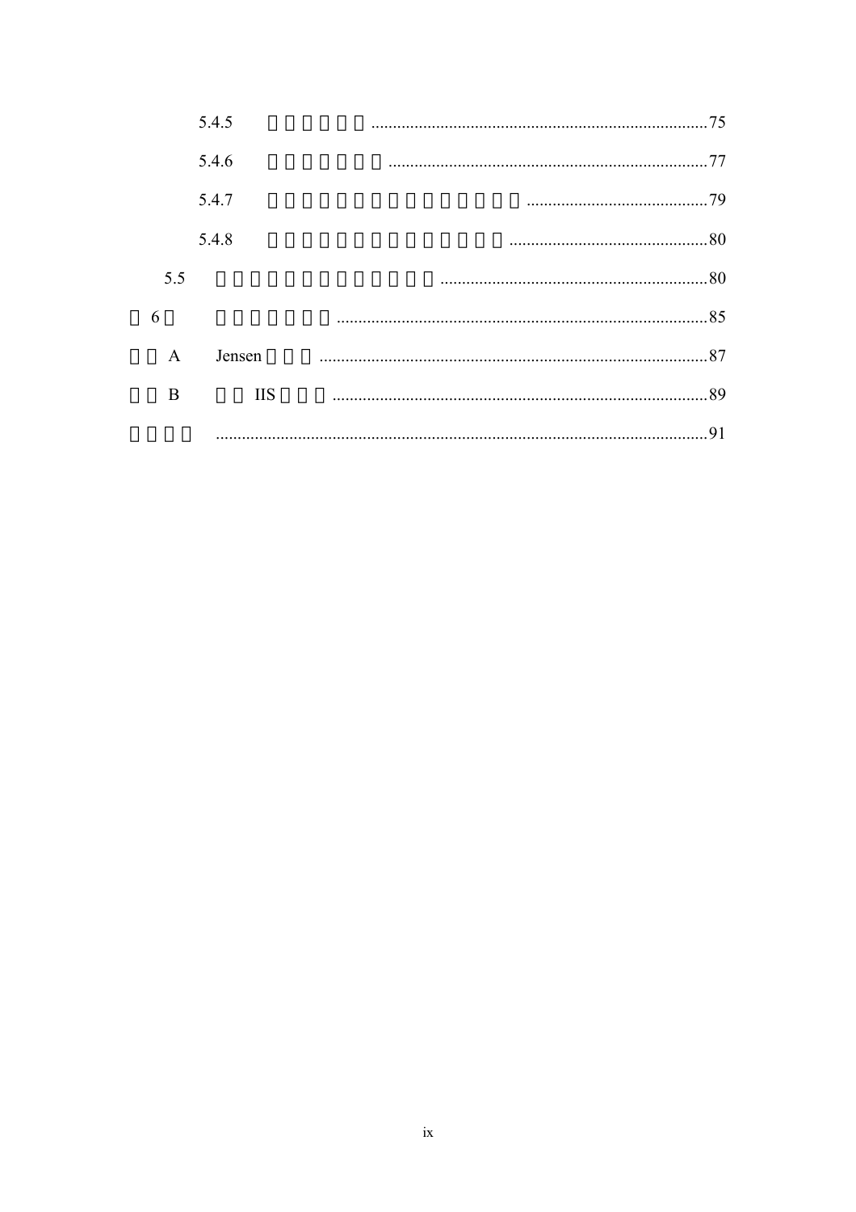5.4.5 .......... 75

5.4.6 .......... 77

5.4.7 .......... 79

5.4.8 .......... 80

5.5 .......... 80

6 .......... 85

A Jensen .......... 87

B IIS .......... 89

.......... 91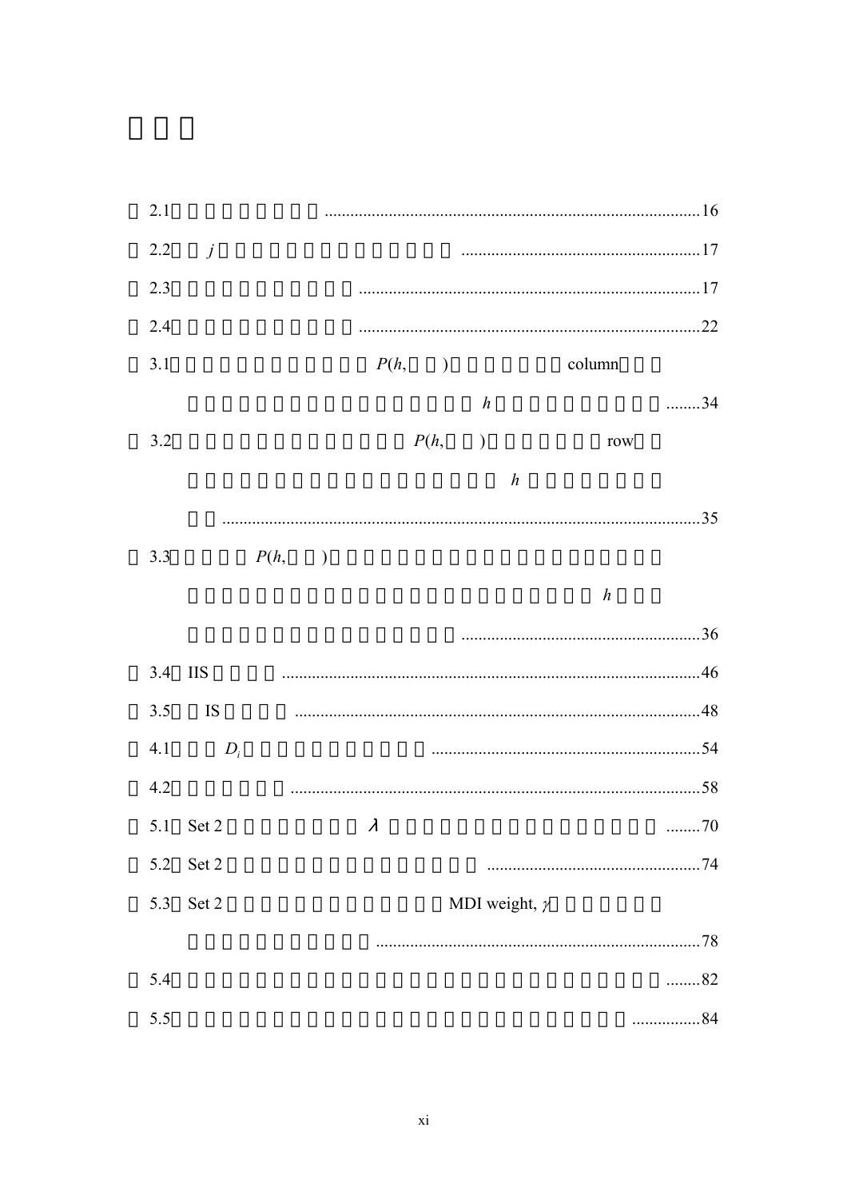2.1 ........................................................................................16

2.2 $j$ ........................................................................................17

2.3 ........................................................................................17

2.4 ........................................................................................22

3.1 $P(h,\ )$ column $h$ ........34

3.2 $P(h,\ )$ row $h$ ........................................................................................35

3.3 $P(h,\ )$ $h$ ........................................................................................36

3.4 IIS ........................................................................................46

3.5 IS ........................................................................................48

4.1 $D_i$ ........................................................................................54

4.2 ........................................................................................58

5.1 Set 2 $\lambda$ ........70

5.2 Set 2 ........................................................................................74

5.3 Set 2 MDI weight, $\gamma$ ........................................................................................78

5.4 ........82

5.5 ................84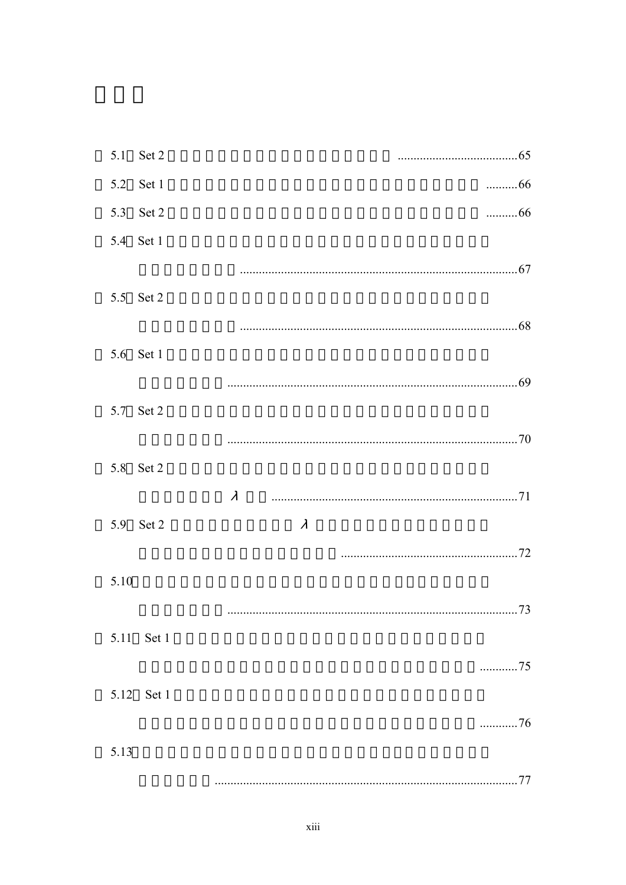5.1 Set 2 ......65

5.2 Set 1 ......66

5.3 Set 2 ......66

5.4 Set 1 ......67

5.5 Set 2 ......68

5.6 Set 1 ......69

5.7 Set 2 ......70

5.8 Set 2 $\lambda$ ......71

5.9 Set 2 $\lambda$ ......72

5.10 ......73

5.11 Set 1 ......75

5.12 Set 1 ......76

5.13 ......77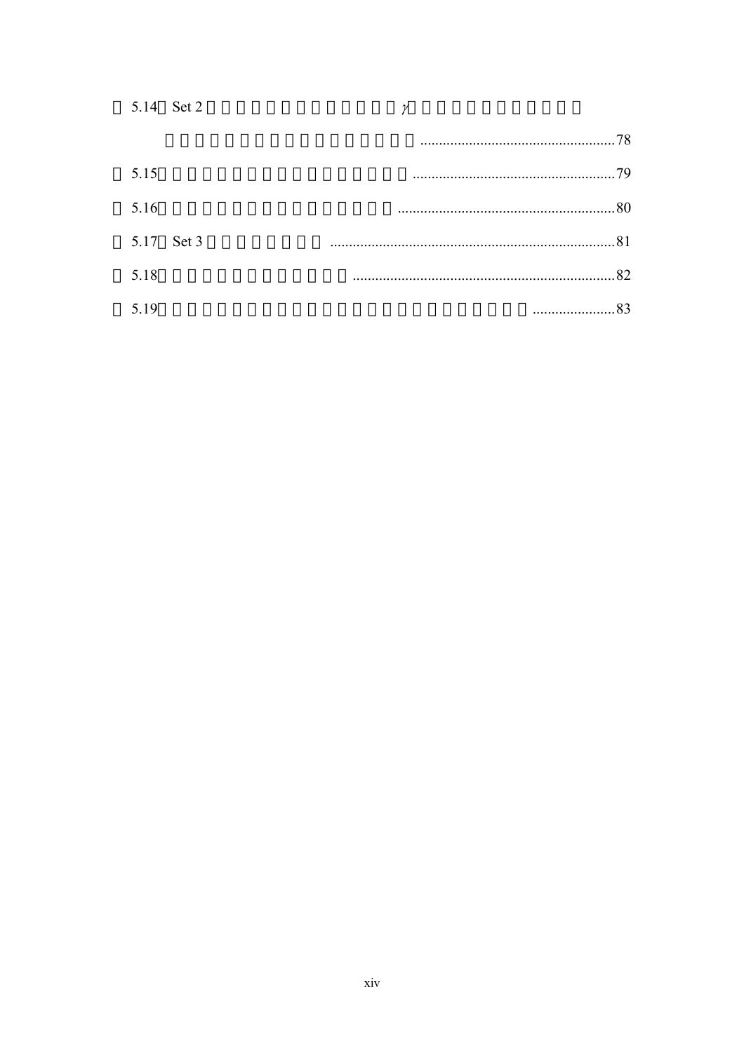5.14 Set 2 $\gamma$

.....................................................78

5.15 ......................................................79

5.16 ..........................................................80

5.17 Set 3 ............................................................................81

5.18 ......................................................................82

5.19 ......................83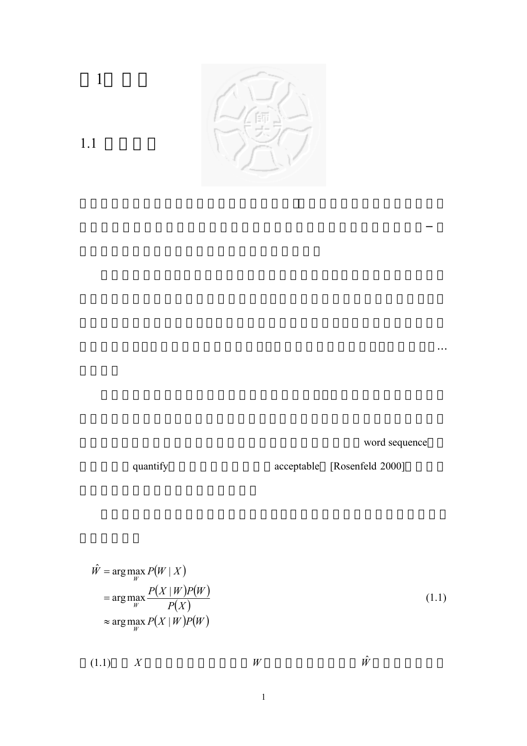# 1

## 1.1

…

word sequence

quantify

acceptable

[Rosenfeld 2000]

$$
\begin{aligned}
\hat{W} &= \arg\max_{W} P(W \mid X) \\
&= \arg\max_{W} \frac{P(X \mid W)P(W)}{P(X)} \\
&\approx \arg\max_{W} P(X \mid W)P(W)
\end{aligned}
\tag{1.1}
$$

(1.1) $X$ $W$ $\hat{W}$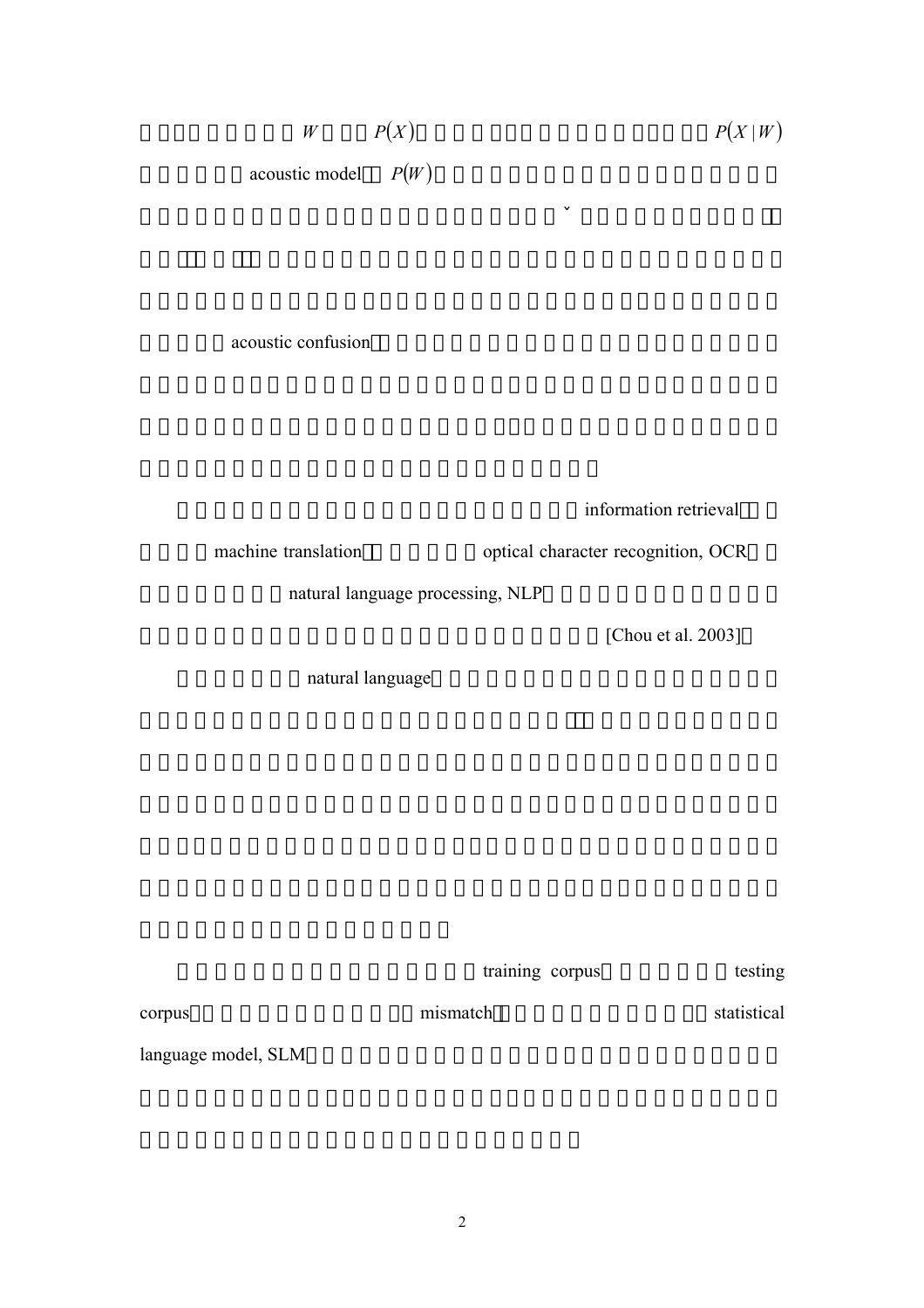$W$ $P(X)$ $P(X \mid W)$ acoustic model $P(W)$ ˇ

acoustic confusion

information retrieval machine translation optical character recognition, OCR natural language processing, NLP [Chou et al. 2003]

natural language

training corpus testing corpus mismatch statistical language model, SLM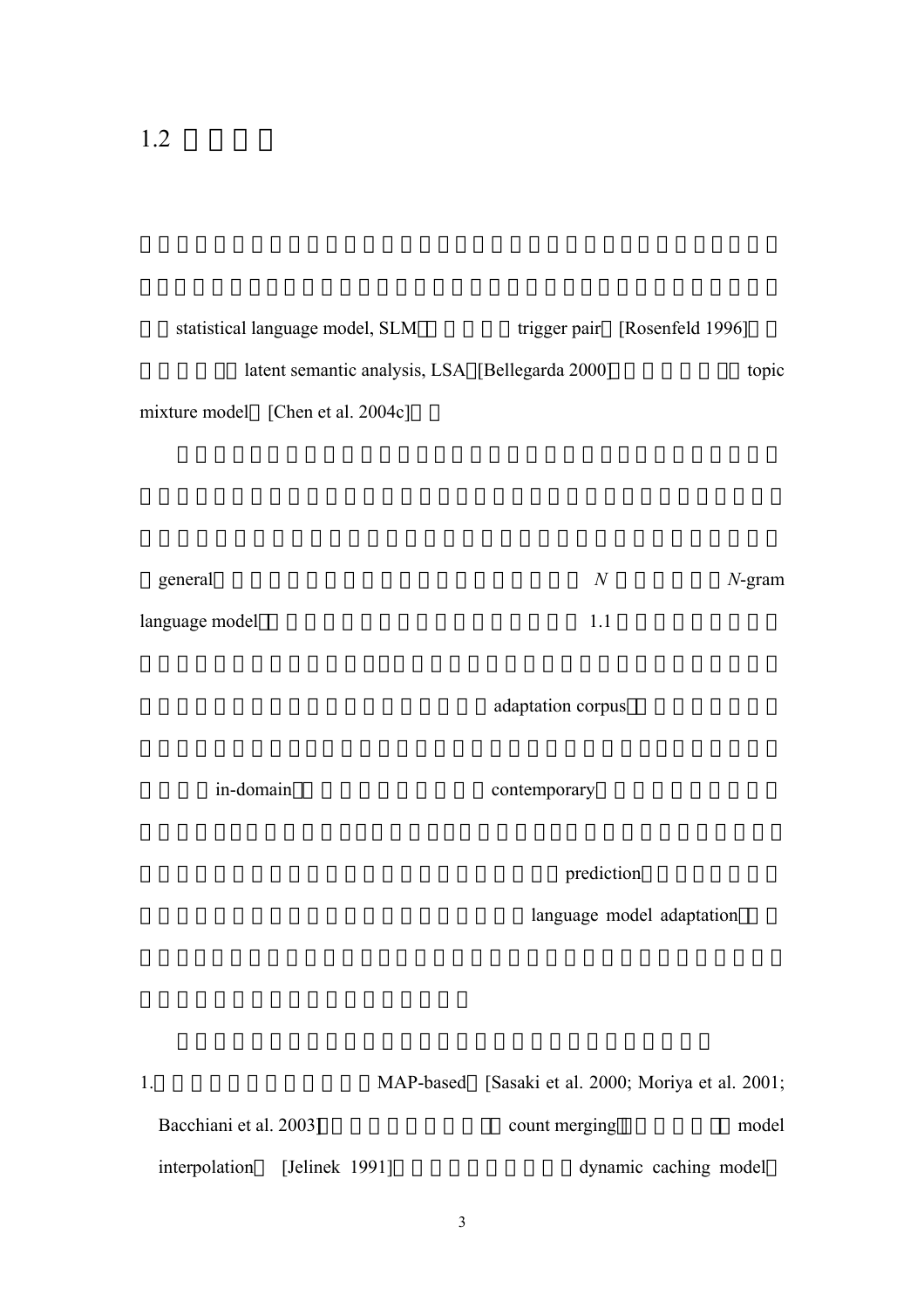## 1.2

statistical language model, SLM trigger pair [Rosenfeld 1996]

latent semantic analysis, LSA [Bellegarda 2000] topic mixture model [Chen et al. 2004c]

general *N* *N*-gram language model 1.1

adaptation corpus

in-domain contemporary

prediction

language model adaptation

1. MAP-based [Sasaki et al. 2000; Moriya et al. 2001; Bacchiani et al. 2003] count merging model interpolation [Jelinek 1991] dynamic caching model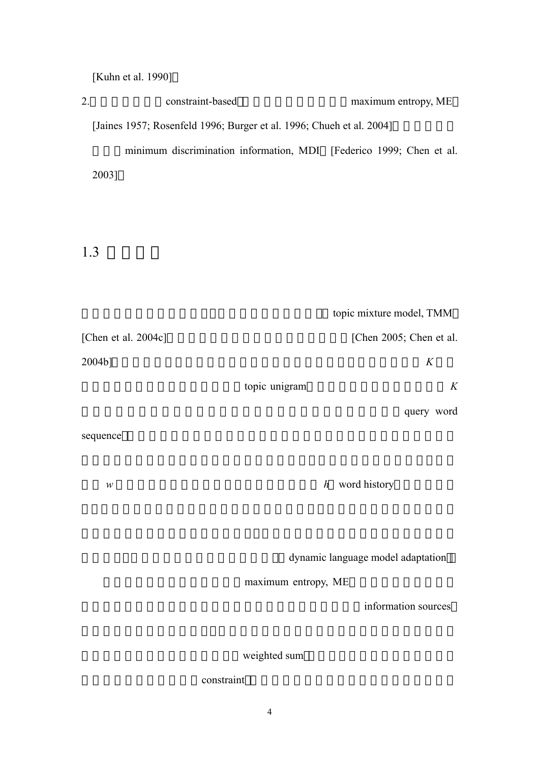[Kuhn et al. 1990]

2. constraint-based maximum entropy, ME [Jaines 1957; Rosenfeld 1996; Burger et al. 1996; Chueh et al. 2004] minimum discrimination information, MDI [Federico 1999; Chen et al. 2003]

## 1.3

topic mixture model, TMM [Chen et al. 2004c] [Chen 2005; Chen et al. 2004b] $K$ topic unigram $K$ query word sequence $w$ $h$ word history dynamic language model adaptation

maximum entropy, ME information sources weighted sum constraint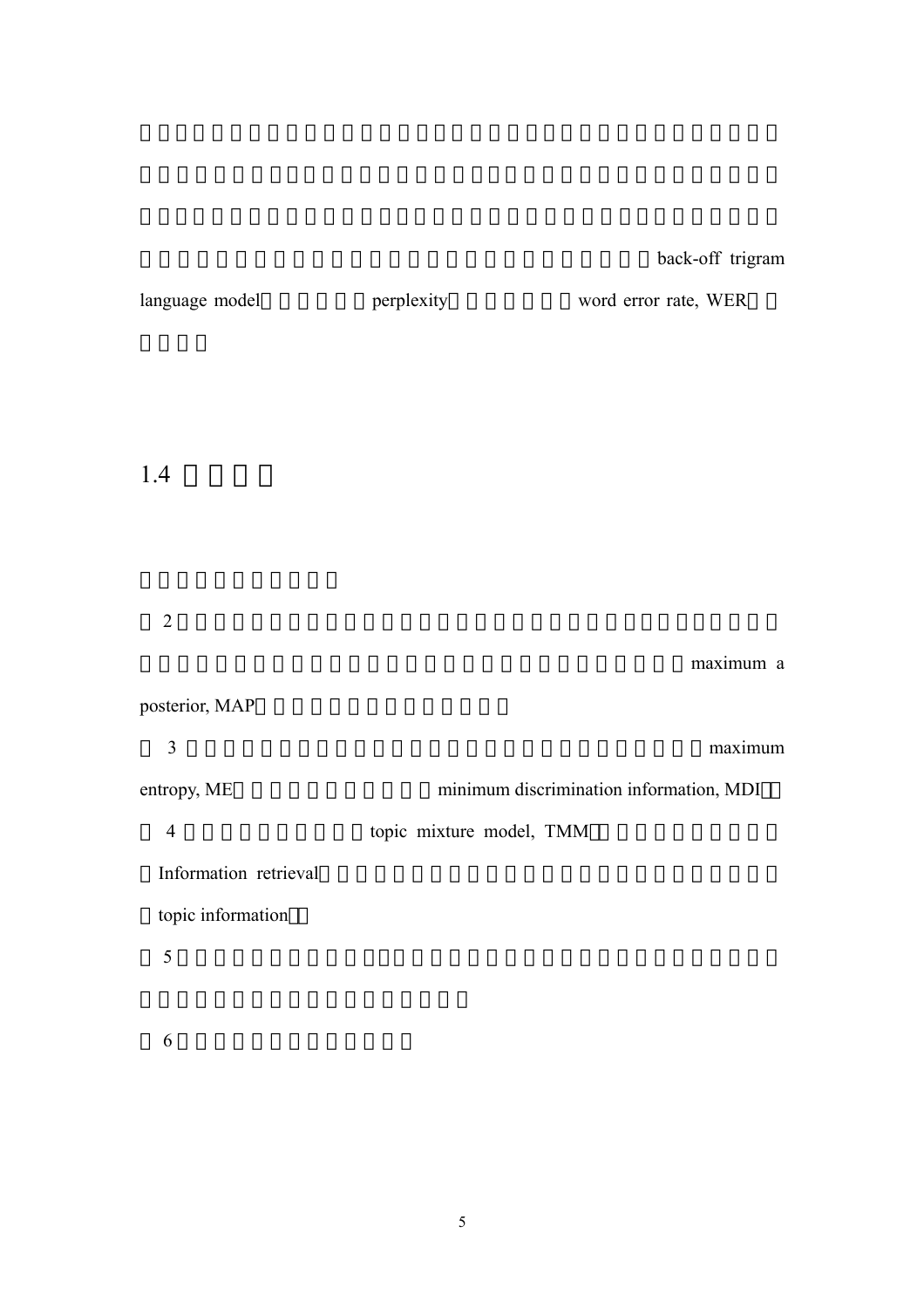back-off trigram language model perplexity word error rate, WER

## 1.4

2 maximum a posterior, MAP

3 maximum entropy, ME minimum discrimination information, MDI

4 topic mixture model, TMM Information retrieval topic information

5

6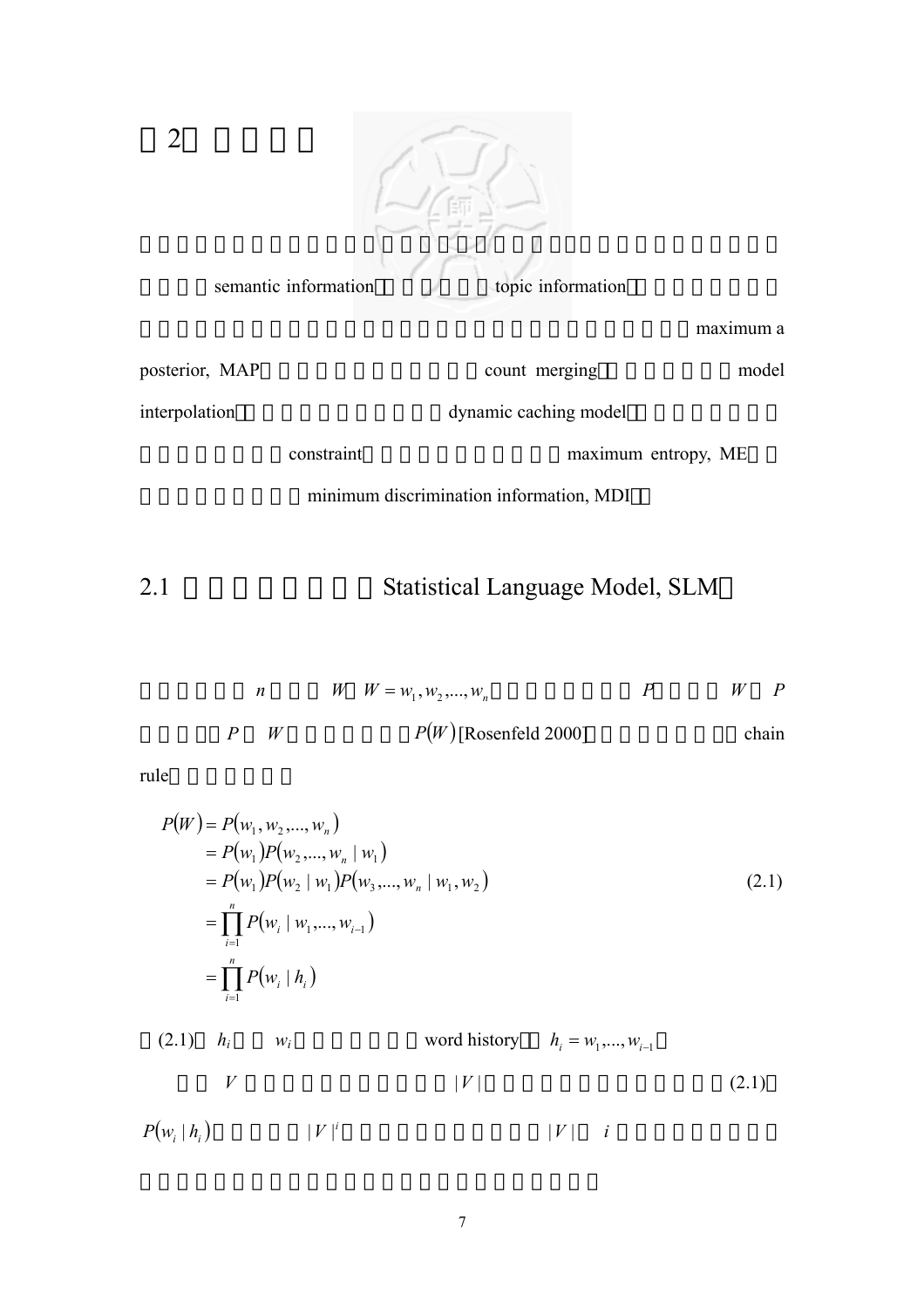# 2

semantic information topic information maximum a posterior, MAP count merging model interpolation dynamic caching model constraint maximum entropy, ME minimum discrimination information, MDI

## 2.1 Statistical Language Model, SLM

$n$ $W$ $W = w_1, w_2, ..., w_n$ $P$ $W$ $P$ $P$ $W$ $P(W)$ [Rosenfeld 2000] chain rule

$$
\begin{aligned}
P(W) &= P(w_1, w_2, ..., w_n) \\
&= P(w_1)P(w_2, ..., w_n \mid w_1) \\
&= P(w_1)P(w_2 \mid w_1)P(w_3, ..., w_n \mid w_1, w_2) \\
&= \prod_{i=1}^{n} P(w_i \mid w_1, ..., w_{i-1}) \\
&= \prod_{i=1}^{n} P(w_i \mid h_i)
\end{aligned}
\tag{2.1}
$$

(2.1) $h_i$ $w_i$ word history $h_i = w_1, ..., w_{i-1}$

$V$ $|V|$ (2.1) $P(w_i \mid h_i)$ $|V|^i$ $|V|$ $i$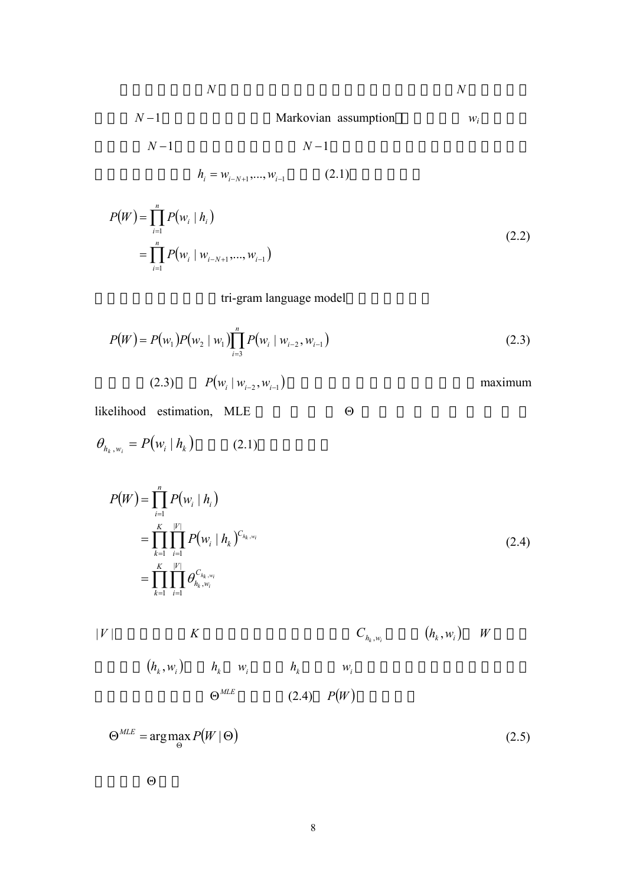$N$ $N$

$N-1$ Markovian assumption $w_i$

$N-1$ $N-1$

$h_i = w_{i-N+1},...,w_{i-1}$ (2.1)

$$
\begin{aligned}
P(W) &= \prod_{i=1}^{n} P(w_i \mid h_i) \\
&= \prod_{i=1}^{n} P(w_i \mid w_{i-N+1},...,w_{i-1})
\end{aligned}
\tag{2.2}
$$

tri-gram language model

$$
P(W) = P(w_1)P(w_2 \mid w_1)\prod_{i=3}^{n} P(w_i \mid w_{i-2}, w_{i-1}) \tag{2.3}
$$

(2.3) $P(w_i \mid w_{i-2}, w_{i-1})$ maximum likelihood estimation, MLE $\Theta$

$\theta_{h_k, w_i} = P(w_i \mid h_k)$ (2.1)

$$
\begin{aligned}
P(W) &= \prod_{i=1}^{n} P(w_i \mid h_i) \\
&= \prod_{k=1}^{K} \prod_{i=1}^{|V|} P(w_i \mid h_k)^{C_{h_k, w_i}} \\
&= \prod_{k=1}^{K} \prod_{i=1}^{|V|} \theta_{h_k, w_i}^{C_{h_k, w_i}}
\end{aligned}
\tag{2.4}
$$

$|V|$ $K$ $C_{h_k, w_i}$ $(h_k, w_i)$ $W$

$(h_k, w_i)$ $h_k$ $w_i$ $h_k$ $w_i$

$\Theta^{MLE}$ (2.4) $P(W)$

$$
\Theta^{MLE} = \arg\max_{\Theta} P(W \mid \Theta) \tag{2.5}
$$

$\Theta$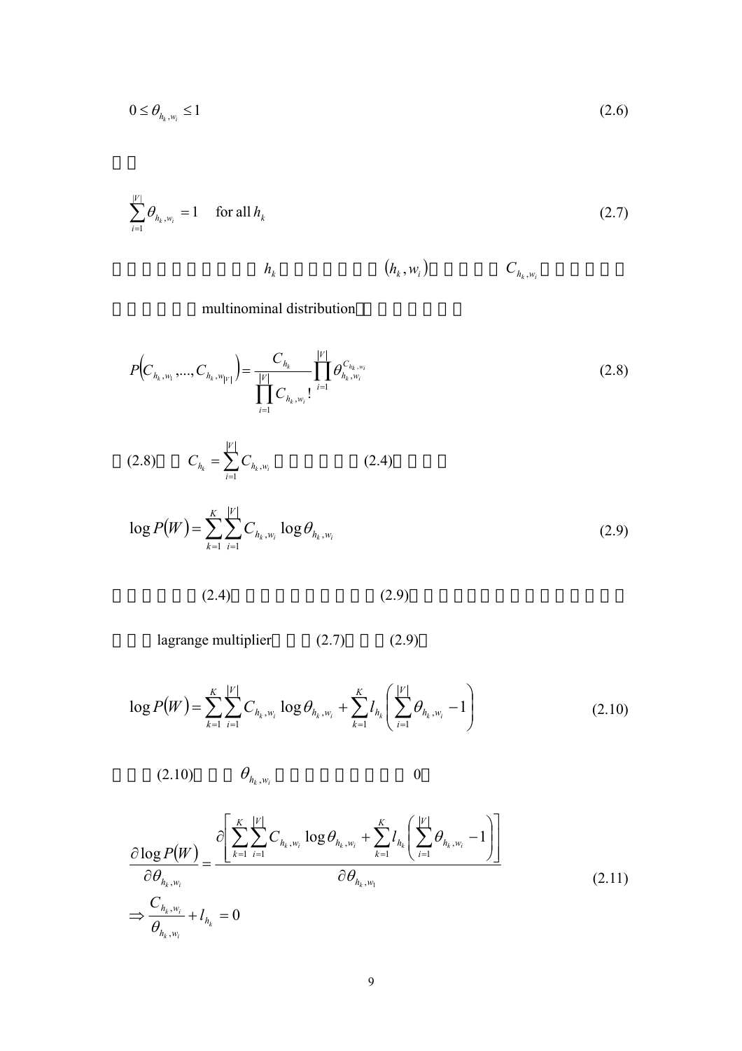$$0 \leq \theta_{h_k,w_i} \leq 1 \tag{2.6}$$

□□

$$\sum_{i=1}^{|V|} \theta_{h_k,w_i} = 1 \quad \text{for all } h_k \tag{2.7}$$

□□□□□□□□□□ $h_k$ □□□□□□□ $(h_k, w_i)$ □□□□□ $C_{h_k,w_i}$ □□□□□□

□□□□□□ multinominal distribution□ □□□□□□

$$P\left(C_{h_k,w_1},\ldots,C_{h_k,w_{|V|}}\right) = \frac{C_{h_k}}{\prod_{i=1}^{|V|} C_{h_k,w_i}!} \prod_{i=1}^{|V|} \theta_{h_k,w_i}^{C_{h_k,w_i}} \tag{2.8}$$

□(2.8)□□ $C_{h_k} = \sum_{i=1}^{|V|} C_{h_k,w_i}$ □□□□□□ (2.4)□□□□

$$\log P(W) = \sum_{k=1}^{K} \sum_{i=1}^{|V|} C_{h_k,w_i} \log \theta_{h_k,w_i} \tag{2.9}$$

□□□□□(2.4)□□□□□□□□□(2.9)□□□□□□□□□□□□□□

□□□ lagrange multiplier□□□(2.7)□□□(2.9)□

$$\log P(W) = \sum_{k=1}^{K} \sum_{i=1}^{|V|} C_{h_k,w_i} \log \theta_{h_k,w_i} + \sum_{k=1}^{K} l_{h_k} \left( \sum_{i=1}^{|V|} \theta_{h_k,w_i} - 1 \right) \tag{2.10}$$

□□□(2.10)□□□ $\theta_{h_k,w_i}$ □□□□□□□□□ 0□

$$\begin{aligned}
\frac{\partial \log P(W)}{\partial \theta_{h_k,w_i}} &= \frac{\partial \left[ \sum_{k=1}^{K} \sum_{i=1}^{|V|} C_{h_k,w_i} \log \theta_{h_k,w_i} + \sum_{k=1}^{K} l_{h_k} \left( \sum_{i=1}^{|V|} \theta_{h_k,w_i} - 1 \right) \right]}{\partial \theta_{h_k,w_1}} \\
\Rightarrow \frac{C_{h_k,w_i}}{\theta_{h_k,w_i}} + l_{h_k} &= 0
\end{aligned} \tag{2.11}$$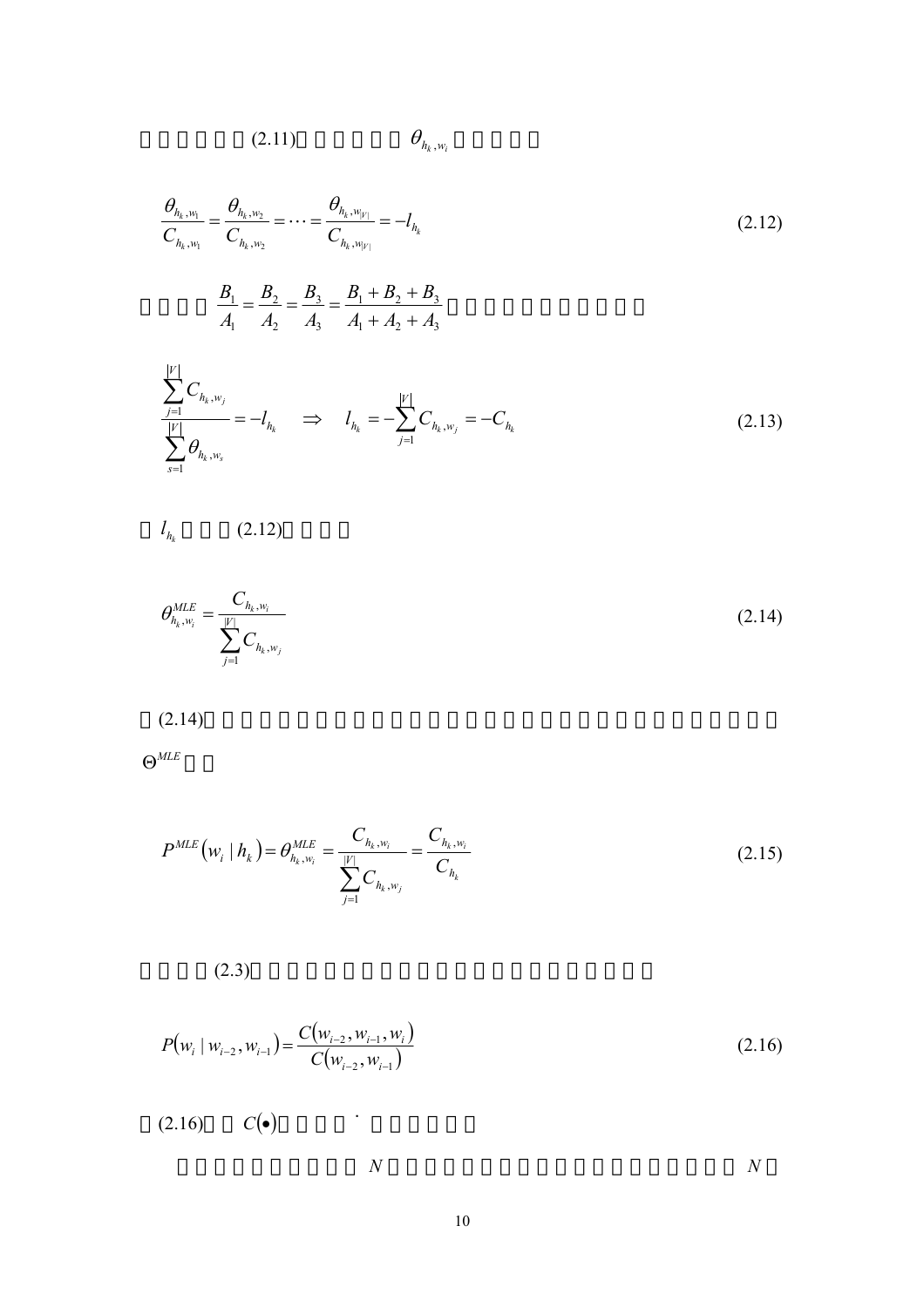(2.11) $\theta_{h_k,w_i}$

$$
\frac{\theta_{h_k,w_1}}{C_{h_k,w_1}} = \frac{\theta_{h_k,w_2}}{C_{h_k,w_2}} = \cdots = \frac{\theta_{h_k,w_{|V|}}}{C_{h_k,w_{|V|}}} = -l_{h_k} \tag{2.12}
$$

$\frac{B_1}{A_1} = \frac{B_2}{A_2} = \frac{B_3}{A_3} = \frac{B_1 + B_2 + B_3}{A_1 + A_2 + A_3}$

$$
\frac{\sum_{j=1}^{|V|} C_{h_k,w_j}}{\sum_{s=1}^{|V|} \theta_{h_k,w_s}} = -l_{h_k} \quad \Rightarrow \quad l_{h_k} = -\sum_{j=1}^{|V|} C_{h_k,w_j} = -C_{h_k} \tag{2.13}
$$

$l_{h_k}$ (2.12)

$$
\theta_{h_k,w_i}^{MLE} = \frac{C_{h_k,w_i}}{\sum_{j=1}^{|V|} C_{h_k,w_j}} \tag{2.14}
$$

(2.14)

$\Theta^{MLE}$

$$
P^{MLE}(w_i \mid h_k) = \theta_{h_k,w_i}^{MLE} = \frac{C_{h_k,w_i}}{\sum_{j=1}^{|V|} C_{h_k,w_j}} = \frac{C_{h_k,w_i}}{C_{h_k}} \tag{2.15}
$$

(2.3)

$$
P(w_i \mid w_{i-2}, w_{i-1}) = \frac{C(w_{i-2}, w_{i-1}, w_i)}{C(w_{i-2}, w_{i-1})} \tag{2.16}
$$

(2.16) $C(\bullet)$

$N$ $N$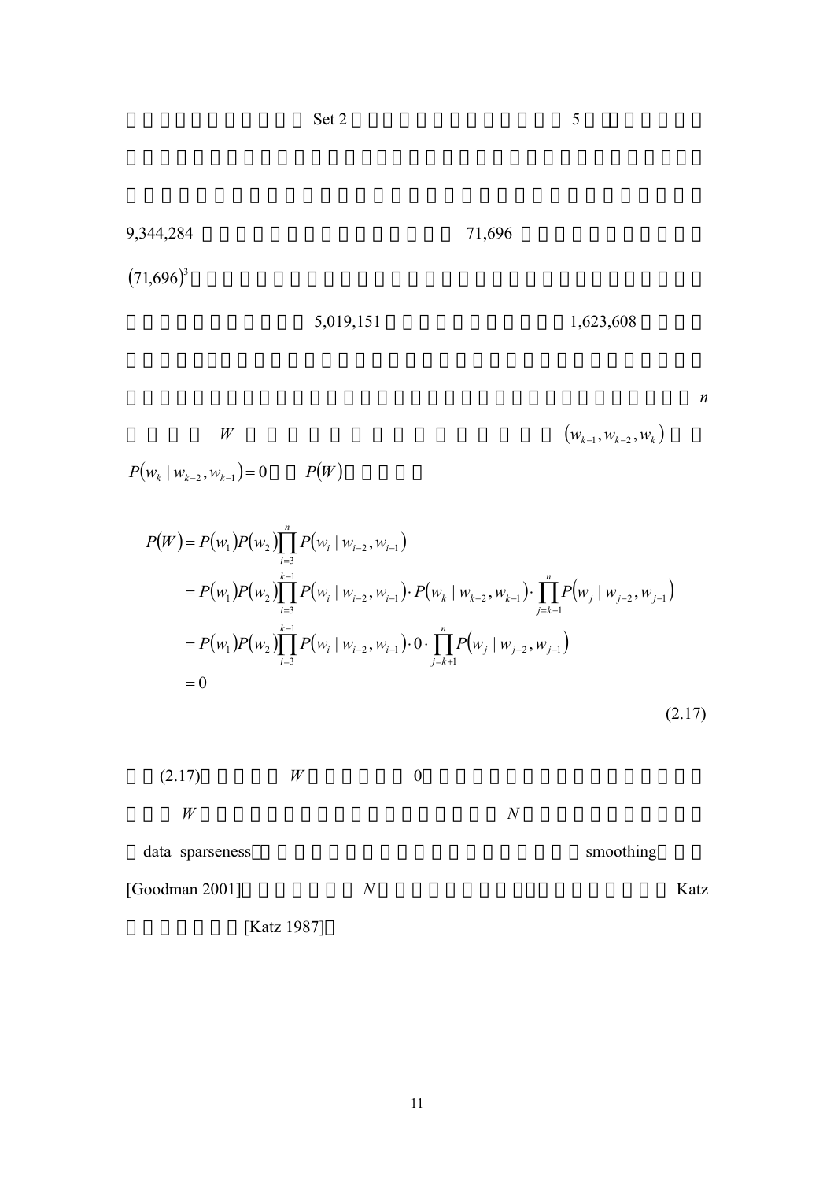Set 2 5

9,344,284 71,696

$(71,696)^3$

5,019,151 1,623,608

$n$

$W$ $(w_{k-1}, w_{k-2}, w_k)$

$P(w_k \mid w_{k-2}, w_{k-1}) = 0$ $P(W)$

$$
\begin{aligned}
P(W) &= P(w_1)P(w_2)\prod_{i=3}^{n} P(w_i \mid w_{i-2}, w_{i-1}) \\
&= P(w_1)P(w_2)\prod_{i=3}^{k-1} P(w_i \mid w_{i-2}, w_{i-1}) \cdot P(w_k \mid w_{k-2}, w_{k-1}) \cdot \prod_{j=k+1}^{n} P(w_j \mid w_{j-2}, w_{j-1}) \\
&= P(w_1)P(w_2)\prod_{i=3}^{k-1} P(w_i \mid w_{i-2}, w_{i-1}) \cdot 0 \cdot \prod_{j=k+1}^{n} P(w_j \mid w_{j-2}, w_{j-1}) \\
&= 0
\end{aligned}
\tag{2.17}
$$

(2.17) $W$ 0

$W$ $N$

data sparseness smoothing

[Goodman 2001] $N$ Katz

[Katz 1987]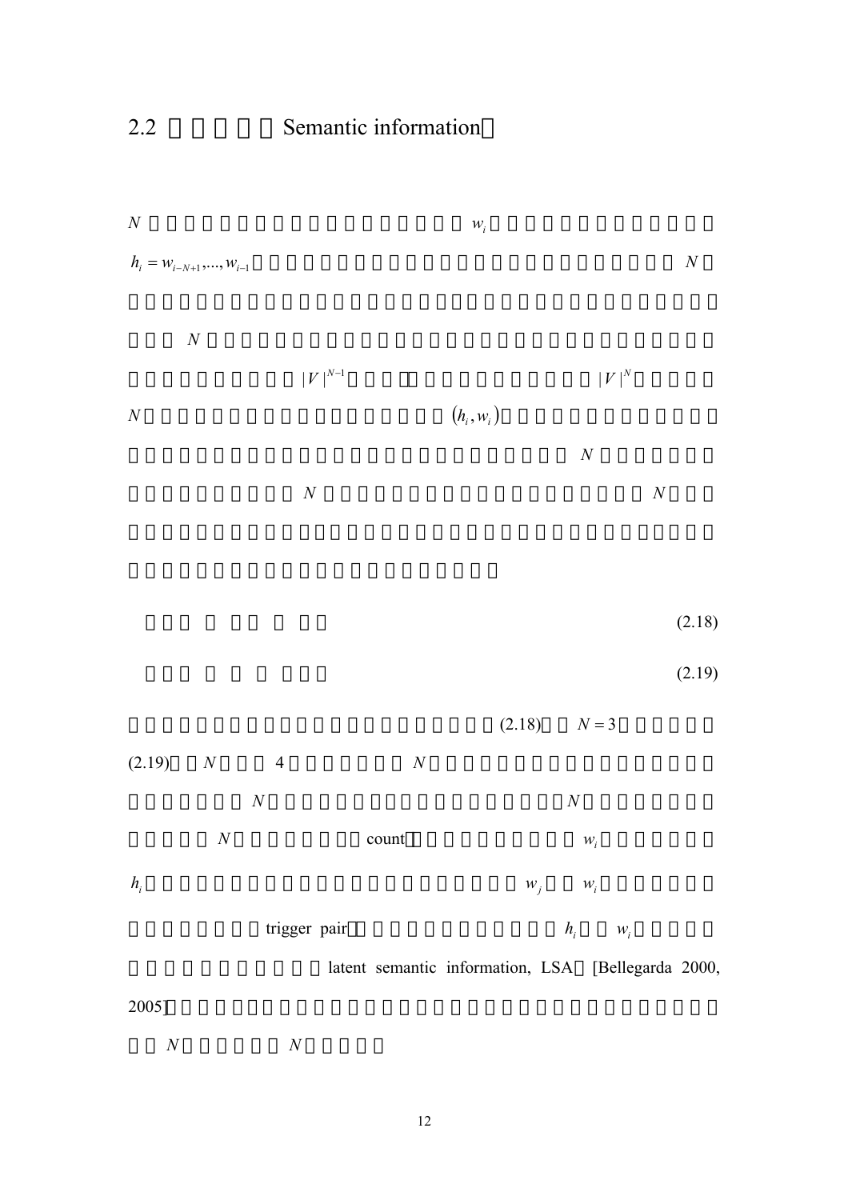## 2.2 Semantic information

$N$ $w_i$

$h_i = w_{i-N+1},...,w_{i-1}$ $N$

$N$

$|V|^{N-1}$ $|V|^{N}$

$N$ $(h_i, w_i)$

$N$

$N$ $N$

(2.18)

(2.19)

(2.18) $N = 3$

(2.19) $N$ 4 $N$

$N$ $N$

$N$ count $w_i$

$h_i$ $w_j$ $w_i$

trigger pair $h_i$ $w_i$

latent semantic information, LSA [Bellegarda 2000, 2005]

$N$ $N$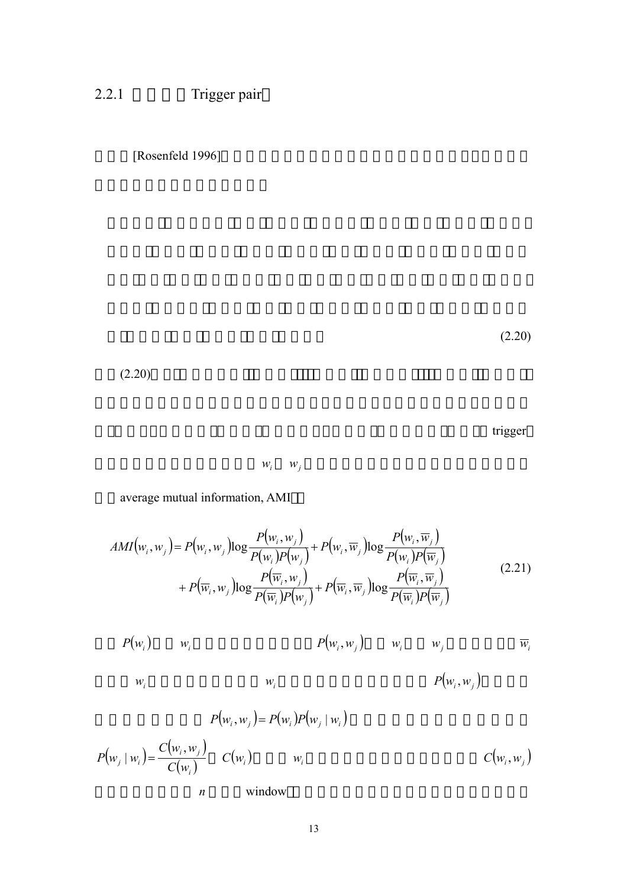## 2.2.1 Trigger pair

[Rosenfeld 1996]

(2.20)

(2.20) trigger

$w_i$ $w_j$

average mutual information, AMI

$$
\begin{aligned}
AMI(w_i, w_j) = {} & P(w_i, w_j)\log\frac{P(w_i, w_j)}{P(w_i)P(w_j)} + P(w_i, \overline{w}_j)\log\frac{P(w_i, \overline{w}_j)}{P(w_i)P(\overline{w}_j)} \\
& + P(\overline{w}_i, w_j)\log\frac{P(\overline{w}_i, w_j)}{P(\overline{w}_i)P(w_j)} + P(\overline{w}_i, \overline{w}_j)\log\frac{P(\overline{w}_i, \overline{w}_j)}{P(\overline{w}_i)P(\overline{w}_j)}
\end{aligned}
\tag{2.21}
$$

$P(w_i)$ $w_i$ $P(w_i, w_j)$ $w_i$ $w_j$ $\overline{w}_i$

$w_i$ $w_i$ $P(w_i, w_j)$

$P(w_i, w_j) = P(w_i)P(w_j \mid w_i)$

$P(w_j \mid w_i) = \dfrac{C(w_i, w_j)}{C(w_i)}$ $C(w_i)$ $w_i$ $C(w_i, w_j)$

$n$ window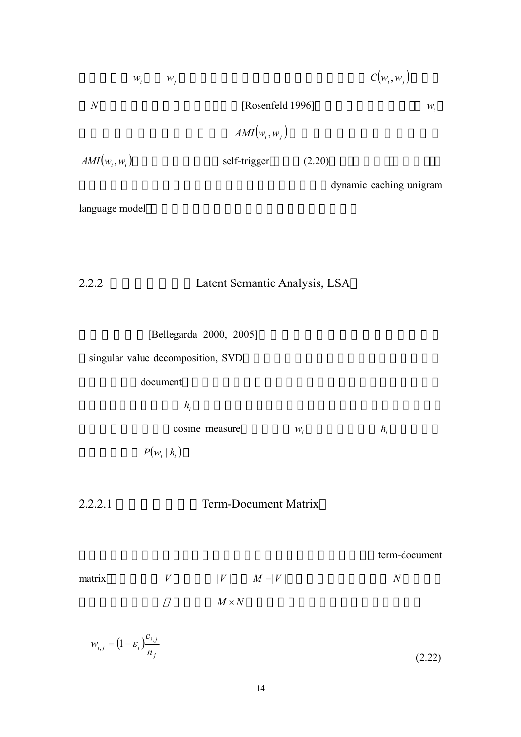$w_i$ $w_j$ $C(w_i, w_j)$

$N$ [Rosenfeld 1996] $w_i$

$AMI(w_i, w_j)$

$AMI(w_i, w_i)$ self-trigger (2.20) dynamic caching unigram language model

## 2.2.2 Latent Semantic Analysis, LSA

[Bellegarda 2000, 2005] singular value decomposition, SVD document $h_i$ cosine measure $w_i$ $h_i$ $P(w_i \mid h_i)$

### 2.2.2.1 Term-Document Matrix

term-document matrix $V$ $|V|$ $M = |V|$ $N$ / $M \times N$

$$w_{i,j} = (1 - \varepsilon_i)\frac{c_{i,j}}{n_j} \tag{2.22}$$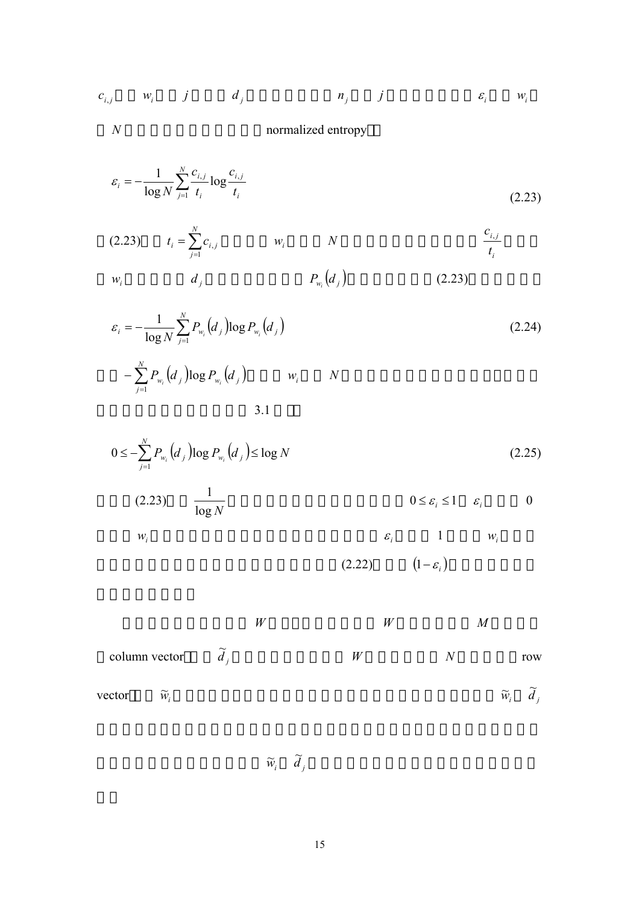$c_{i,j}$ $w_i$ $j$ $d_j$ $n_j$ $j$ $\varepsilon_i$ $w_i$

$N$ normalized entropy

$$\varepsilon_i = -\frac{1}{\log N}\sum_{j=1}^{N}\frac{c_{i,j}}{t_i}\log\frac{c_{i,j}}{t_i} \tag{2.23}$$

(2.23) $t_i = \sum_{j=1}^{N} c_{i,j}$ $w_i$ $N$ $\frac{c_{i,j}}{t_i}$

$w_i$ $d_j$ $P_{w_i}(d_j)$ (2.23)

$$\varepsilon_i = -\frac{1}{\log N}\sum_{j=1}^{N} P_{w_i}(d_j)\log P_{w_i}(d_j) \tag{2.24}$$

$-\sum_{j=1}^{N} P_{w_i}(d_j)\log P_{w_i}(d_j)$ $w_i$ $N$

3.1

$$0 \le -\sum_{j=1}^{N} P_{w_i}(d_j)\log P_{w_i}(d_j) \le \log N \tag{2.25}$$

(2.23) $\frac{1}{\log N}$ $0 \le \varepsilon_i \le 1$ $\varepsilon_i$ 0

$w_i$ $\varepsilon_i$ 1 $w_i$

(2.22) $(1-\varepsilon_i)$

$W$ $W$ $M$

column vector $\tilde{d}_j$ $W$ $N$ row

vector $\tilde{w}_i$ $\tilde{w}_i$ $\tilde{d}_j$

$\tilde{w}_i$ $\tilde{d}_j$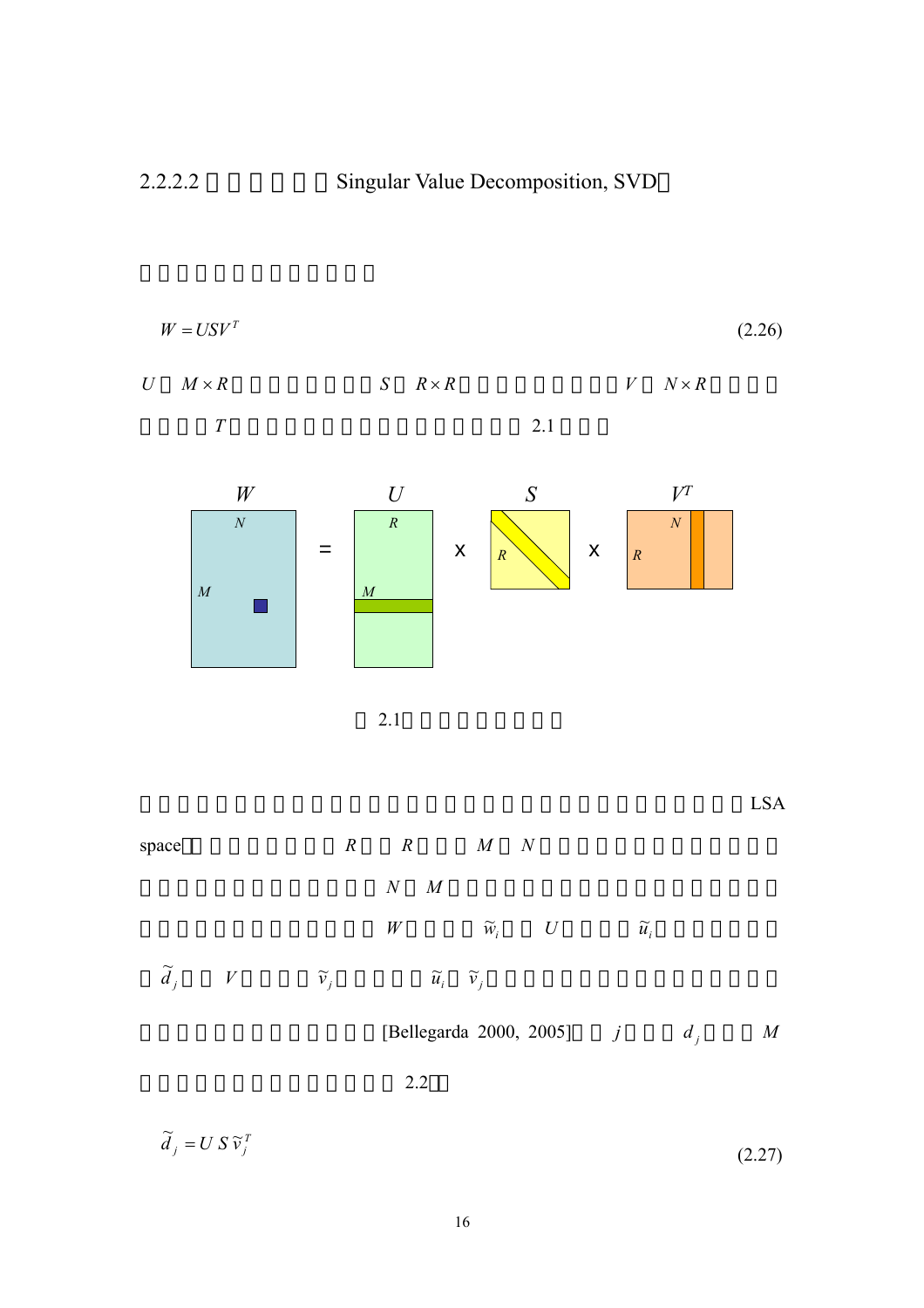2.2.2.2 Singular Value Decomposition, SVD

$$W = USV^T \tag{2.26}$$

$U$ $M \times R$ $S$ $R \times R$ $V$ $N \times R$

$T$ 2.1

2.1

LSA space $R$ $R$ $M$ $N$

$N$ $M$

$W$ $\tilde{w}_i$ $U$ $\tilde{u}_i$

$\tilde{d}_j$ $V$ $\tilde{v}_j$ $\tilde{u}_i$ $\tilde{v}_j$

[Bellegarda 2000, 2005] $j$ $d_j$ $M$

2.2

$$\tilde{d}_j = U S \tilde{v}_j^T \tag{2.27}$$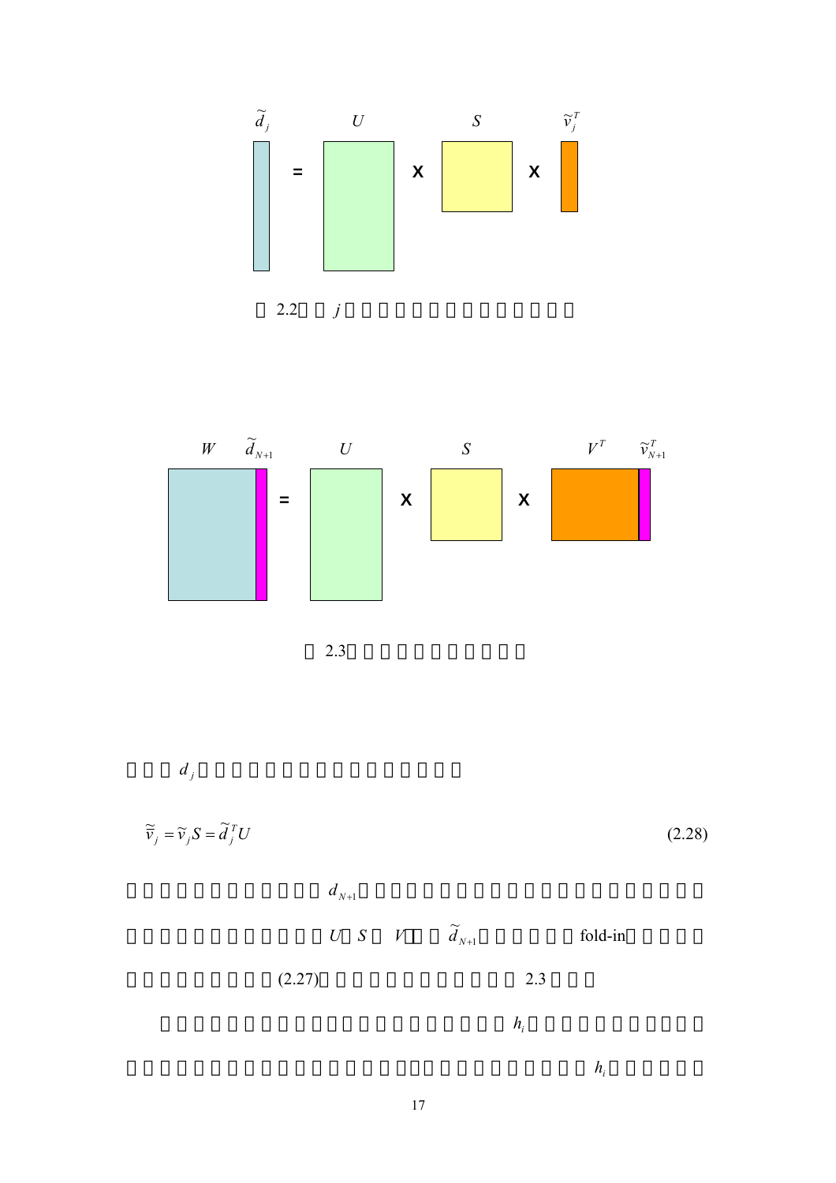$$\tilde{d}_j = U \times S \times \tilde{v}_j^T$$

2.2 $j$

$$[W \;\; \tilde{d}_{N+1}] = U \times S \times [V^T \;\; \tilde{v}_{N+1}^T]$$

2.3

$d_j$

$$\tilde{\tilde{v}}_j = \tilde{v}_j S = \tilde{d}_j^T U \tag{2.28}$$

$d_{N+1}$

$U$ $S$ $V$ $\tilde{d}_{N+1}$ fold-in

(2.27) 2.3

$h_i$

$h_i$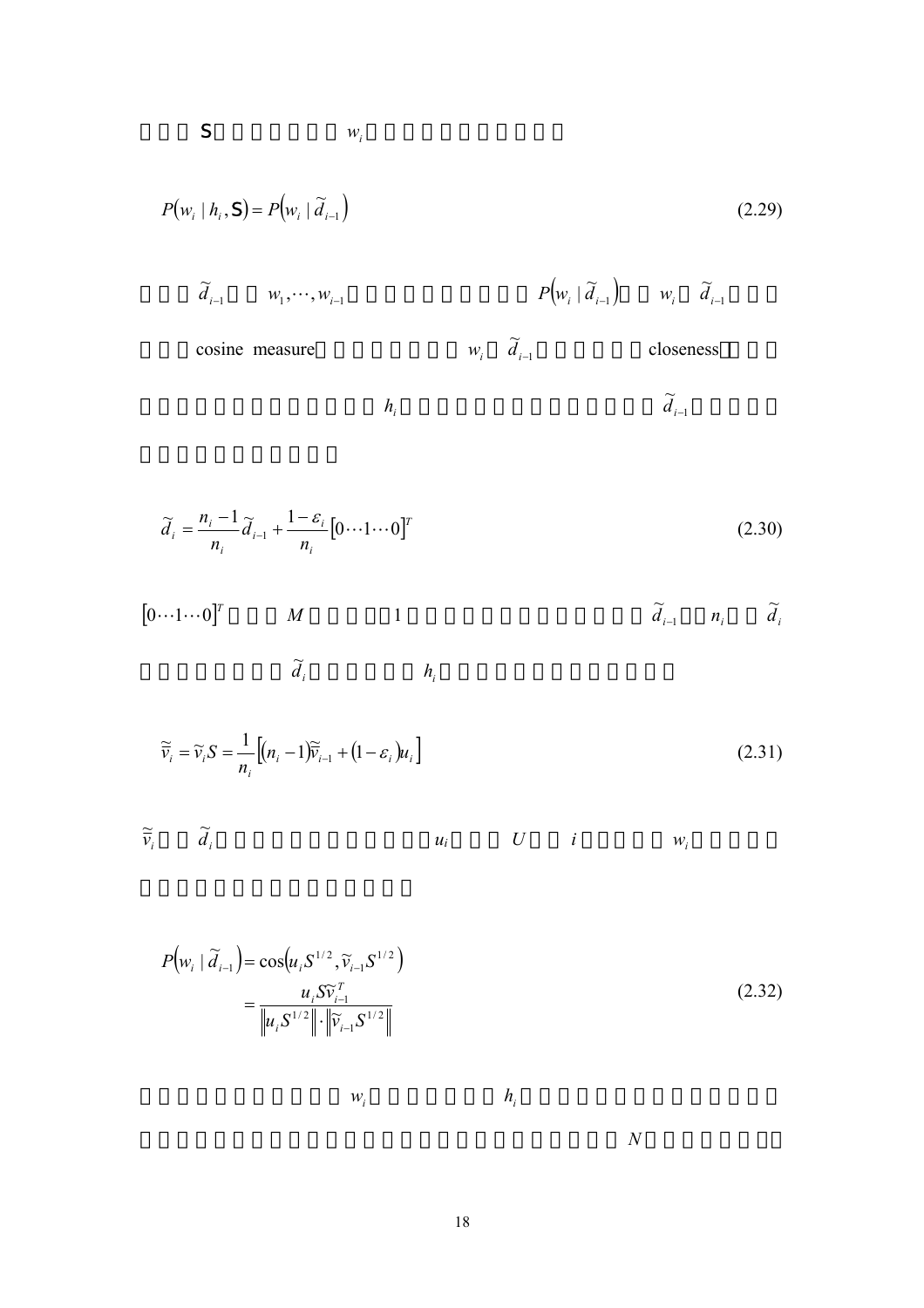S $w_i$

$$P(w_i \mid h_i, \mathsf{S}) = P\left(w_i \mid \widetilde{d}_{i-1}\right) \tag{2.29}$$

$\widetilde{d}_{i-1}$ $w_1, \cdots, w_{i-1}$ $P\left(w_i \mid \widetilde{d}_{i-1}\right)$ $w_i$ $\widetilde{d}_{i-1}$ cosine measure $w_i$ $\widetilde{d}_{i-1}$ closeness $h_i$ $\widetilde{d}_{i-1}$

$$\widetilde{d}_i = \frac{n_i - 1}{n_i}\widetilde{d}_{i-1} + \frac{1-\varepsilon_i}{n_i}\left[0 \cdots 1 \cdots 0\right]^T \tag{2.30}$$

$\left[0 \cdots 1 \cdots 0\right]^T$ $M$ 1 $\widetilde{d}_{i-1}$ $n_i$ $\widetilde{d}_i$ $\widetilde{d}_i$ $h_i$

$$\widetilde{\widetilde{v}}_i = \widetilde{v}_i S = \frac{1}{n_i}\left[(n_i - 1)\widetilde{\widetilde{v}}_{i-1} + (1-\varepsilon_i)u_i\right] \tag{2.31}$$

$\widetilde{\widetilde{v}}_i$ $\widetilde{d}_i$ $u_i$ $U$ $i$ $w_i$

$$\begin{aligned} P\left(w_i \mid \widetilde{d}_{i-1}\right) &= \cos\left(u_i S^{1/2}, \widetilde{v}_{i-1} S^{1/2}\right) \\ &= \frac{u_i S \widetilde{v}_{i-1}^T}{\left\| u_i S^{1/2} \right\| \cdot \left\| \widetilde{v}_{i-1} S^{1/2} \right\|} \end{aligned} \tag{2.32}$$

$w_i$ $h_i$ $N$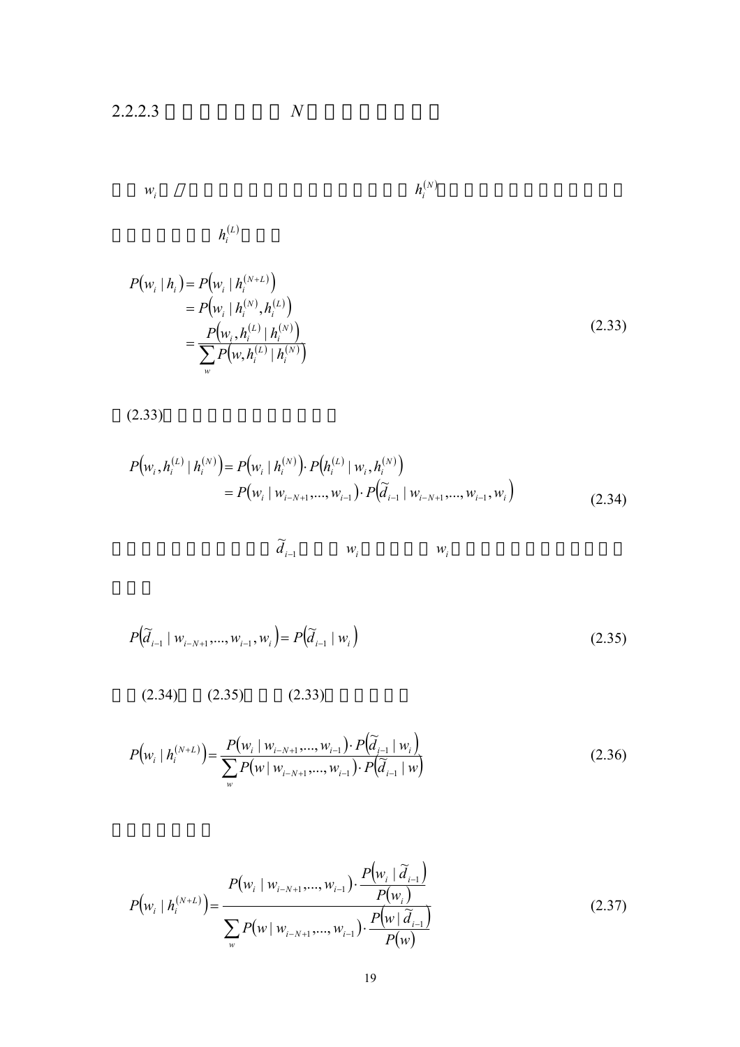### 2.2.2.3 $N$

$w_i$ / $h_i^{(N)}$

$h_i^{(L)}$

$$
\begin{aligned}
P\left(w_i \mid h_i\right) &= P\left(w_i \mid h_i^{(N+L)}\right) \\
&= P\left(w_i \mid h_i^{(N)}, h_i^{(L)}\right) \\
&= \frac{P\left(w_i, h_i^{(L)} \mid h_i^{(N)}\right)}{\sum_{w} P\left(w, h_i^{(L)} \mid h_i^{(N)}\right)}
\end{aligned}
\tag{2.33}
$$

(2.33)

$$
\begin{aligned}
P\left(w_i, h_i^{(L)} \mid h_i^{(N)}\right) &= P\left(w_i \mid h_i^{(N)}\right) \cdot P\left(h_i^{(L)} \mid w_i, h_i^{(N)}\right) \\
&= P\left(w_i \mid w_{i-N+1}, \ldots, w_{i-1}\right) \cdot P\left(\widetilde{d}_{i-1} \mid w_{i-N+1}, \ldots, w_{i-1}, w_i\right)
\end{aligned}
\tag{2.34}
$$

$\widetilde{d}_{i-1}$ $w_i$ $w_i$

$$
P\left(\widetilde{d}_{i-1} \mid w_{i-N+1}, \ldots, w_{i-1}, w_i\right) = P\left(\widetilde{d}_{i-1} \mid w_i\right)
\tag{2.35}
$$

(2.34) (2.35) (2.33)

$$
P\left(w_i \mid h_i^{(N+L)}\right) = \frac{P\left(w_i \mid w_{i-N+1}, \ldots, w_{i-1}\right) \cdot P\left(\widetilde{d}_{i-1} \mid w_i\right)}{\sum_{w} P\left(w \mid w_{i-N+1}, \ldots, w_{i-1}\right) \cdot P\left(\widetilde{d}_{i-1} \mid w\right)}
\tag{2.36}
$$

$$
P\left(w_i \mid h_i^{(N+L)}\right) = \frac{P\left(w_i \mid w_{i-N+1}, \ldots, w_{i-1}\right) \cdot \dfrac{P\left(w_i \mid \widetilde{d}_{i-1}\right)}{P\left(w_i\right)}}{\sum_{w} P\left(w \mid w_{i-N+1}, \ldots, w_{i-1}\right) \cdot \dfrac{P\left(w \mid \widetilde{d}_{i-1}\right)}{P\left(w\right)}}
\tag{2.37}
$$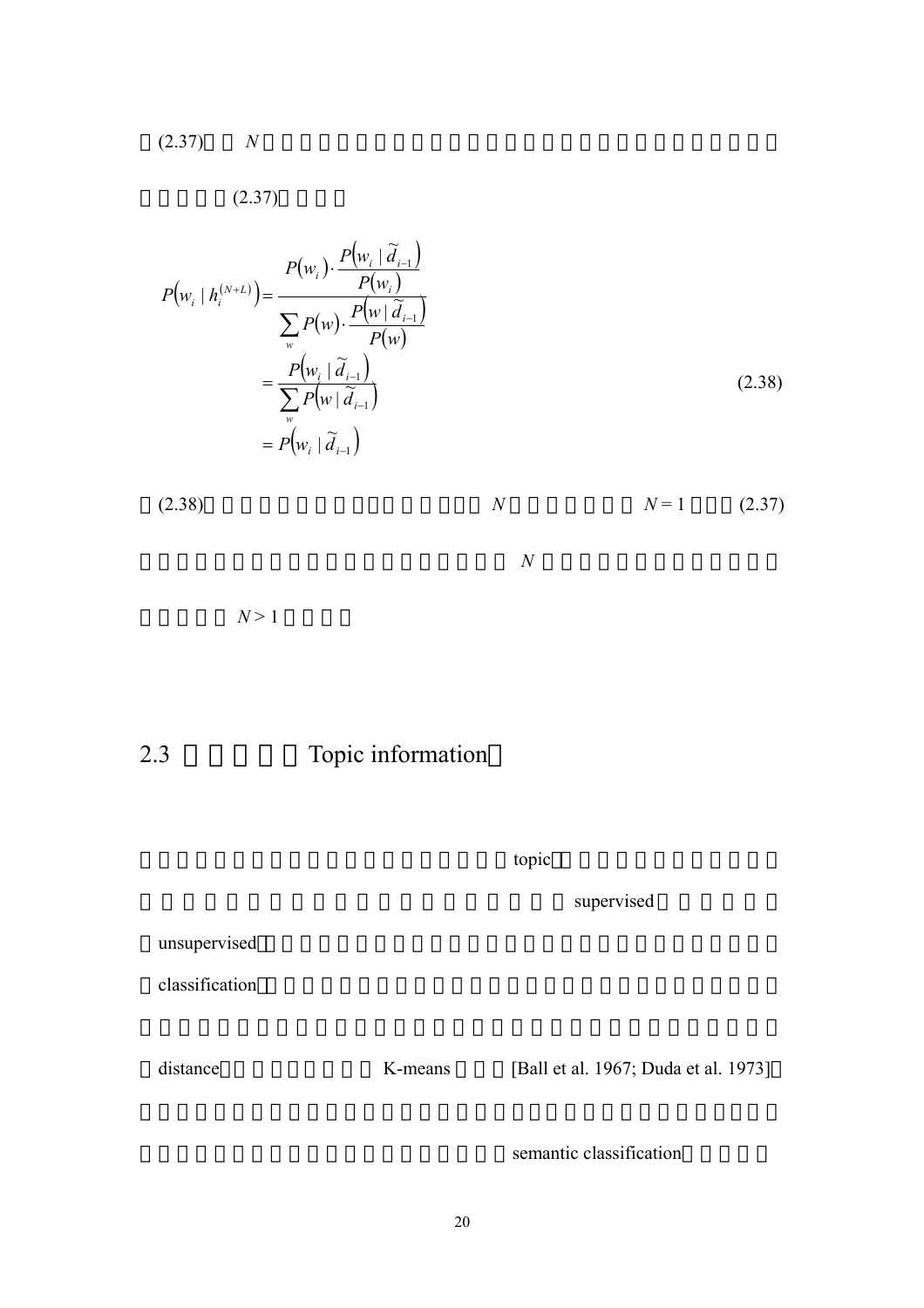(2.37) $N$

(2.37)

$$
\begin{aligned}
P\left(w_i \mid h_i^{(N+L)}\right) &= \frac{P(w_i) \cdot \dfrac{P\left(w_i \mid \widetilde{d}_{i-1}\right)}{P(w_i)}}{\displaystyle\sum_{w} P(w) \cdot \dfrac{P\left(w \mid \widetilde{d}_{i-1}\right)}{P(w)}} \\
&= \frac{P\left(w_i \mid \widetilde{d}_{i-1}\right)}{\displaystyle\sum_{w} P\left(w \mid \widetilde{d}_{i-1}\right)} \\
&= P\left(w_i \mid \widetilde{d}_{i-1}\right)
\end{aligned}
\tag{2.38}
$$

(2.38) $N$ $N = 1$ (2.37) $N$ $N > 1$

## 2.3 Topic information

topic supervised unsupervised classification distance K-means [Ball et al. 1967; Duda et al. 1973] semantic classification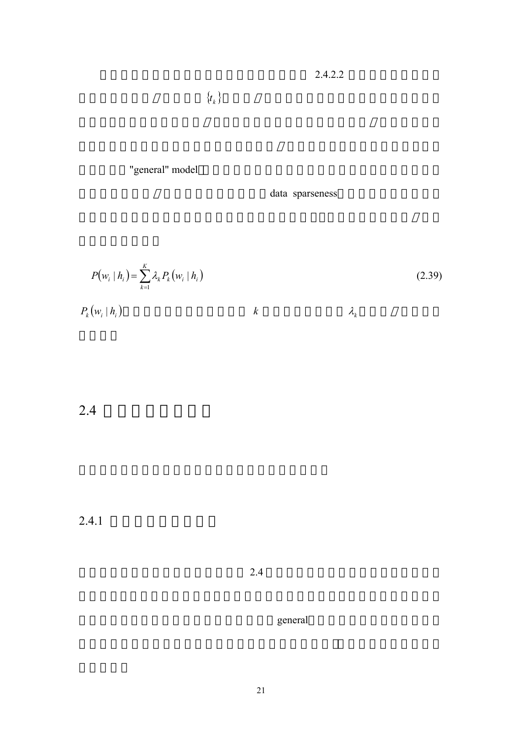2.4.2.2

$\{t_k\}$

"general" model

data sparseness

$$P(w_i \mid h_i) = \sum_{k=1}^{K} \lambda_k P_k(w_i \mid h_i) \tag{2.39}$$

$P_k(w_i \mid h_i)$ $k$ $\lambda_k$

## 2.4

### 2.4.1

2.4

general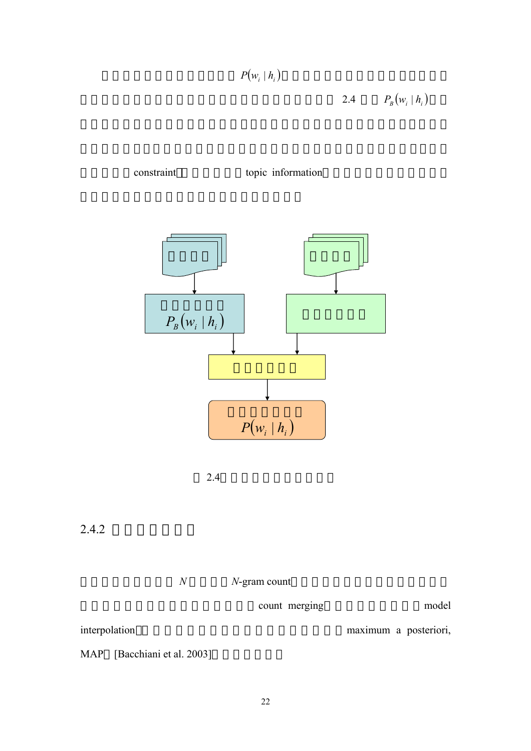□□□□□□□□□□□□□$P(w_i \mid h_i)$□□□□□□□□□□□□□□□□□□□□□□□□□□□□□□□□□□□□□□□□□ 2.4 □□$P_B(w_i \mid h_i)$□□□□□□□□□□□□□□□□□□□□□□□□□□□□□□□□□□□□□□□□□□□□□□□□□□□□□□□□□□□□□□□□□□□□□□□□□□□constraint□□□□□□□topic information□□□□□□□□□□□□□□□□□□□□□□□□□□□□□□□□□□□□

□□□□

□□□□□□
$P_B(w_i \mid h_i)$

□□□□

□□□□□□

□□□□□□

□□□□□□□
$P(w_i \mid h_i)$

□ 2.4□□□□□□□□□□□□

## 2.4.2 □□□□□□

□□□□□□□□□ $N$ □□□□ $N$-gram count□□□□□□□□□□□□□□□□□□□□□□□□□□□□□□□□□□count merging□□□□□□□□□□□model interpolation□□□□□□□□□□□□□□□□□□□□□□maximum a posteriori, MAP□[Bacchiani et al. 2003]□□□□□□□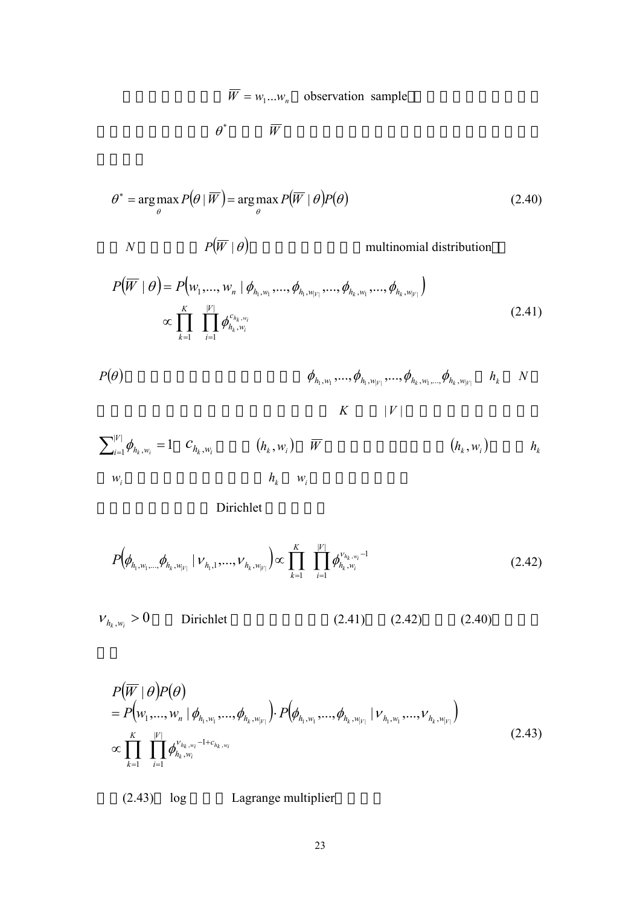□□□□□□□ $\overline{W} = w_1 ... w_n$ □ observation sample□□□□□□□□□□□□□□□□□□ $\theta^*$ □□□ $\overline{W}$ □□□□□□□□□□□□□□□□□□□□□□□□

$$\theta^* = \arg\max_{\theta} P\left(\theta \mid \overline{W}\right) = \arg\max_{\theta} P\left(\overline{W} \mid \theta\right) P(\theta) \tag{2.40}$$

□□ $N$ □□□□□ $P\left(\overline{W} \mid \theta\right)$ □□□□□□□□□ multinomial distribution□□

$$\begin{aligned} P\left(\overline{W} \mid \theta\right) &= P\left(w_1, ..., w_n \mid \phi_{h_1, w_1}, ..., \phi_{h_1, w_{|V|}}, ..., \phi_{h_k, w_1}, ..., \phi_{h_k, w_{|V|}}\right) \\ &\propto \prod_{k=1}^{K} \prod_{i=1}^{|V|} \phi_{h_k, w_i}^{c_{h_k, w_i}} \end{aligned} \tag{2.41}$$

$P(\theta)$ □□□□□□□□□□□□□□ $\phi_{h_1, w_1}, ..., \phi_{h_1, w_{|V|}}, ..., \phi_{h_k, w_1, ...,} \phi_{h_k, w_{|V|}}$ □ $h_k$ □ $N$ □□□□□□□□□□□□□□□□□□□ $K$ □□ $|V|$ □□□□□□□□□□ $\sum_{i=1}^{|V|} \phi_{h_k, w_i} = 1$ □ $c_{h_k, w_i}$ □□□ $(h_k, w_i)$ □ $\overline{W}$ □□□□□□□□□ $(h_k, w_i)$ □□□ $h_k$ □ $w_i$ □□□□□□□□□□□ $h_k$ □ $w_i$ □□□□□□□

□□□□□□□□ Dirichlet □□□□□

$$P\left(\phi_{h_1, w_1, ...,} \phi_{h_k, w_{|V|}} \mid \nu_{h_1, 1}, ..., \nu_{h_k, w_{|V|}}\right) \propto \prod_{k=1}^{K} \prod_{i=1}^{|V|} \phi_{h_k, w_i}^{\nu_{h_k, w_i} - 1} \tag{2.42}$$

$\nu_{h_k, w_i} > 0$ □□ Dirichlet □□□□□□□ (2.41) □□ (2.42) □□□ (2.40) □□□□□□

$$\begin{aligned} & P\left(\overline{W} \mid \theta\right) P(\theta) \\ &= P\left(w_1, ..., w_n \mid \phi_{h_1, w_1}, ..., \phi_{h_k, w_{|V|}}\right) \cdot P\left(\phi_{h_1, w_1}, ..., \phi_{h_k, w_{|V|}} \mid \nu_{h_1, w_1}, ..., \nu_{h_k, w_{|V|}}\right) \\ &\propto \prod_{k=1}^{K} \prod_{i=1}^{|V|} \phi_{h_k, w_i}^{\nu_{h_k, w_i} - 1 + c_{h_k, w_i}} \end{aligned} \tag{2.43}$$

□□ (2.43) □ log □□□ Lagrange multiplier□□□□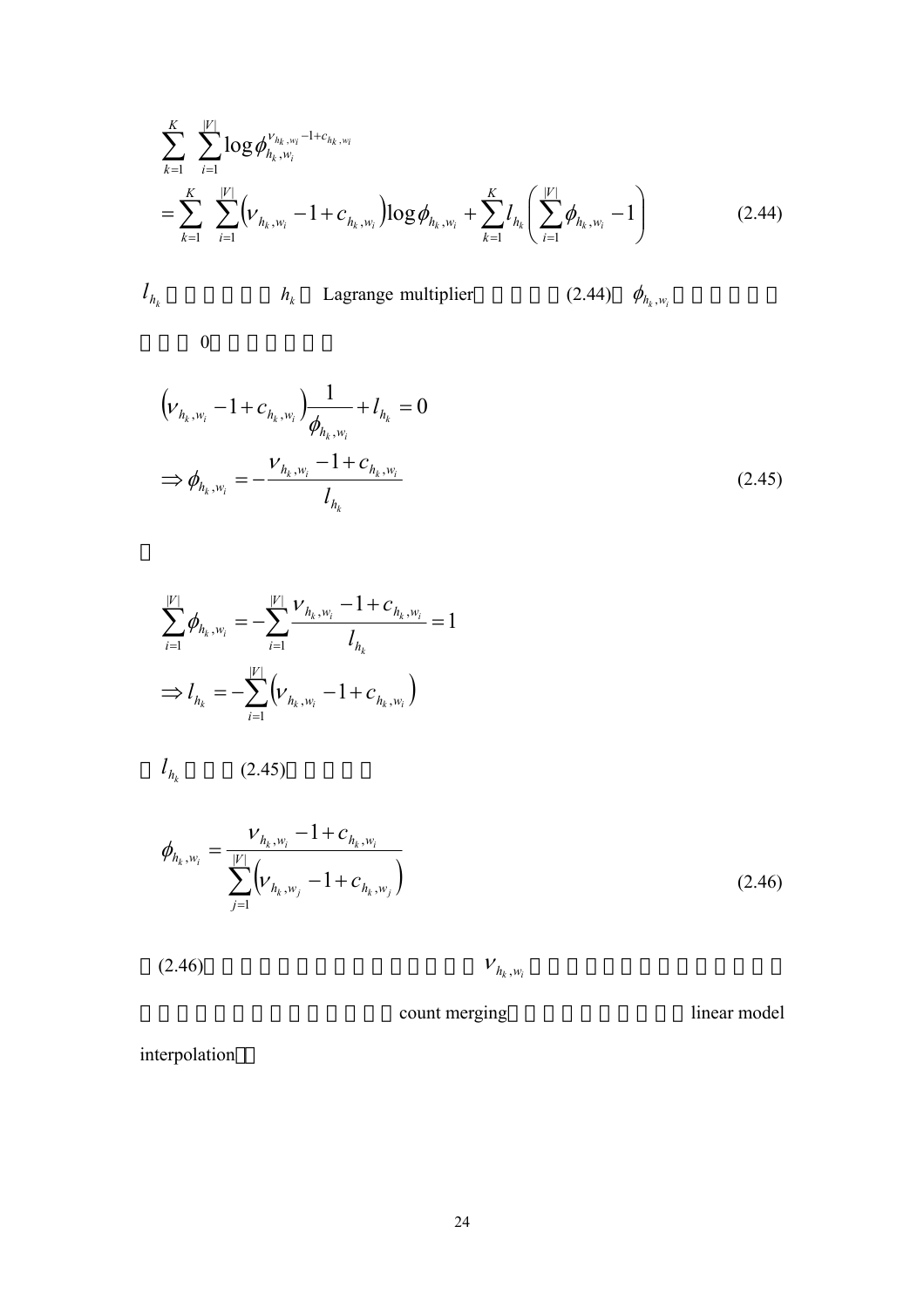$$
\sum_{k=1}^{K}\sum_{i=1}^{|V|}\log\phi_{h_k,w_i}^{\nu_{h_k,w_i}-1+c_{h_k,w_i}}
$$

$$
=\sum_{k=1}^{K}\sum_{i=1}^{|V|}\left(\nu_{h_k,w_i}-1+c_{h_k,w_i}\right)\log\phi_{h_k,w_i}+\sum_{k=1}^{K}l_{h_k}\left(\sum_{i=1}^{|V|}\phi_{h_k,w_i}-1\right) \tag{2.44}
$$

$l_{h_k}$ $h_k$ Lagrange multiplier (2.44) $\phi_{h_k,w_i}$

0

$$
\left(\nu_{h_k,w_i}-1+c_{h_k,w_i}\right)\frac{1}{\phi_{h_k,w_i}}+l_{h_k}=0
$$

$$
\Rightarrow\phi_{h_k,w_i}=-\frac{\nu_{h_k,w_i}-1+c_{h_k,w_i}}{l_{h_k}} \tag{2.45}
$$

$$
\sum_{i=1}^{|V|}\phi_{h_k,w_i}=-\sum_{i=1}^{|V|}\frac{\nu_{h_k,w_i}-1+c_{h_k,w_i}}{l_{h_k}}=1
$$

$$
\Rightarrow l_{h_k}=-\sum_{i=1}^{|V|}\left(\nu_{h_k,w_i}-1+c_{h_k,w_i}\right)
$$

$l_{h_k}$ (2.45)

$$
\phi_{h_k,w_i}=\frac{\nu_{h_k,w_i}-1+c_{h_k,w_i}}{\sum_{j=1}^{|V|}\left(\nu_{h_k,w_j}-1+c_{h_k,w_j}\right)} \tag{2.46}
$$

(2.46) $\nu_{h_k,w_i}$ count merging linear model interpolation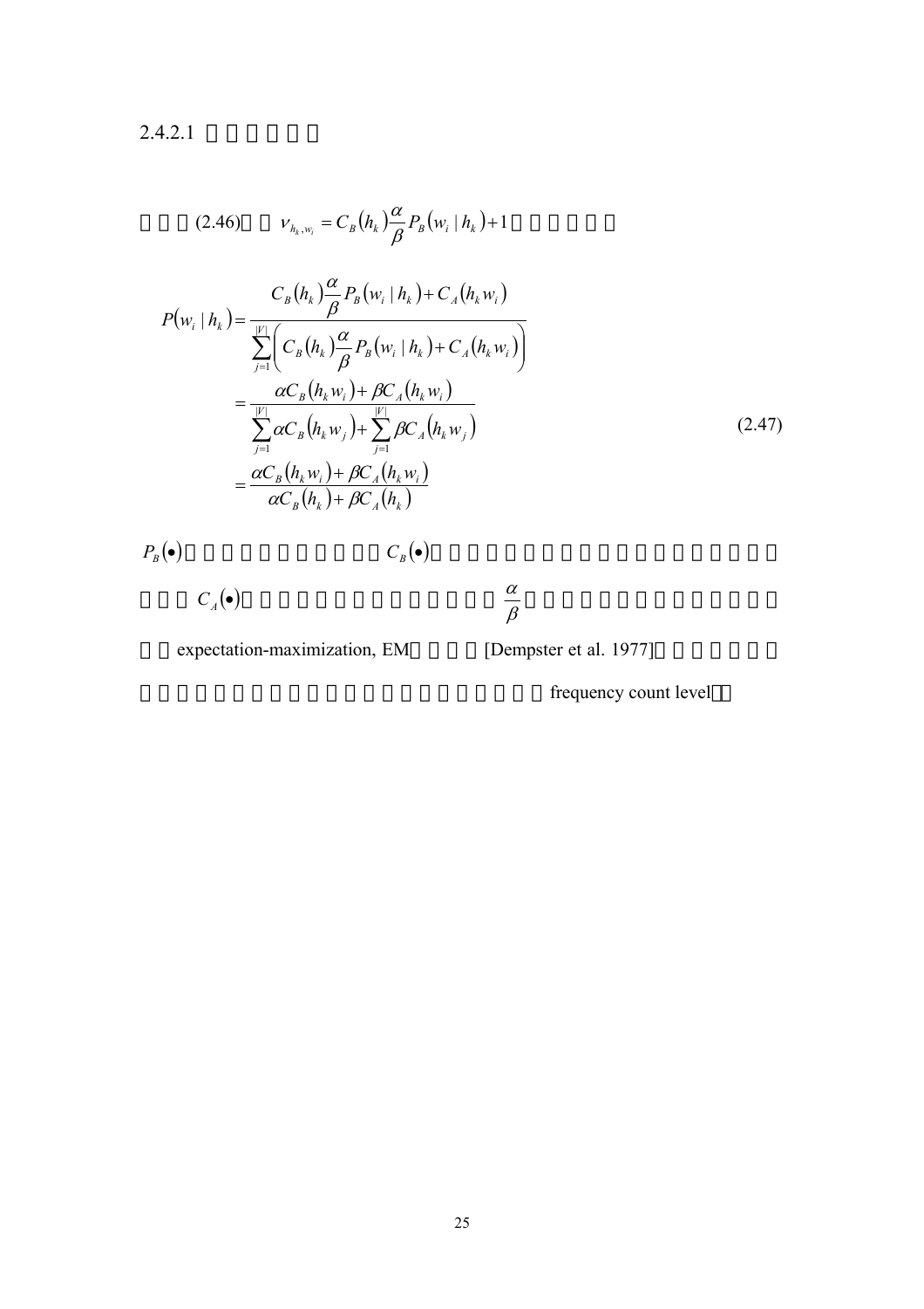2.4.2.1

(2.46) $\nu_{h_k,w_i} = C_B(h_k)\frac{\alpha}{\beta}P_B(w_i \mid h_k)+1$

$$
\begin{aligned}
P(w_i \mid h_k) &= \frac{C_B(h_k)\frac{\alpha}{\beta}P_B(w_i \mid h_k)+C_A(h_k w_i)}{\sum_{j=1}^{|V|}\left(C_B(h_k)\frac{\alpha}{\beta}P_B(w_i \mid h_k)+C_A(h_k w_i)\right)} \\
&= \frac{\alpha C_B(h_k w_i)+\beta C_A(h_k w_i)}{\sum_{j=1}^{|V|}\alpha C_B(h_k w_j)+\sum_{j=1}^{|V|}\beta C_A(h_k w_j)} \\
&= \frac{\alpha C_B(h_k w_i)+\beta C_A(h_k w_i)}{\alpha C_B(h_k)+\beta C_A(h_k)}
\end{aligned}
\tag{2.47}
$$

$P_B(\bullet)$ $C_B(\bullet)$ $C_A(\bullet)$ $\frac{\alpha}{\beta}$ expectation-maximization, EM [Dempster et al. 1977] frequency count level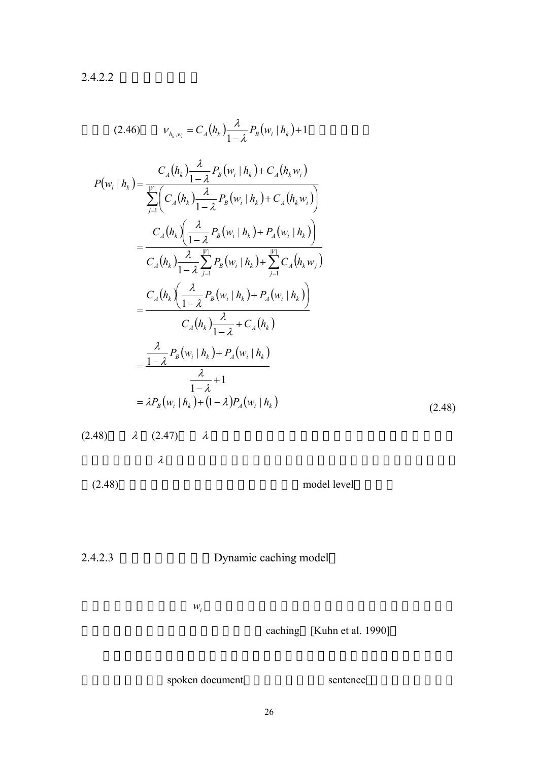2.4.2.2

(2.46) $\nu_{h_k,w_i} = C_A(h_k)\frac{\lambda}{1-\lambda}P_B(w_i \mid h_k)+1$

$$
\begin{aligned}
P(w_i \mid h_k) &= \frac{C_A(h_k)\frac{\lambda}{1-\lambda}P_B(w_i \mid h_k)+C_A(h_k w_i)}{\sum_{j=1}^{|V|}\left(C_A(h_k)\frac{\lambda}{1-\lambda}P_B(w_i \mid h_k)+C_A(h_k w_i)\right)} \\
&= \frac{C_A(h_k)\left(\frac{\lambda}{1-\lambda}P_B(w_i \mid h_k)+P_A(w_i \mid h_k)\right)}{C_A(h_k)\frac{\lambda}{1-\lambda}\sum_{j=1}^{|V|}P_B(w_i \mid h_k)+\sum_{j=1}^{|V|}C_A(h_k w_j)} \\
&= \frac{C_A(h_k)\left(\frac{\lambda}{1-\lambda}P_B(w_i \mid h_k)+P_A(w_i \mid h_k)\right)}{C_A(h_k)\frac{\lambda}{1-\lambda}+C_A(h_k)} \\
&= \frac{\frac{\lambda}{1-\lambda}P_B(w_i \mid h_k)+P_A(w_i \mid h_k)}{\frac{\lambda}{1-\lambda}+1} \\
&= \lambda P_B(w_i \mid h_k)+(1-\lambda)P_A(w_i \mid h_k)
\end{aligned} \tag{2.48}
$$

(2.48) $\lambda$ (2.47) $\lambda$

$\lambda$

(2.48) model level

2.4.2.3 Dynamic caching model

$w_i$

caching [Kuhn et al. 1990]

spoken document sentence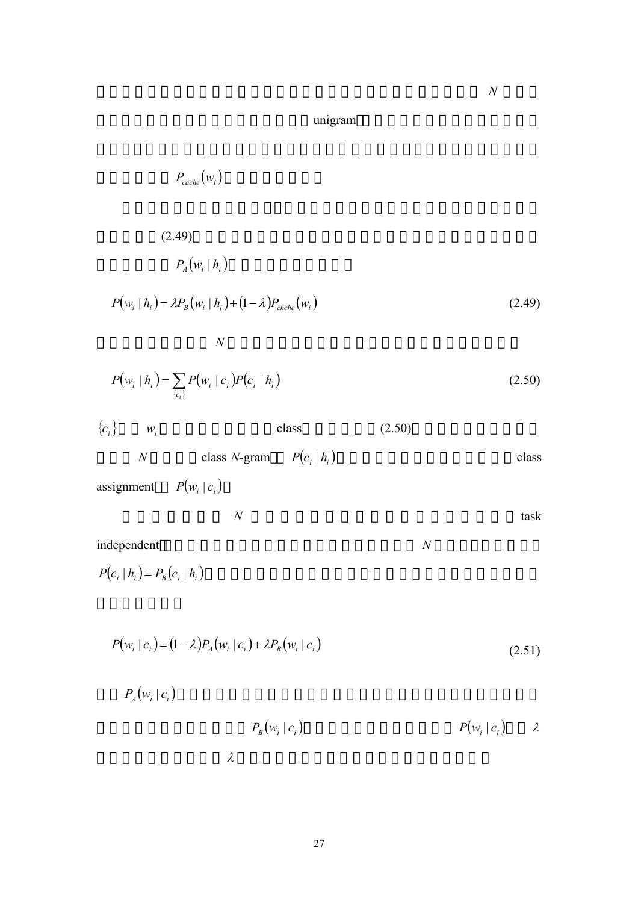$N$

unigram

$P_{cache}(w_i)$

(2.49)

$P_A(w_i \mid h_i)$

$$P(w_i \mid h_i) = \lambda P_B(w_i \mid h_i) + (1-\lambda) P_{chche}(w_i) \tag{2.49}$$

$N$

$$P(w_i \mid h_i) = \sum_{\{c_i\}} P(w_i \mid c_i) P(c_i \mid h_i) \tag{2.50}$$

$\{c_i\}$ $w_i$ class (2.50) $N$ class $N$-gram $P(c_i \mid h_i)$ class assignment $P(w_i \mid c_i)$

$N$ task independent $N$ $P(c_i \mid h_i) = P_B(c_i \mid h_i)$

$$P(w_i \mid c_i) = (1-\lambda) P_A(w_i \mid c_i) + \lambda P_B(w_i \mid c_i) \tag{2.51}$$

$P_A(w_i \mid c_i)$ $P_B(w_i \mid c_i)$ $P(w_i \mid c_i)$ $\lambda$ $\lambda$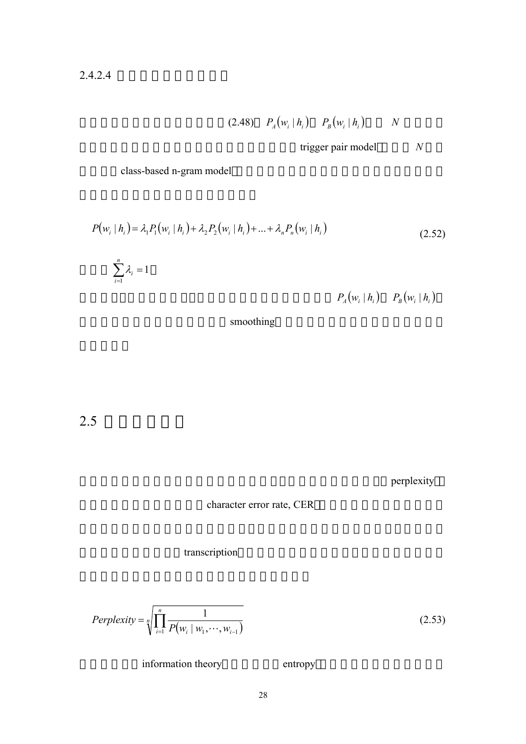2.4.2.4

(2.48) $P_A(w_i \mid h_i)$ $P_B(w_i \mid h_i)$ $N$ trigger pair model $N$ class-based n-gram model

$$P(w_i \mid h_i) = \lambda_1 P_1(w_i \mid h_i) + \lambda_2 P_2(w_i \mid h_i) + \ldots + \lambda_n P_n(w_i \mid h_i) \tag{2.52}$$

$\sum_{i=1}^{n} \lambda_i = 1$

$P_A(w_i \mid h_i)$ $P_B(w_i \mid h_i)$ smoothing

## 2.5

perplexity character error rate, CER transcription

$$Perplexity = \sqrt[n]{\prod_{i=1}^{n} \frac{1}{P(w_i \mid w_1, \cdots, w_{i-1})}} \tag{2.53}$$

information theory entropy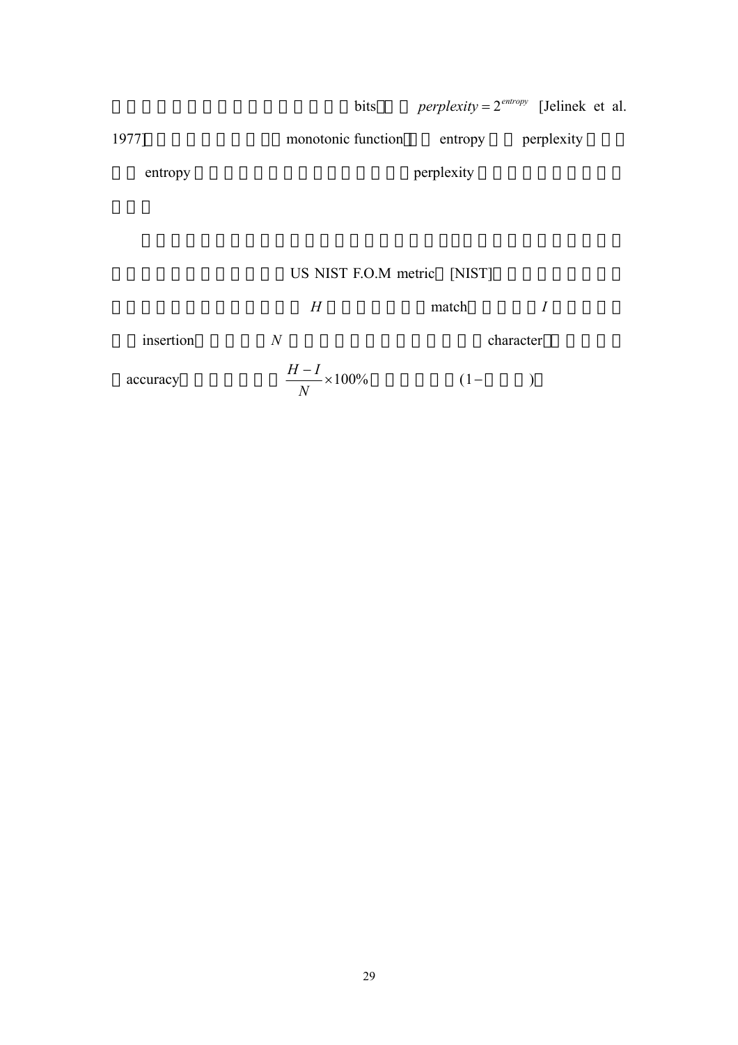bits $perplexity = 2^{entropy}$ [Jelinek et al. 1977] monotonic function entropy perplexity entropy perplexity

US NIST F.O.M metric [NIST] $H$ match $I$ insertion $N$ character accuracy $\frac{H-I}{N} \times 100\%$ $(1-$ $)$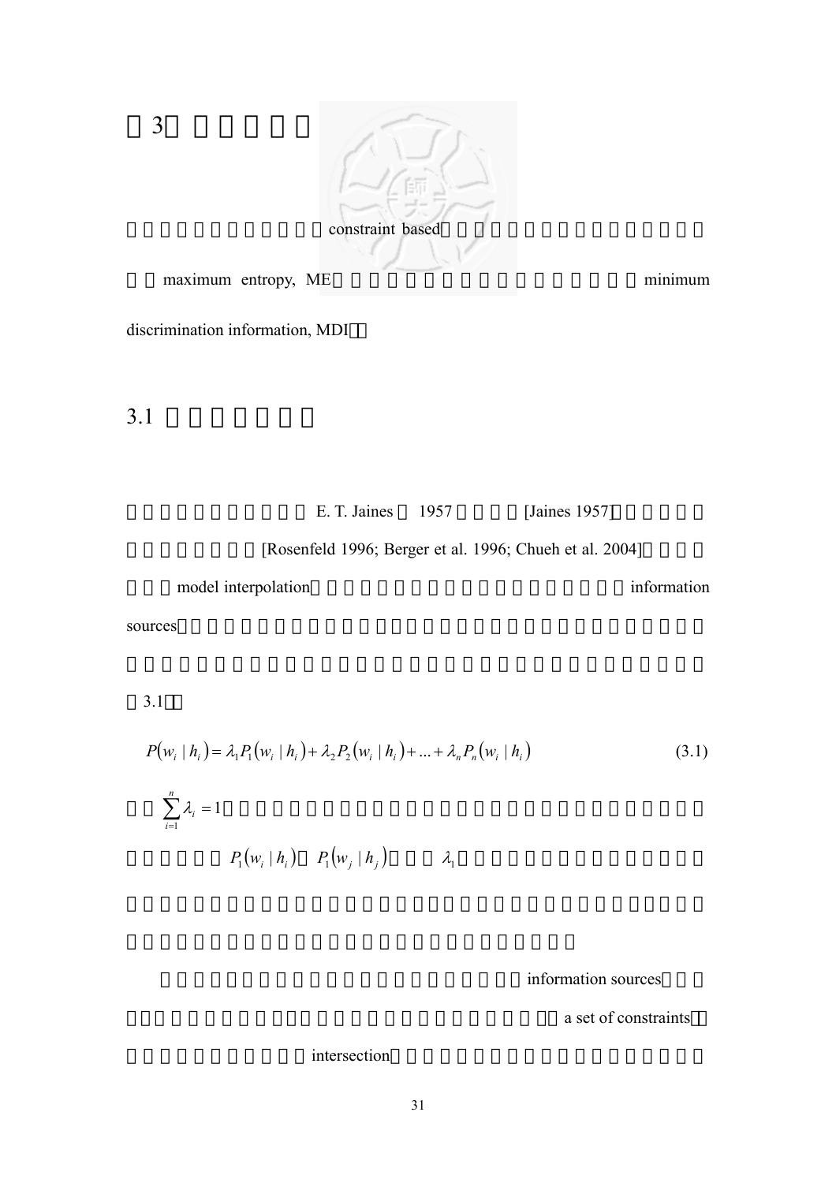# 3

constraint based

maximum entropy, ME minimum discrimination information, MDI

## 3.1

E. T. Jaines 1957 [Jaines 1957]

[Rosenfeld 1996; Berger et al. 1996; Chueh et al. 2004]

model interpolation information sources

3.1

$$P(w_i \mid h_i) = \lambda_1 P_1(w_i \mid h_i) + \lambda_2 P_2(w_i \mid h_i) + \ldots + \lambda_n P_n(w_i \mid h_i) \tag{3.1}$$

$\sum_{i=1}^{n} \lambda_i = 1$

$P_1(w_i \mid h_i)$ $P_1(w_j \mid h_j)$ $\lambda_1$

information sources

a set of constraints

intersection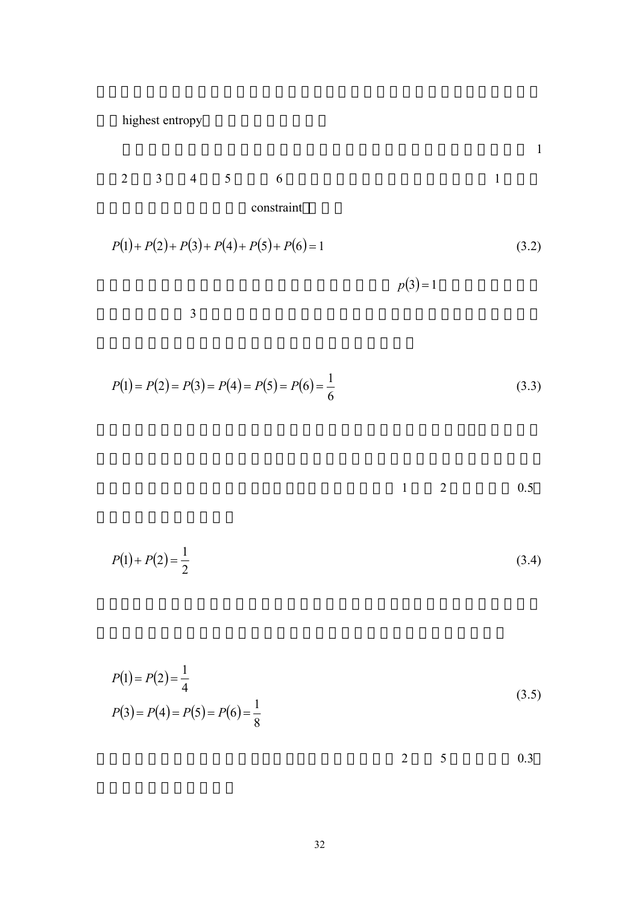highest entropy

1 2 3 4 5 6 1

constraint

$$P(1)+P(2)+P(3)+P(4)+P(5)+P(6)=1 \tag{3.2}$$

$p(3)=1$

3

$$P(1)=P(2)=P(3)=P(4)=P(5)=P(6)=\frac{1}{6} \tag{3.3}$$

1 2 0.5

$$P(1)+P(2)=\frac{1}{2} \tag{3.4}$$

$$\begin{aligned} P(1)=P(2)=\frac{1}{4} \\ P(3)=P(4)=P(5)=P(6)=\frac{1}{8} \end{aligned} \tag{3.5}$$

2 5 0.3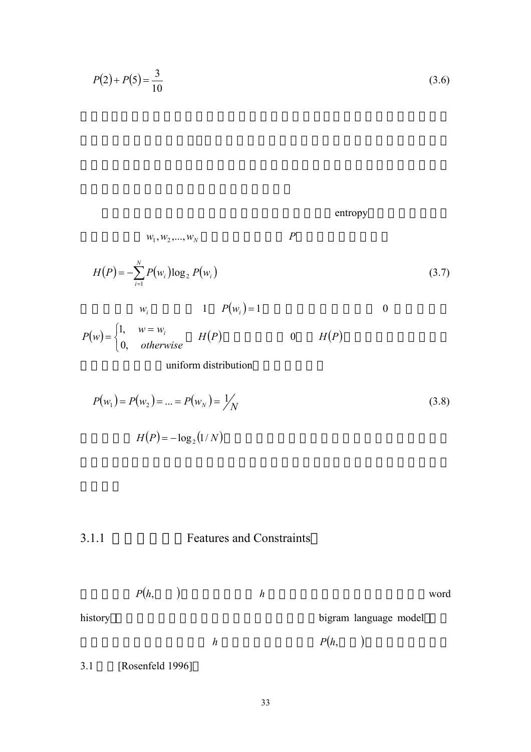$$P(2)+P(5)=\frac{3}{10} \tag{3.6}$$

entropy

$w_1, w_2, ..., w_N$ $P$

$$H(P)=-\sum_{i=1}^{N} P(w_i)\log_2 P(w_i) \tag{3.7}$$

$w_i$ 1 $P(w_i)=1$ 0

$P(w)=\begin{cases}1, & w=w_i \\ 0, & otherwise\end{cases}$ $H(P)$ 0 $H(P)$

uniform distribution

$$P(w_1)=P(w_2)=...=P(w_N)=1/N \tag{3.8}$$

$H(P)=-\log_2(1/N)$

### 3.1.1 Features and Constraints

$P(h, \quad)$ $h$ word history bigram language model $h$ $P(h, \quad)$ 3.1 [Rosenfeld 1996]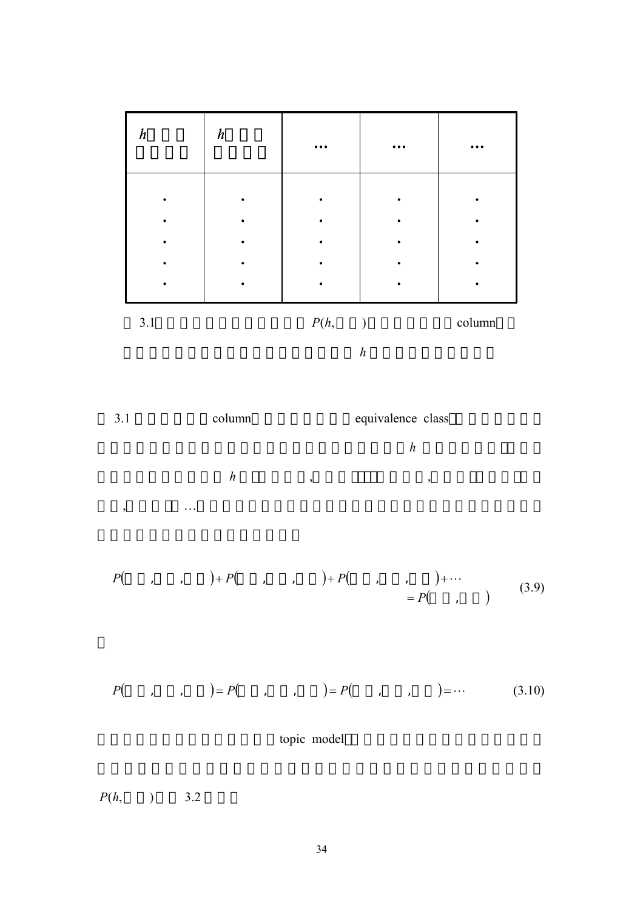| $h$ | $h$ | … | … | … |
|---|---|---|---|---|
| ·<br>·<br>·<br>·<br>· | ·<br>·<br>·<br>·<br>· | ·<br>·<br>·<br>·<br>· | ·<br>·<br>·<br>·<br>· | ·<br>·<br>·<br>·<br>· |

3.1 $P(h,\quad)$ column

$h$

3.1 column equivalence class

$h$

$h$ , , , …

$$
\begin{aligned}
P(\quad,\quad,\quad) + P(\quad,\quad,\quad) + P(\quad,\quad,\quad) + \cdots \\
= P(\quad,\quad)
\end{aligned}
\tag{3.9}
$$

$$
P(\quad,\quad,\quad) = P(\quad,\quad,\quad) = P(\quad,\quad,\quad) = \cdots
\tag{3.10}
$$

topic model

$P(h,\quad)$ 3.2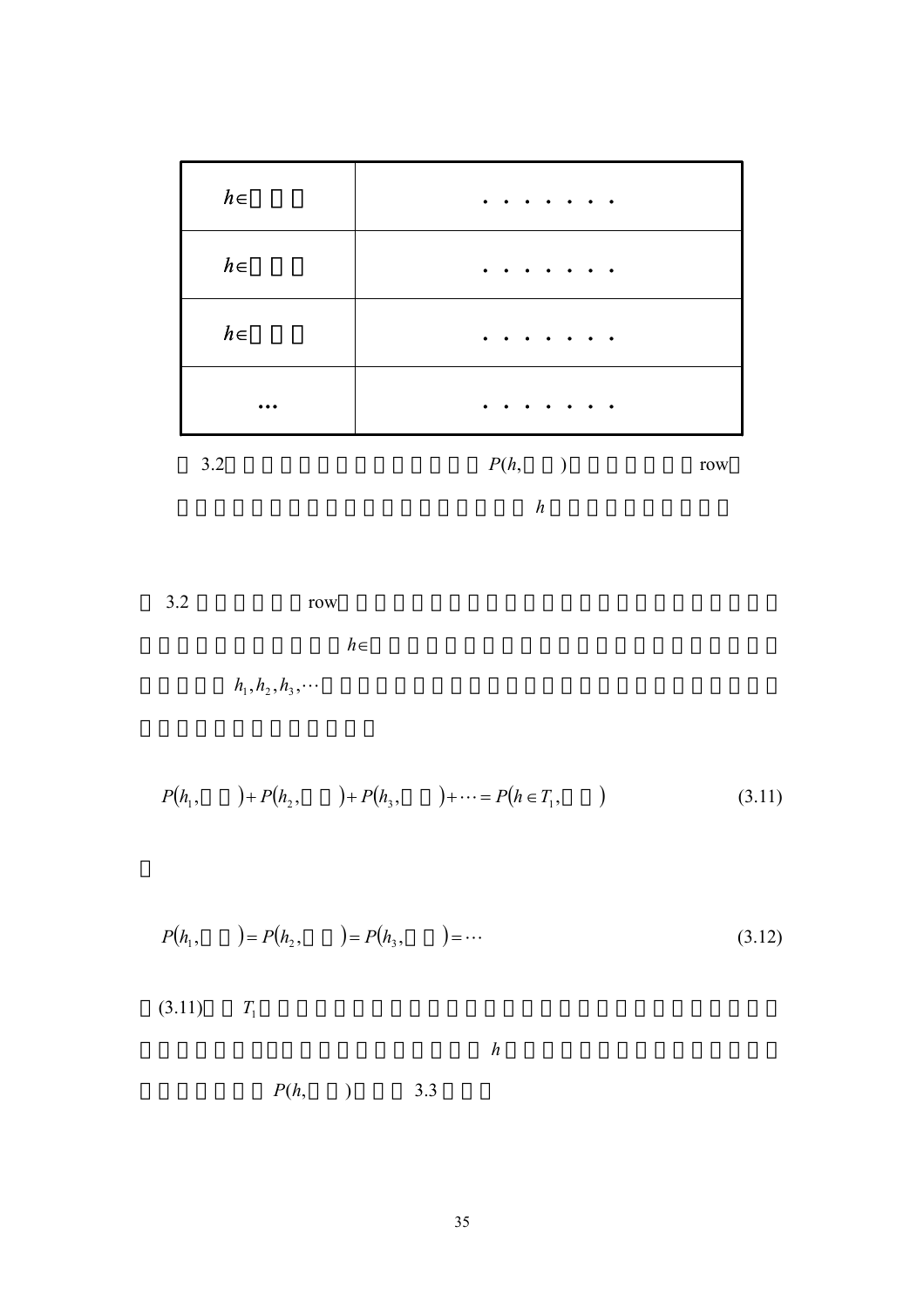| $h\in$ | ． ． ． ． ． ． ． |
|---|---|
| $h\in$ | ． ． ． ． ． ． ． |
| $h\in$ | ． ． ． ． ． ． ． |
| … | ． ． ． ． ． ． ． |

3.2 $P(h,\ )$ row

$h$

3.2 row

$h\in$

$h_1, h_2, h_3, \cdots$

$$P(h_1,\ )+P(h_2,\ )+P(h_3,\ )+\cdots=P(h\in T_1,\ ) \tag{3.11}$$

$$P(h_1,\ )=P(h_2,\ )=P(h_3,\ )=\cdots \tag{3.12}$$

(3.11) $T_1$

$h$

$P(h,\ )$ 3.3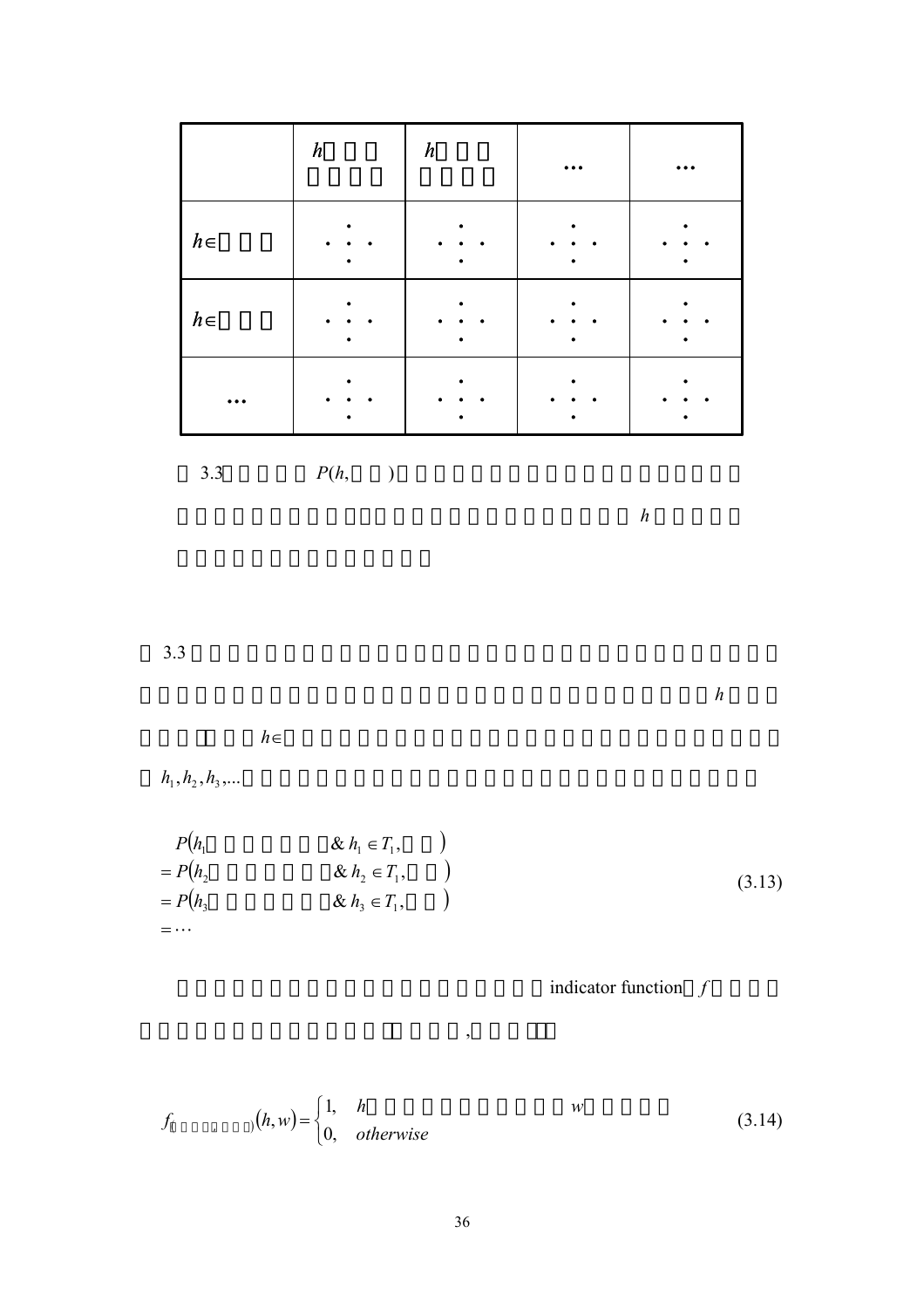| | $h$ | $h$ | … | … |
|---|---|---|---|---|
| $h\in$ | ⁙ | ⁙ | ⁙ | ⁙ |
| $h\in$ | ⁙ | ⁙ | ⁙ | ⁙ |
| … | ⁙ | ⁙ | ⁙ | ⁙ |

3.3 $P(h,\quad)$

$h$

3.3

$h$

$h\in$

$h_1, h_2, h_3, \ldots$

$$
\begin{aligned}
& P(h_1 \qquad \& \, h_1 \in T_1, \quad) \\
= \; & P(h_2 \qquad \& \, h_2 \in T_1, \quad) \\
= \; & P(h_3 \qquad \& \, h_3 \in T_1, \quad) \\
= \; & \cdots
\end{aligned}
\tag{3.13}
$$

indicator function $f$

,

$$
f_{(\quad,\quad)}(h,w) = \begin{cases} 1, & h \qquad w \\ 0, & otherwise \end{cases}
\tag{3.14}
$$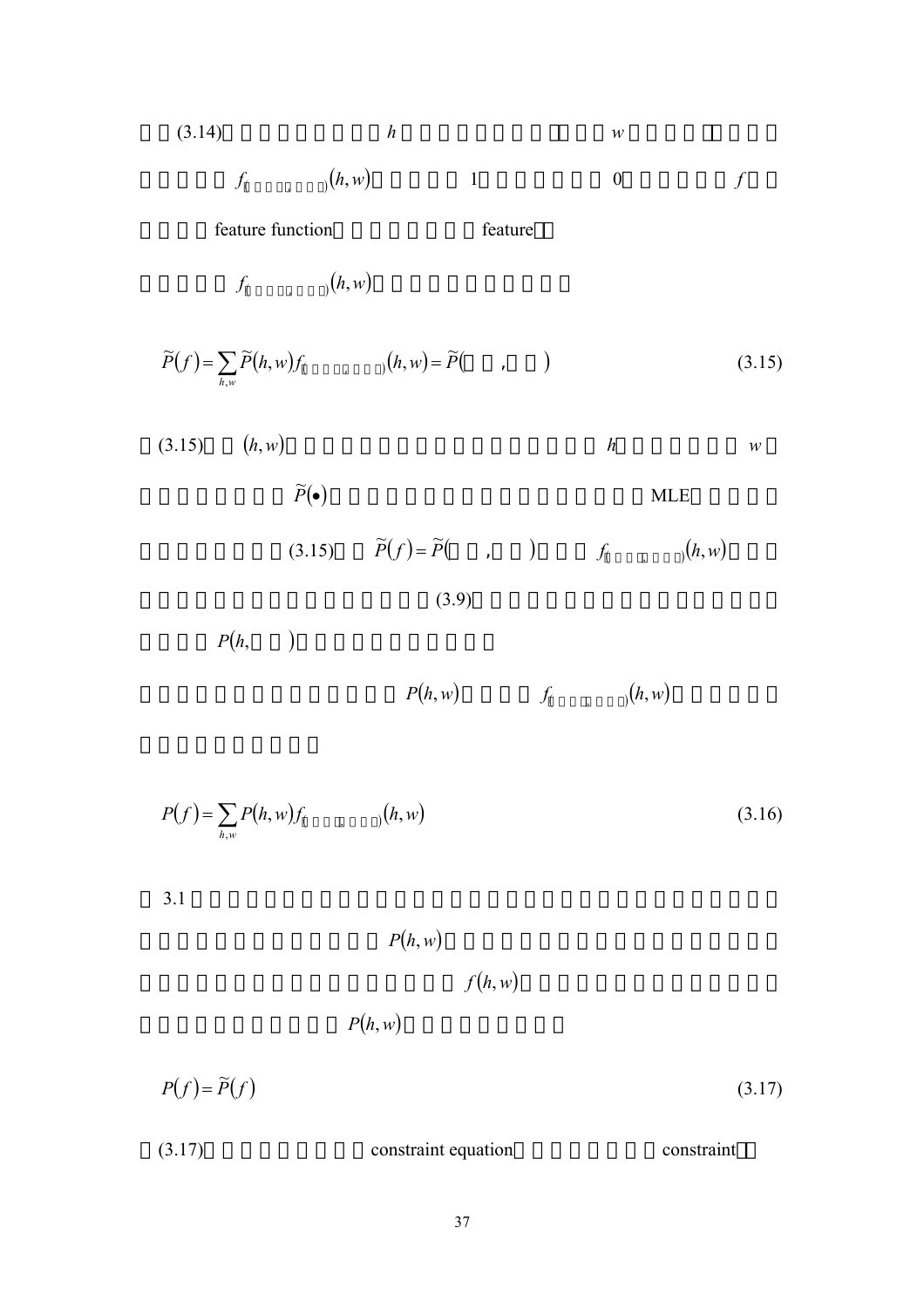(3.14) $h$ $w$

$f_{( \quad , \quad )}(h,w)$ 1 0 $f$

feature function feature

$f_{( \quad , \quad )}(h,w)$

$$\widetilde{P}(f)=\sum_{h,w}\widetilde{P}(h,w)f_{( \quad , \quad )}(h,w)=\widetilde{P}( \quad , \quad ) \tag{3.15}$$

(3.15) $(h,w)$ $h$ $w$

$\widetilde{P}(\bullet)$ MLE

(3.15) $\widetilde{P}(f)=\widetilde{P}( \quad , \quad )$ $f_{( \quad , \quad )}(h,w)$

(3.9)

$P(h, \quad )$

$P(h,w)$ $f_{( \quad , \quad )}(h,w)$

$$P(f)=\sum_{h,w}P(h,w)f_{( \quad , \quad )}(h,w) \tag{3.16}$$

3.1

$P(h,w)$

$f(h,w)$

$P(h,w)$

$$P(f)=\widetilde{P}(f) \tag{3.17}$$

(3.17) constraint equation constraint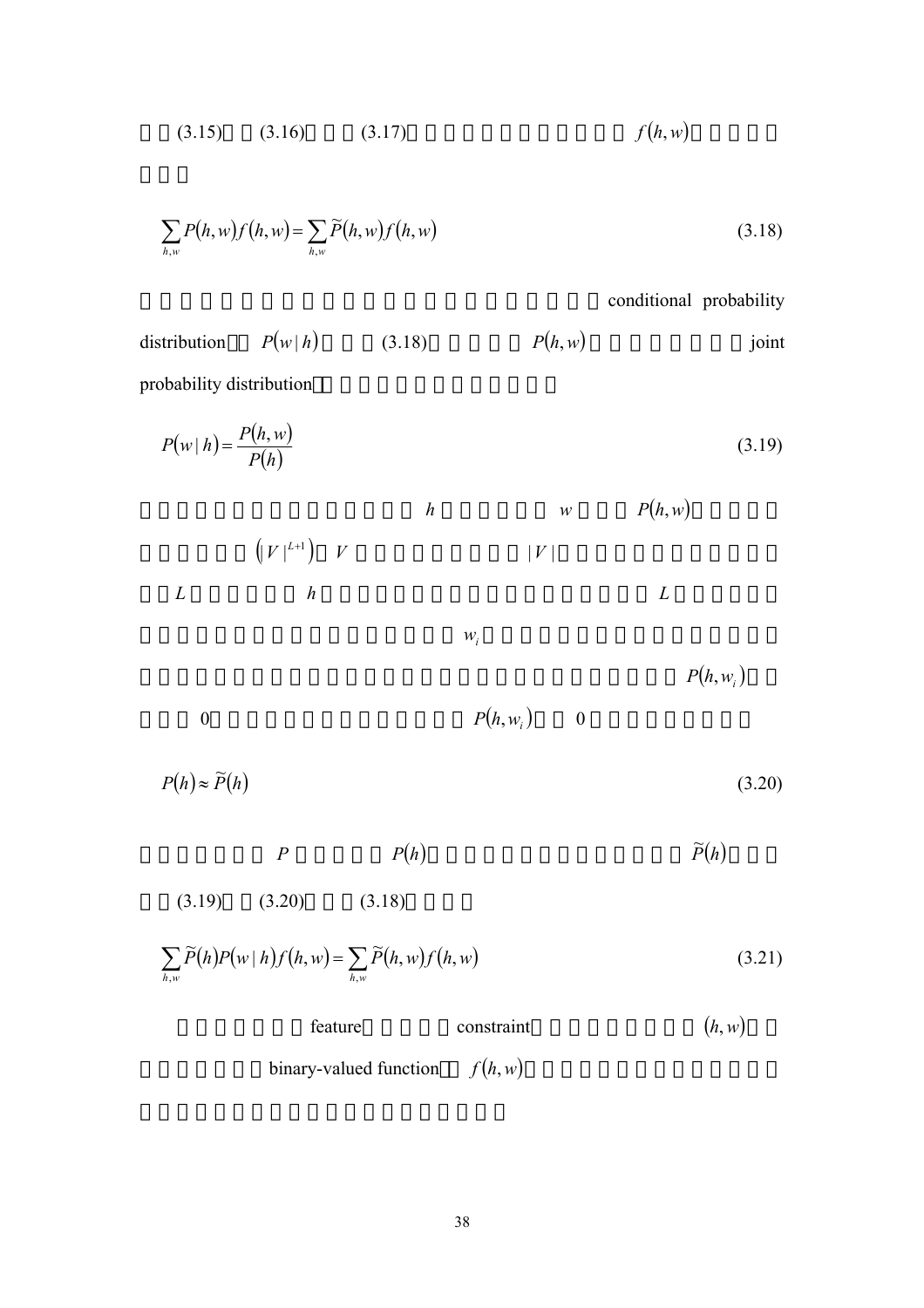(3.15) (3.16) (3.17) $f(h,w)$

$$\sum_{h,w} P(h,w) f(h,w) = \sum_{h,w} \widetilde{P}(h,w) f(h,w) \tag{3.18}$$

conditional probability distribution $P(w \mid h)$ (3.18) $P(h,w)$ joint probability distribution

$$P(w \mid h) = \frac{P(h,w)}{P(h)} \tag{3.19}$$

$h$ $w$ $P(h,w)$ $\left(|V|^{L+1}\right)$ $V$ $|V|$ $L$ $h$ $L$ $w_i$ $P(h,w_i)$ 0 $P(h,w_i)$ 0

$$P(h) \approx \widetilde{P}(h) \tag{3.20}$$

$P$ $P(h)$ $\widetilde{P}(h)$ (3.19) (3.20) (3.18)

$$\sum_{h,w} \widetilde{P}(h) P(w \mid h) f(h,w) = \sum_{h,w} \widetilde{P}(h,w) f(h,w) \tag{3.21}$$

feature constraint $(h,w)$ binary-valued function $f(h,w)$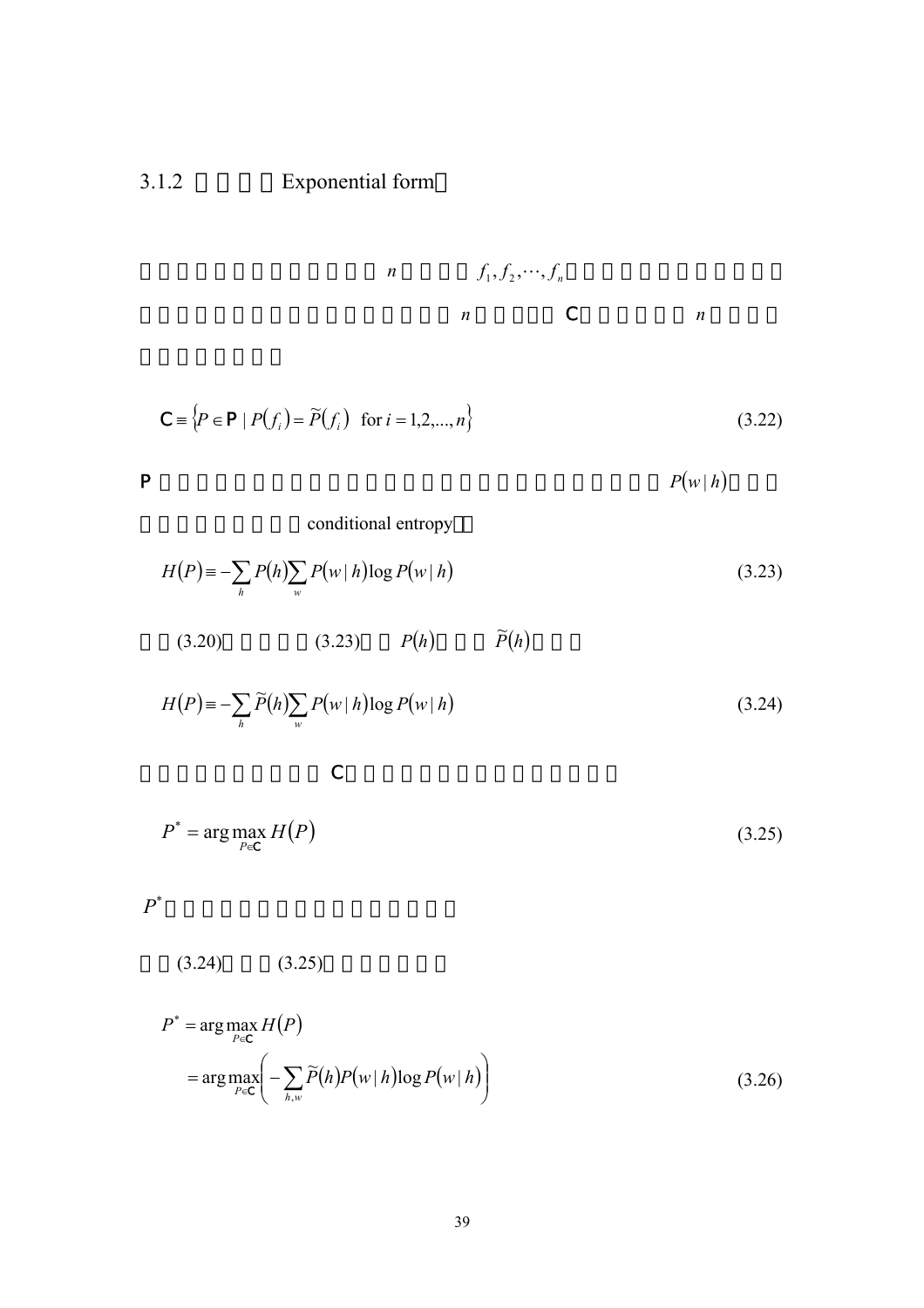### 3.1.2 Exponential form

$n$ $f_1, f_2, \cdots, f_n$

$n$ $\mathcal{C}$ $n$

$$\mathcal{C} \equiv \left\{ P \in \mathcal{P} \mid P(f_i) = \widetilde{P}(f_i) \ \ \text{for } i = 1,2,\ldots,n \right\} \tag{3.22}$$

$\mathcal{P}$ $P(w \mid h)$

conditional entropy

$$H(P) \equiv -\sum_{h} P(h) \sum_{w} P(w \mid h) \log P(w \mid h) \tag{3.23}$$

(3.20) (3.23) $P(h)$ $\widetilde{P}(h)$

$$H(P) \equiv -\sum_{h} \widetilde{P}(h) \sum_{w} P(w \mid h) \log P(w \mid h) \tag{3.24}$$

$\mathcal{C}$

$$P^{*} = \arg\max_{P \in \mathcal{C}} H(P) \tag{3.25}$$

$P^{*}$

(3.24) (3.25)

$$\begin{aligned} P^{*} &= \arg\max_{P \in \mathcal{C}} H(P) \\ &= \arg\max_{P \in \mathcal{C}} \left( -\sum_{h,w} \widetilde{P}(h) P(w \mid h) \log P(w \mid h) \right) \end{aligned} \tag{3.26}$$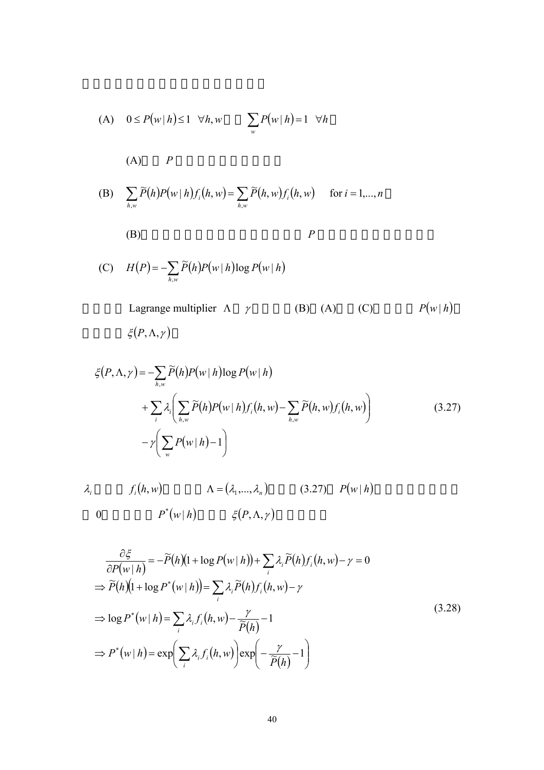□□□□□□□□□□□□□□□□□□□

(A) $0 \le P(w \mid h) \le 1 \ \ \forall h, w$ □□ $\sum_{w} P(w \mid h) = 1 \ \ \forall h$ □

(A)□□ $P$ □□□□□□□□□□

(B) $\sum_{h,w} \widetilde{P}(h) P(w \mid h) f_i(h, w) = \sum_{h,w} \widetilde{P}(h, w) f_i(h, w) \quad \text{for } i = 1, \ldots, n$ □

(B)□□□□□□□□□□□□□□□□ $P$ □□□□□□□□□□□□

(C) $H(P) = -\sum_{h,w} \widetilde{P}(h) P(w \mid h) \log P(w \mid h)$

□□□□ Lagrange multiplier $\Lambda$ □ $\gamma$ □□□□ (B) □ (A) □□ (C) □□□□ $P(w \mid h)$ □

□□□□ $\xi(P, \Lambda, \gamma)$ □

$$
\begin{aligned}
\xi(P, \Lambda, \gamma) = & -\sum_{h,w} \widetilde{P}(h) P(w \mid h) \log P(w \mid h) \\
& + \sum_{i} \lambda_i \left( \sum_{h,w} \widetilde{P}(h) P(w \mid h) f_i(h, w) - \sum_{h,w} \widetilde{P}(h, w) f_i(h, w) \right) \\
& - \gamma \left( \sum_{w} P(w \mid h) - 1 \right)
\end{aligned}
\tag{3.27}
$$

$\lambda_i$ □□□ $f_i(h, w)$ □□□□ $\Lambda = (\lambda_1, \ldots, \lambda_n)$ □□□ (3.27) □ $P(w \mid h)$ □□□□□□□□

□ 0□□□□□ $P^*(w \mid h)$ □□□ $\xi(P, \Lambda, \gamma)$ □□□□□

$$
\begin{aligned}
& \frac{\partial \xi}{\partial P(w \mid h)} = -\widetilde{P}(h)\left(1 + \log P(w \mid h)\right) + \sum_{i} \lambda_i \widetilde{P}(h) f_i(h, w) - \gamma = 0 \\
& \Rightarrow \widetilde{P}(h)\left(1 + \log P^*(w \mid h)\right) = \sum_{i} \lambda_i \widetilde{P}(h) f_i(h, w) - \gamma \\
& \Rightarrow \log P^*(w \mid h) = \sum_{i} \lambda_i f_i(h, w) - \frac{\gamma}{\widetilde{P}(h)} - 1 \\
& \Rightarrow P^*(w \mid h) = \exp\left( \sum_{i} \lambda_i f_i(h, w) \right) \exp\left( -\frac{\gamma}{\widetilde{P}(h)} - 1 \right)
\end{aligned}
\tag{3.28}
$$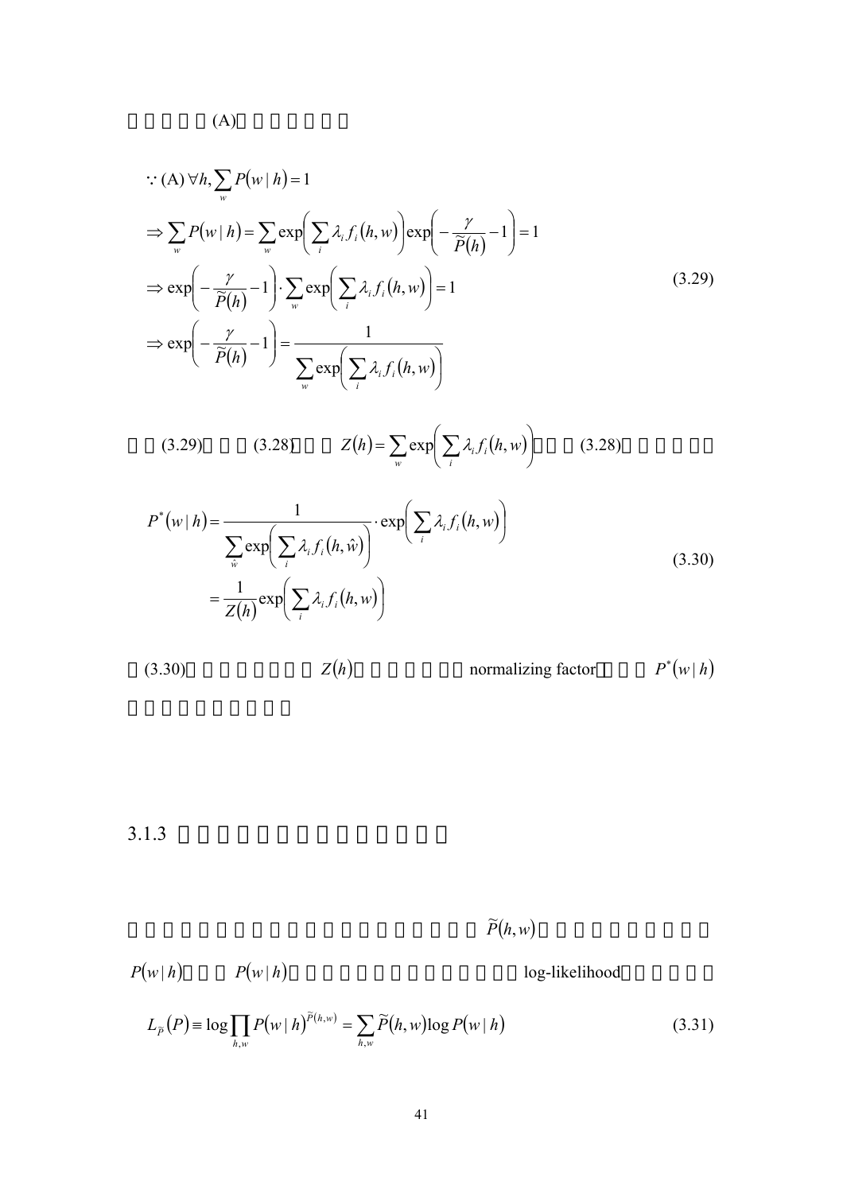(A)

$$
\begin{aligned}
&\because \text{(A)}\ \forall h, \sum_{w} P(w \mid h) = 1 \\
&\Rightarrow \sum_{w} P(w \mid h) = \sum_{w} \exp\left(\sum_{i} \lambda_i f_i(h, w)\right) \exp\left(-\frac{\gamma}{\widetilde{P}(h)} - 1\right) = 1 \\
&\Rightarrow \exp\left(-\frac{\gamma}{\widetilde{P}(h)} - 1\right) \cdot \sum_{w} \exp\left(\sum_{i} \lambda_i f_i(h, w)\right) = 1 \\
&\Rightarrow \exp\left(-\frac{\gamma}{\widetilde{P}(h)} - 1\right) = \frac{1}{\sum_{w} \exp\left(\sum_{i} \lambda_i f_i(h, w)\right)}
\end{aligned}
\tag{3.29}
$$

(3.29) (3.28) $Z(h) = \sum_{w} \exp\left(\sum_{i} \lambda_i f_i(h, w)\right)$ (3.28)

$$
\begin{aligned}
P^*(w \mid h) &= \frac{1}{\sum_{\hat{w}} \exp\left(\sum_{i} \lambda_i f_i(h, \hat{w})\right)} \cdot \exp\left(\sum_{i} \lambda_i f_i(h, w)\right) \\
&= \frac{1}{Z(h)} \exp\left(\sum_{i} \lambda_i f_i(h, w)\right)
\end{aligned}
\tag{3.30}
$$

(3.30) $Z(h)$ normalizing factor $P^*(w \mid h)$

### 3.1.3

$\widetilde{P}(h, w)$

$P(w \mid h)$ $P(w \mid h)$ log-likelihood

$$
L_{\widetilde{P}}(P) \equiv \log \prod_{h,w} P(w \mid h)^{\widetilde{P}(h,w)} = \sum_{h,w} \widetilde{P}(h, w) \log P(w \mid h)
\tag{3.31}
$$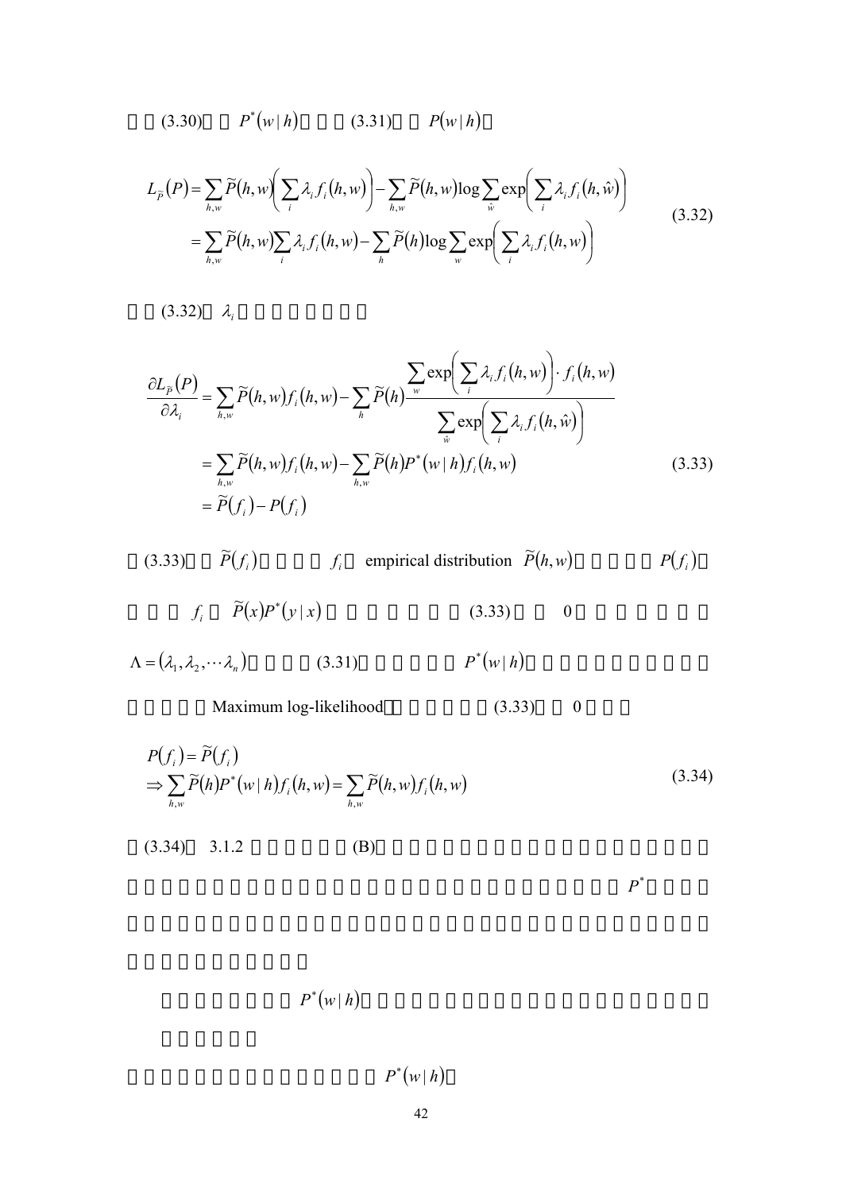(3.30) $P^*(w \mid h)$ (3.31) $P(w \mid h)$

$$
\begin{aligned}
L_{\widetilde{P}}(P) &= \sum_{h,w} \widetilde{P}(h,w)\left(\sum_i \lambda_i f_i(h,w)\right) - \sum_{h,w} \widetilde{P}(h,w) \log \sum_{\hat{w}} \exp\left(\sum_i \lambda_i f_i(h,\hat{w})\right) \\
&= \sum_{h,w} \widetilde{P}(h,w) \sum_i \lambda_i f_i(h,w) - \sum_h \widetilde{P}(h) \log \sum_w \exp\left(\sum_i \lambda_i f_i(h,w)\right)
\end{aligned}
\tag{3.32}
$$

(3.32) $\lambda_i$

$$
\begin{aligned}
\frac{\partial L_{\widetilde{P}}(P)}{\partial \lambda_i} &= \sum_{h,w} \widetilde{P}(h,w) f_i(h,w) - \sum_h \widetilde{P}(h) \frac{\sum_w \exp\left(\sum_i \lambda_i f_i(h,w)\right) \cdot f_i(h,w)}{\sum_{\hat{w}} \exp\left(\sum_i \lambda_i f_i(h,\hat{w})\right)} \\
&= \sum_{h,w} \widetilde{P}(h,w) f_i(h,w) - \sum_{h,w} \widetilde{P}(h) P^*(w \mid h) f_i(h,w) \\
&= \widetilde{P}(f_i) - P(f_i)
\end{aligned}
\tag{3.33}
$$

(3.33) $\widetilde{P}(f_i)$ $f_i$ empirical distribution $\widetilde{P}(h,w)$ $P(f_i)$

$f_i$ $\widetilde{P}(x) P^*(y \mid x)$ (3.33) 0

$\Lambda = (\lambda_1, \lambda_2, \cdots \lambda_n)$ (3.31) $P^*(w \mid h)$

Maximum log-likelihood (3.33) 0

$$
\begin{aligned}
& P(f_i) = \widetilde{P}(f_i) \\
& \Rightarrow \sum_{h,w} \widetilde{P}(h) P^*(w \mid h) f_i(h,w) = \sum_{h,w} \widetilde{P}(h,w) f_i(h,w)
\end{aligned}
\tag{3.34}
$$

(3.34) 3.1.2 (B) $P^*$

$P^*(w \mid h)$

$P^*(w \mid h)$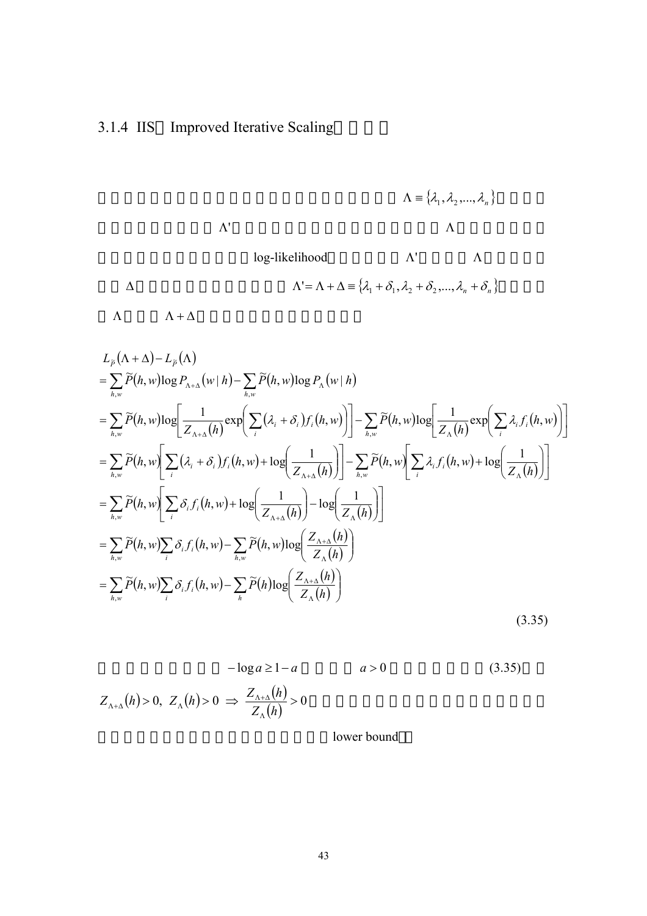### 3.1.4 IIS（Improved Iterative Scaling）

$\Lambda \equiv \{\lambda_1, \lambda_2, ..., \lambda_n\}$

$\Lambda'$ $\Lambda$

log-likelihood $\Lambda'$ $\Lambda$

$\Delta$ $\Lambda' = \Lambda + \Delta \equiv \{\lambda_1 + \delta_1, \lambda_2 + \delta_2, ..., \lambda_n + \delta_n\}$

$\Lambda$ $\Lambda + \Delta$

$$
\begin{aligned}
& L_{\tilde{P}}(\Lambda + \Delta) - L_{\tilde{P}}(\Lambda) \\
&= \sum_{h,w} \tilde{P}(h,w) \log P_{\Lambda+\Delta}(w \mid h) - \sum_{h,w} \tilde{P}(h,w) \log P_{\Lambda}(w \mid h) \\
&= \sum_{h,w} \tilde{P}(h,w) \log \left[ \frac{1}{Z_{\Lambda+\Delta}(h)} \exp\left( \sum_i (\lambda_i + \delta_i) f_i(h,w) \right) \right] - \sum_{h,w} \tilde{P}(h,w) \log \left[ \frac{1}{Z_{\Lambda}(h)} \exp\left( \sum_i \lambda_i f_i(h,w) \right) \right] \\
&= \sum_{h,w} \tilde{P}(h,w) \left[ \sum_i (\lambda_i + \delta_i) f_i(h,w) + \log\left( \frac{1}{Z_{\Lambda+\Delta}(h)} \right) \right] - \sum_{h,w} \tilde{P}(h,w) \left[ \sum_i \lambda_i f_i(h,w) + \log\left( \frac{1}{Z_{\Lambda}(h)} \right) \right] \\
&= \sum_{h,w} \tilde{P}(h,w) \left[ \sum_i \delta_i f_i(h,w) + \log\left( \frac{1}{Z_{\Lambda+\Delta}(h)} \right) - \log\left( \frac{1}{Z_{\Lambda}(h)} \right) \right] \\
&= \sum_{h,w} \tilde{P}(h,w) \sum_i \delta_i f_i(h,w) - \sum_{h,w} \tilde{P}(h,w) \log\left( \frac{Z_{\Lambda+\Delta}(h)}{Z_{\Lambda}(h)} \right) \\
&= \sum_{h,w} \tilde{P}(h,w) \sum_i \delta_i f_i(h,w) - \sum_{h} \tilde{P}(h) \log\left( \frac{Z_{\Lambda+\Delta}(h)}{Z_{\Lambda}(h)} \right)
\end{aligned}
\tag{3.35}
$$

$-\log a \geq 1 - a$ $a > 0$ (3.35)

$Z_{\Lambda+\Delta}(h) > 0,\ Z_{\Lambda}(h) > 0 \ \Rightarrow\ \frac{Z_{\Lambda+\Delta}(h)}{Z_{\Lambda}(h)} > 0$

lower bound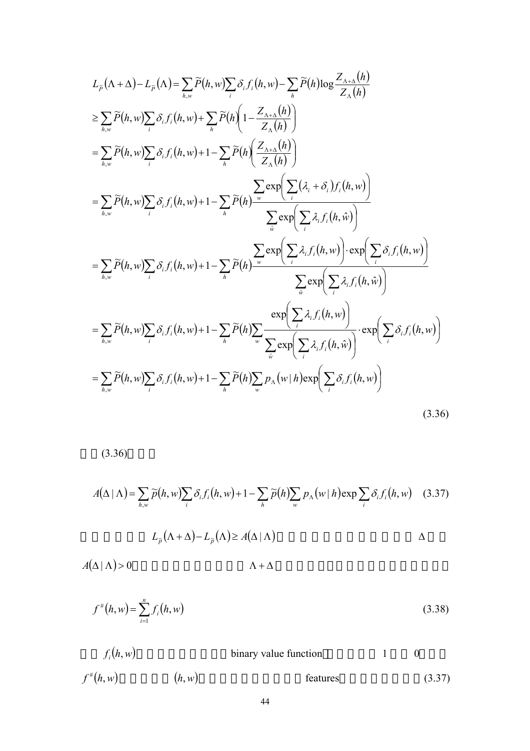$$
\begin{aligned}
&L_{\widetilde{P}}(\Lambda+\Delta)-L_{\widetilde{P}}(\Lambda)=\sum_{h,w}\widetilde{P}(h,w)\sum_{i}\delta_i f_i(h,w)-\sum_{h}\widetilde{P}(h)\log\frac{Z_{\Lambda+\Delta}(h)}{Z_{\Lambda}(h)}\\
&\geq\sum_{h,w}\widetilde{P}(h,w)\sum_{i}\delta_i f_i(h,w)+\sum_{h}\widetilde{P}(h)\left(1-\frac{Z_{\Lambda+\Delta}(h)}{Z_{\Lambda}(h)}\right)\\
&=\sum_{h,w}\widetilde{P}(h,w)\sum_{i}\delta_i f_i(h,w)+1-\sum_{h}\widetilde{P}(h)\left(\frac{Z_{\Lambda+\Delta}(h)}{Z_{\Lambda}(h)}\right)\\
&=\sum_{h,w}\widetilde{P}(h,w)\sum_{i}\delta_i f_i(h,w)+1-\sum_{h}\widetilde{P}(h)\frac{\sum_{w}\exp\left(\sum_{i}(\lambda_i+\delta_i)f_i(h,w)\right)}{\sum_{\hat{w}}\exp\left(\sum_{i}\lambda_i f_i(h,\hat{w})\right)}\\
&=\sum_{h,w}\widetilde{P}(h,w)\sum_{i}\delta_i f_i(h,w)+1-\sum_{h}\widetilde{P}(h)\frac{\sum_{w}\exp\left(\sum_{i}\lambda_i f_i(h,w)\right)\cdot\exp\left(\sum_{i}\delta_i f_i(h,w)\right)}{\sum_{\hat{w}}\exp\left(\sum_{i}\lambda_i f_i(h,\hat{w})\right)}\\
&=\sum_{h,w}\widetilde{P}(h,w)\sum_{i}\delta_i f_i(h,w)+1-\sum_{h}\widetilde{P}(h)\sum_{w}\frac{\exp\left(\sum_{i}\lambda_i f_i(h,w)\right)}{\sum_{\hat{w}}\exp\left(\sum_{i}\lambda_i f_i(h,\hat{w})\right)}\cdot\exp\left(\sum_{i}\delta_i f_i(h,w)\right)\\
&=\sum_{h,w}\widetilde{P}(h,w)\sum_{i}\delta_i f_i(h,w)+1-\sum_{h}\widetilde{P}(h)\sum_{w}p_{\Lambda}(w\mid h)\exp\left(\sum_{i}\delta_i f_i(h,w)\right)
\end{aligned}
\tag{3.36}
$$

(3.36)

$$
A(\Delta\mid\Lambda)=\sum_{h,w}\widetilde{p}(h,w)\sum_{i}\delta_i f_i(h,w)+1-\sum_{h}\widetilde{p}(h)\sum_{w}p_{\Lambda}(w\mid h)\exp\sum_{i}\delta_i f_i(h,w) \tag{3.37}
$$

$L_{\widetilde{p}}(\Lambda+\Delta)-L_{\widetilde{p}}(\Lambda)\geq A(\Delta\mid\Lambda)$ $\Delta$ $A(\Delta\mid\Lambda)>0$ $\Lambda+\Delta$

$$
f^{\#}(h,w)=\sum_{i=1}^{n}f_i(h,w) \tag{3.38}
$$

$f_i(h,w)$ binary value function 1 0 $f^{\#}(h,w)$ $(h,w)$ features (3.37)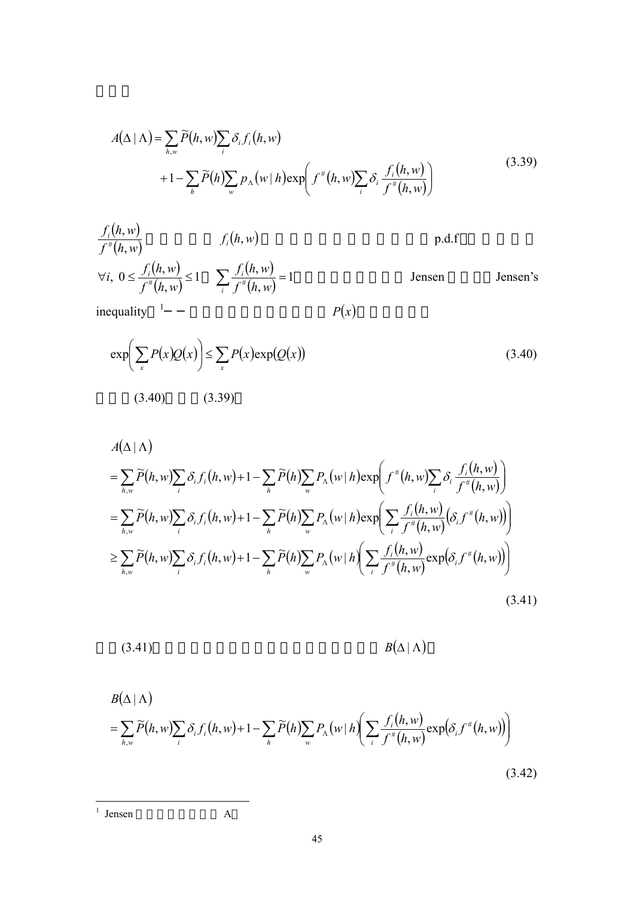$$
\begin{aligned}
A(\Delta \mid \Lambda) &= \sum_{h,w} \widetilde{P}(h,w) \sum_i \delta_i f_i(h,w) \\
&\quad + 1 - \sum_h \widetilde{P}(h) \sum_w p_\Lambda(w \mid h) \exp\left( f^{\#}(h,w) \sum_i \delta_i \frac{f_i(h,w)}{f^{\#}(h,w)} \right)
\end{aligned}
\tag{3.39}
$$

$\frac{f_i(h,w)}{f^{\#}(h,w)}$ $f_i(h,w)$ p.d.f

$\forall i,\ 0 \le \frac{f_i(h,w)}{f^{\#}(h,w)} \le 1$ $\sum_i \frac{f_i(h,w)}{f^{\#}(h,w)} = 1$ Jensen Jensen's inequality[1] −− $P(x)$

$$
\exp\left( \sum_x P(x) Q(x) \right) \le \sum_x P(x) \exp(Q(x))
\tag{3.40}
$$

(3.40) (3.39)

$$
\begin{aligned}
& A(\Delta \mid \Lambda) \\
&= \sum_{h,w} \widetilde{P}(h,w) \sum_i \delta_i f_i(h,w) + 1 - \sum_h \widetilde{P}(h) \sum_w P_\Lambda(w \mid h) \exp\left( f^{\#}(h,w) \sum_i \delta_i \frac{f_i(h,w)}{f^{\#}(h,w)} \right) \\
&= \sum_{h,w} \widetilde{P}(h,w) \sum_i \delta_i f_i(h,w) + 1 - \sum_h \widetilde{P}(h) \sum_w P_\Lambda(w \mid h) \exp\left( \sum_i \frac{f_i(h,w)}{f^{\#}(h,w)} \left( \delta_i f^{\#}(h,w) \right) \right) \\
&\ge \sum_{h,w} \widetilde{P}(h,w) \sum_i \delta_i f_i(h,w) + 1 - \sum_h \widetilde{P}(h) \sum_w P_\Lambda(w \mid h) \left( \sum_i \frac{f_i(h,w)}{f^{\#}(h,w)} \exp\left( \delta_i f^{\#}(h,w) \right) \right)
\end{aligned}
\tag{3.41}
$$

(3.41) $B(\Delta \mid \Lambda)$

$$
\begin{aligned}
& B(\Delta \mid \Lambda) \\
&= \sum_{h,w} \widetilde{P}(h,w) \sum_i \delta_i f_i(h,w) + 1 - \sum_h \widetilde{P}(h) \sum_w P_\Lambda(w \mid h) \left( \sum_i \frac{f_i(h,w)}{f^{\#}(h,w)} \exp\left( \delta_i f^{\#}(h,w) \right) \right)
\end{aligned}
\tag{3.42}
$$

---

[1] Jensen A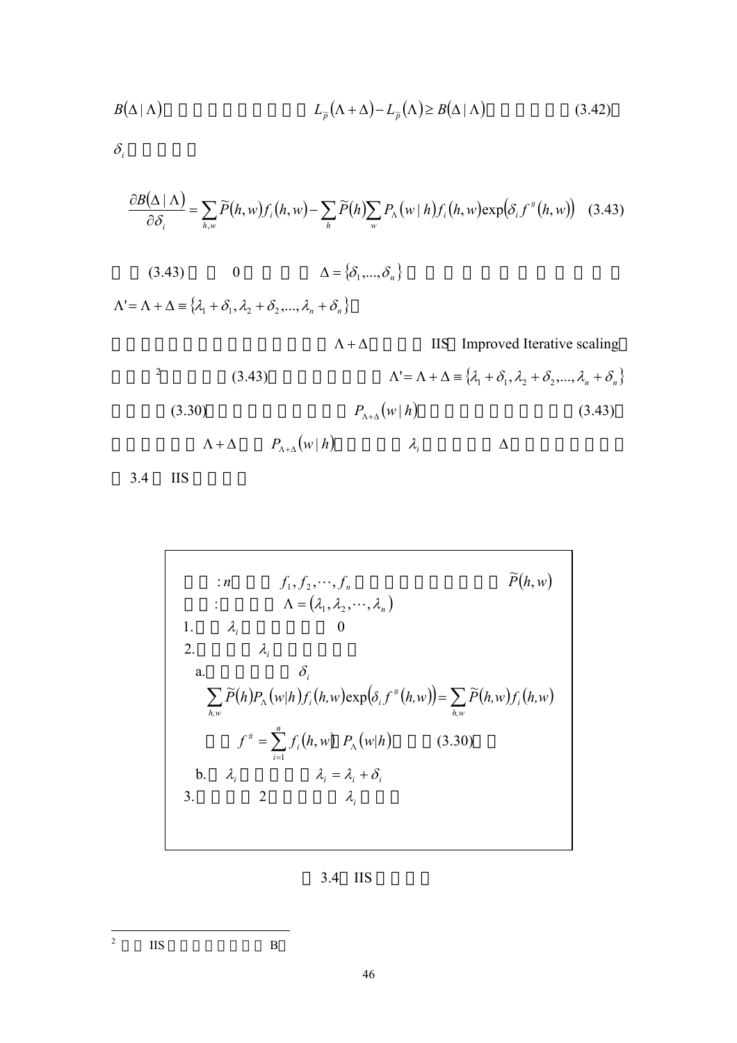$B(\Delta \mid \Lambda)$ $L_{\tilde{p}}(\Lambda+\Delta)-L_{\tilde{p}}(\Lambda) \geq B(\Delta \mid \Lambda)$ (3.42)

$\delta_i$

$$\frac{\partial B(\Delta \mid \Lambda)}{\partial \delta_i} = \sum_{h,w} \tilde{P}(h,w) f_i(h,w) - \sum_{h} \tilde{P}(h) \sum_{w} P_{\Lambda}(w \mid h) f_i(h,w) \exp\left(\delta_i f^{\#}(h,w)\right) \quad (3.43)$$

(3.43) 0 $\Delta = \{\delta_1, \ldots, \delta_n\}$

$\Lambda' = \Lambda + \Delta \equiv \{\lambda_1 + \delta_1, \lambda_2 + \delta_2, \ldots, \lambda_n + \delta_n\}$

$\Lambda + \Delta$ IIS Improved Iterative scaling [2] (3.43) $\Lambda' = \Lambda + \Delta \equiv \{\lambda_1 + \delta_1, \lambda_2 + \delta_2, \ldots, \lambda_n + \delta_n\}$ (3.30) $P_{\Lambda+\Delta}(w \mid h)$ (3.43) $\Lambda + \Delta$ $P_{\Lambda+\Delta}(w \mid h)$ $\lambda_i$ $\Delta$

3.4 IIS

: $n$ $f_1, f_2, \cdots, f_n$ $\tilde{P}(h,w)$

: $\Lambda = (\lambda_1, \lambda_2, \cdots, \lambda_n)$

1. $\lambda_i$ 0

2. $\lambda_i$

a. $\delta_i$

$$\sum_{h,w} \tilde{P}(h) P_{\Lambda}(w|h) f_i(h,w) \exp\left(\delta_i f^{\#}(h,w)\right) = \sum_{h,w} \tilde{P}(h,w) f_i(h,w)$$

$f^{\#} = \sum_{i=1}^{n} f_i(h,w)$ $P_{\Lambda}(w|h)$ (3.30)

b. $\lambda_i$ $\lambda_i = \lambda_i + \delta_i$

3. 2 $\lambda_i$

3.4 IIS

---

[2] IIS B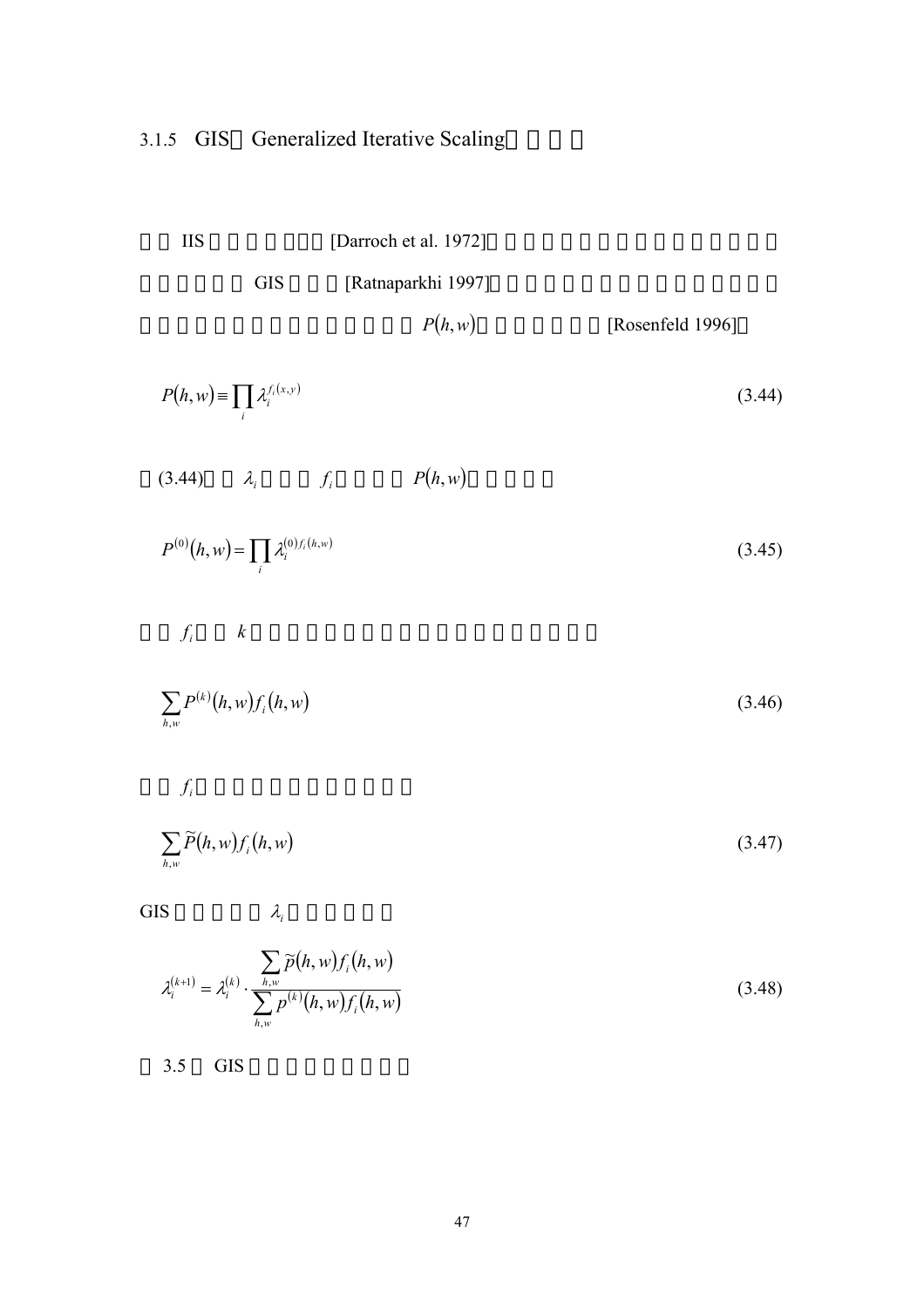### 3.1.5 GIS Generalized Iterative Scaling

IIS [Darroch et al. 1972]

GIS [Ratnaparkhi 1997]

$P(h,w)$ [Rosenfeld 1996]

$$P(h,w) \equiv \prod_i \lambda_i^{f_i(x,y)} \tag{3.44}$$

(3.44) $\lambda_i$ $f_i$ $P(h,w)$

$$P^{(0)}(h,w) = \prod_i \lambda_i^{(0) f_i(h,w)} \tag{3.45}$$

$f_i$ $k$

$$\sum_{h,w} P^{(k)}(h,w) f_i(h,w) \tag{3.46}$$

$f_i$

$$\sum_{h,w} \widetilde{P}(h,w) f_i(h,w) \tag{3.47}$$

GIS $\lambda_i$

$$\lambda_i^{(k+1)} = \lambda_i^{(k)} \cdot \frac{\sum_{h,w} \widetilde{p}(h,w) f_i(h,w)}{\sum_{h,w} p^{(k)}(h,w) f_i(h,w)} \tag{3.48}$$

3.5 GIS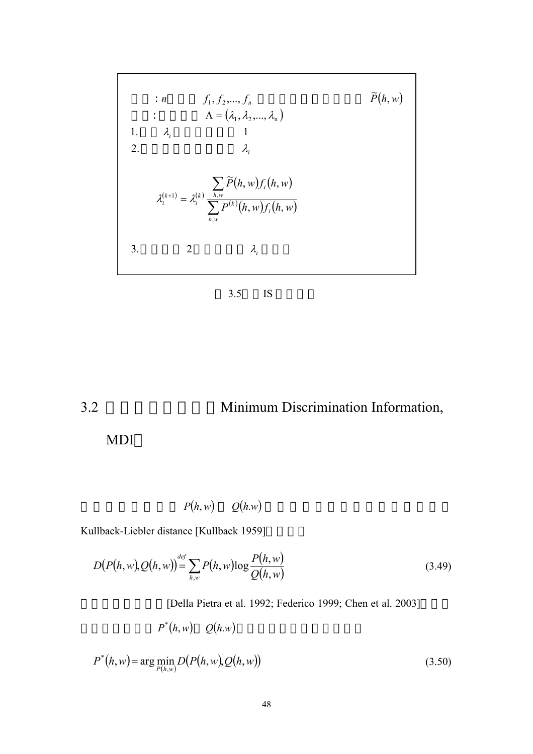: $n$ $f_1, f_2, ..., f_n$ $\widetilde{P}(h,w)$

: $\Lambda = (\lambda_1, \lambda_2, ..., \lambda_n)$

1. $\lambda_i$ 1

2. $\lambda_i$

$$\lambda_i^{(k+1)} = \lambda_i^{(k)} \frac{\sum_{h,w} \widetilde{P}(h,w) f_i(h,w)}{\sum_{h,w} P^{(k)}(h,w) f_i(h,w)}$$

3. 2 $\lambda_i$

3.5 IS

## 3.2 Minimum Discrimination Information, MDI

$P(h,w)$ $Q(h.w)$

Kullback-Liebler distance [Kullback 1959]

$$D(P(h,w), Q(h,w)) \stackrel{def}{=} \sum_{h,w} P(h,w) \log \frac{P(h,w)}{Q(h,w)} \tag{3.49}$$

[Della Pietra et al. 1992; Federico 1999; Chen et al. 2003]

$P^*(h,w)$ $Q(h.w)$

$$P^*(h,w) = \arg\min_{P(h,w)} D(P(h,w), Q(h,w)) \tag{3.50}$$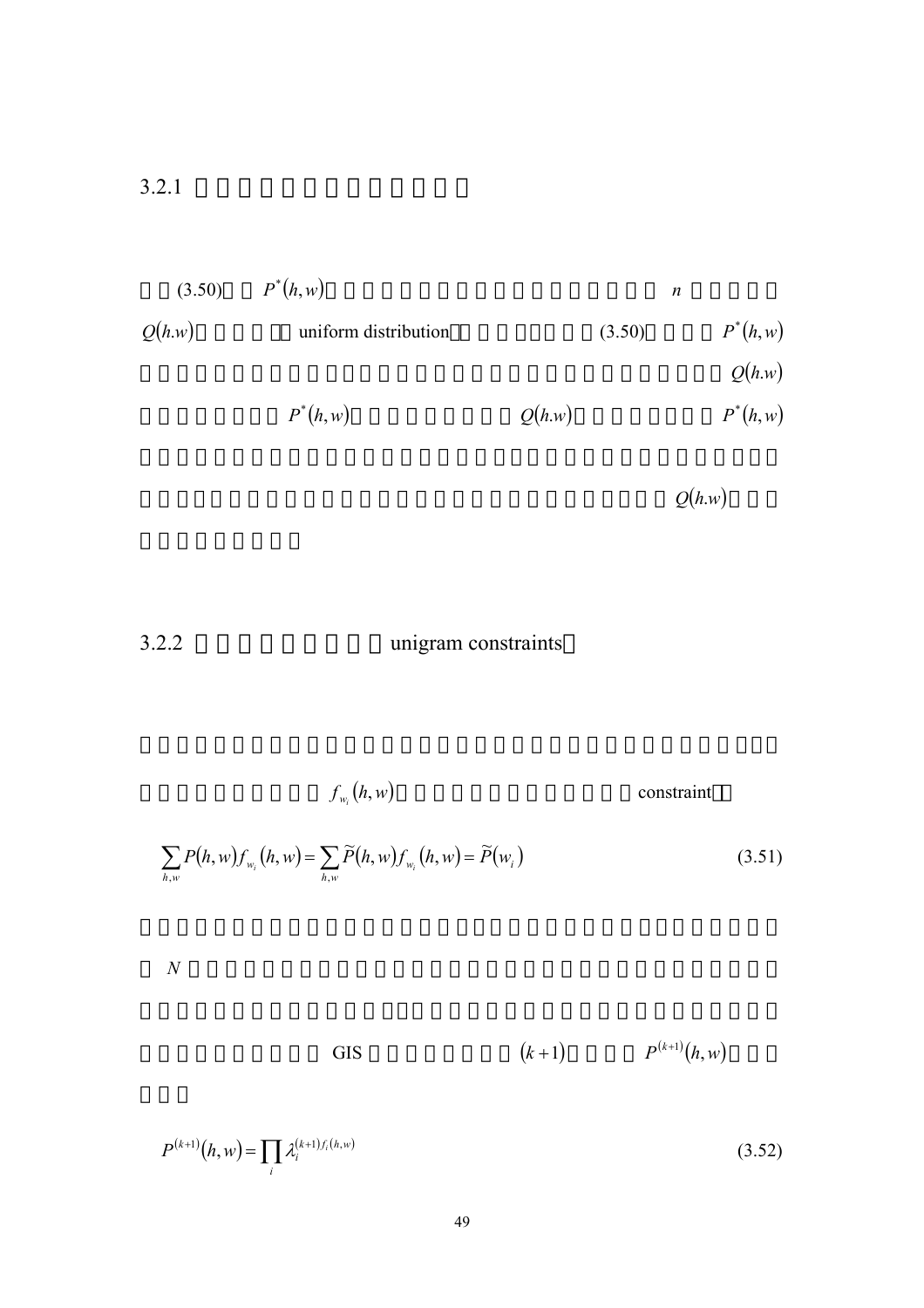## 3.2.1

(3.50) $P^*(h,w)$ $n$

$Q(h.w)$ uniform distribution (3.50) $P^*(h,w)$

$Q(h.w)$

$P^*(h,w)$ $Q(h.w)$ $P^*(h,w)$

$Q(h.w)$

## 3.2.2 unigram constraints

$f_{w_i}(h,w)$ constraint

$$\sum_{h,w} P(h,w) f_{w_i}(h,w) = \sum_{h,w} \widetilde{P}(h,w) f_{w_i}(h,w) = \widetilde{P}(w_i) \tag{3.51}$$

$N$

GIS $(k+1)$ $P^{(k+1)}(h,w)$

$$P^{(k+1)}(h,w) = \prod_i \lambda_i^{(k+1) f_i(h,w)} \tag{3.52}$$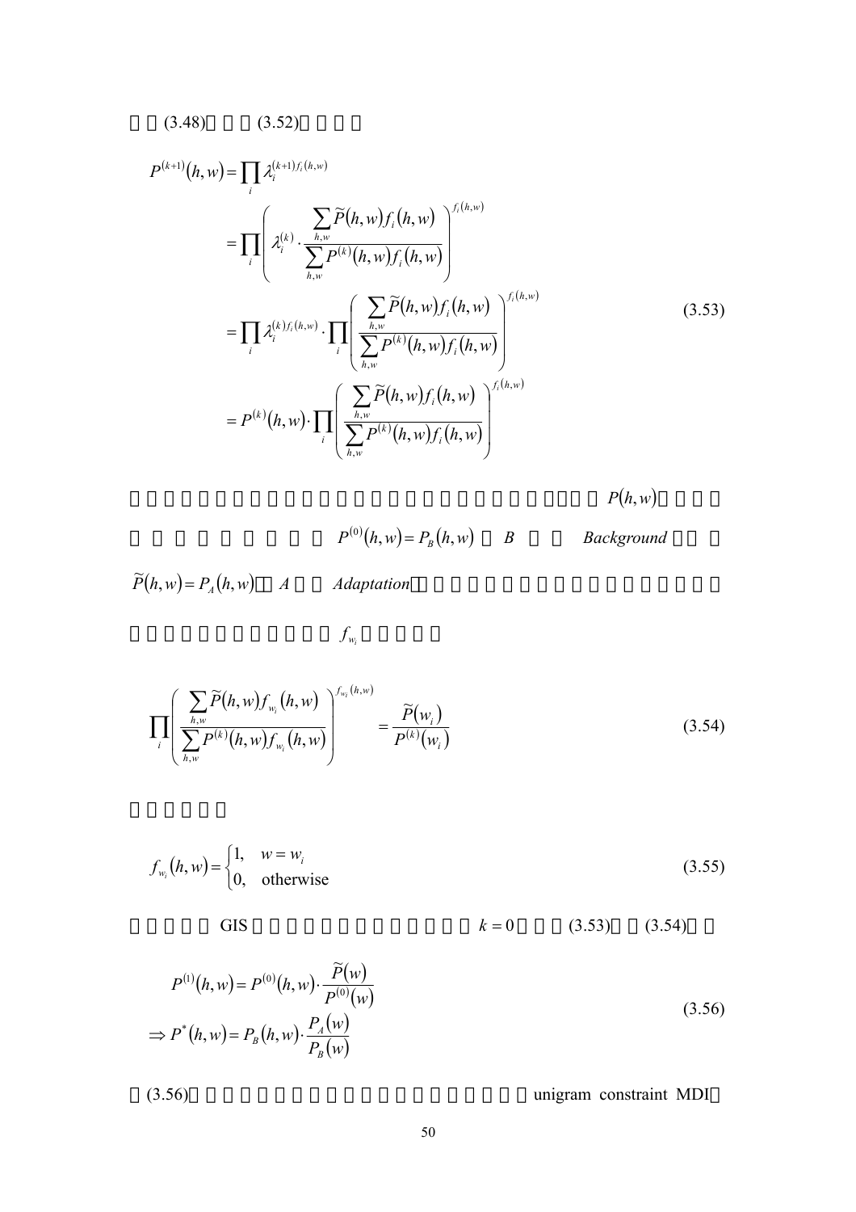□□(3.48)□□□(3.52)□□□□

$$
\begin{aligned}
P^{(k+1)}(h,w) &= \prod_i \lambda_i^{(k+1) f_i(h,w)} \\
&= \prod_i \left( \lambda_i^{(k)} \cdot \frac{\sum_{h,w} \widetilde{P}(h,w) f_i(h,w)}{\sum_{h,w} P^{(k)}(h,w) f_i(h,w)} \right)^{f_i(h,w)} \\
&= \prod_i \lambda_i^{(k) f_i(h,w)} \cdot \prod_i \left( \frac{\sum_{h,w} \widetilde{P}(h,w) f_i(h,w)}{\sum_{h,w} P^{(k)}(h,w) f_i(h,w)} \right)^{f_i(h,w)} \\
&= P^{(k)}(h,w) \cdot \prod_i \left( \frac{\sum_{h,w} \widetilde{P}(h,w) f_i(h,w)}{\sum_{h,w} P^{(k)}(h,w) f_i(h,w)} \right)^{f_i(h,w)}
\end{aligned}
\tag{3.53}
$$

□□□□□□□□□□□□□□□□□□□□□□□□□□□□□□□□□□□□□□□□□□ $P(h,w)$ □□□□□□□□□□□□□□□□□□□ $P^{(0)}(h,w) = P_B(h,w)$ □ $B$ □□ *Background* □□□ $\widetilde{P}(h,w) = P_A(h,w)$ □ $A$ □□ *Adaptation*□□□□□□□□□□□□□□□□□□□□□□□□□□□□□□□□□□□□ $f_{w_i}$ □□□□□

$$
\prod_i \left( \frac{\sum_{h,w} \widetilde{P}(h,w) f_{w_i}(h,w)}{\sum_{h,w} P^{(k)}(h,w) f_{w_i}(h,w)} \right)^{f_{w_i}(h,w)} = \frac{\widetilde{P}(w_i)}{P^{(k)}(w_i)}
\tag{3.54}
$$

□□□□□

$$
f_{w_i}(h,w) = \begin{cases} 1, & w = w_i \\ 0, & \text{otherwise} \end{cases}
\tag{3.55}
$$

□□□□□ GIS □□□□□□□□□□□□□□□ $k=0$ □□□(3.53)□□(3.54)□□

$$
\begin{aligned}
& P^{(1)}(h,w) = P^{(0)}(h,w) \cdot \frac{\widetilde{P}(w)}{P^{(0)}(w)} \\
& \Rightarrow P^{*}(h,w) = P_B(h,w) \cdot \frac{P_A(w)}{P_B(w)}
\end{aligned}
\tag{3.56}
$$

□(3.56)□□□□□□□□□□□□□□□□□□□□□ unigram constraint MDI□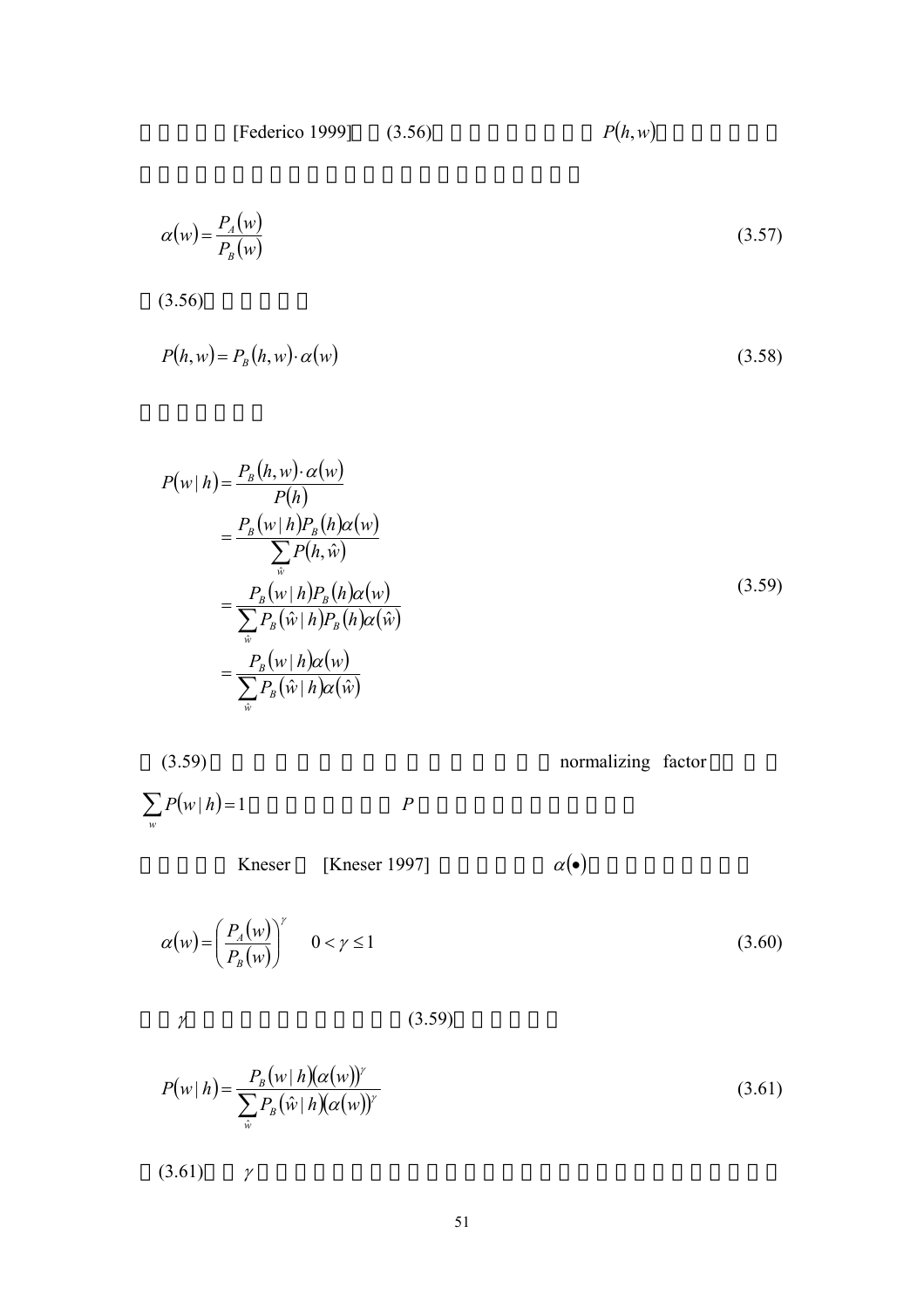[Federico 1999] (3.56) $P(h,w)$

$$\alpha(w) = \frac{P_A(w)}{P_B(w)} \tag{3.57}$$

(3.56)

$$P(h,w) = P_B(h,w) \cdot \alpha(w) \tag{3.58}$$

$$\begin{aligned}
P(w \mid h) &= \frac{P_B(h,w) \cdot \alpha(w)}{P(h)} \\
&= \frac{P_B(w \mid h) P_B(h) \alpha(w)}{\sum_{\hat{w}} P(h,\hat{w})} \\
&= \frac{P_B(w \mid h) P_B(h) \alpha(w)}{\sum_{\hat{w}} P_B(\hat{w} \mid h) P_B(h) \alpha(\hat{w})} \\
&= \frac{P_B(w \mid h) \alpha(w)}{\sum_{\hat{w}} P_B(\hat{w} \mid h) \alpha(\hat{w})}
\end{aligned} \tag{3.59}$$

(3.59) normalizing factor $\sum_{w} P(w \mid h) = 1$ $P$

Kneser [Kneser 1997] $\alpha(\bullet)$

$$\alpha(w) = \left(\frac{P_A(w)}{P_B(w)}\right)^{\gamma} \qquad 0 < \gamma \le 1 \tag{3.60}$$

$\gamma$ (3.59)

$$P(w \mid h) = \frac{P_B(w \mid h)(\alpha(w))^{\gamma}}{\sum_{\hat{w}} P_B(\hat{w} \mid h)(\alpha(w))^{\gamma}} \tag{3.61}$$

(3.61) $\gamma$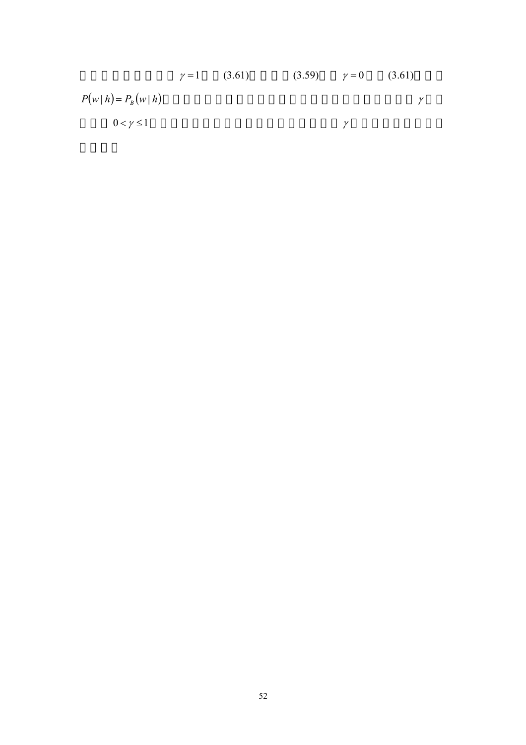□□□□□□□□ $\gamma = 1$ □□(3.61)□□□□(3.59)□□ $\gamma = 0$ □□(3.61)□□□ $P(w \mid h) = P_B(w \mid h)$□□□□□□□□□□□□□□□□□□□□□□□□□□□□□ $\gamma$□□□□□ $0 < \gamma \leq 1$□□□□□□□□□□□□□□□□□□□□□ $\gamma$□□□□□□□□□□□□□□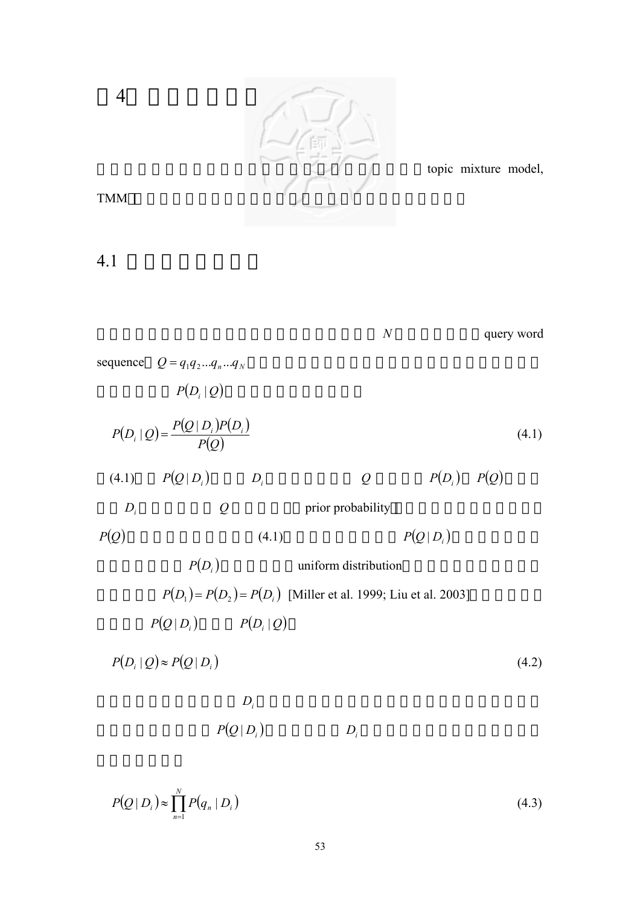# 4

topic mixture model, TMM

## 4.1

$N$ query word sequence $Q = q_1 q_2 \ldots q_n \ldots q_N$

$P(D_i \mid Q)$

$$P(D_i \mid Q) = \frac{P(Q \mid D_i) P(D_i)}{P(Q)} \tag{4.1}$$

(4.1) $P(Q \mid D_i)$ $D_i$ $Q$ $P(D_i)$ $P(Q)$

$D_i$ $Q$ prior probability

$P(Q)$ (4.1) $P(Q \mid D_i)$

$P(D_i)$ uniform distribution

$P(D_1) = P(D_2) = P(D_i)$ [Miller et al. 1999; Liu et al. 2003]

$P(Q \mid D_i)$ $P(D_i \mid Q)$

$$P(D_i \mid Q) \approx P(Q \mid D_i) \tag{4.2}$$

$D_i$

$P(Q \mid D_i)$ $D_i$

$$P(Q \mid D_i) \approx \prod_{n=1}^{N} P(q_n \mid D_i) \tag{4.3}$$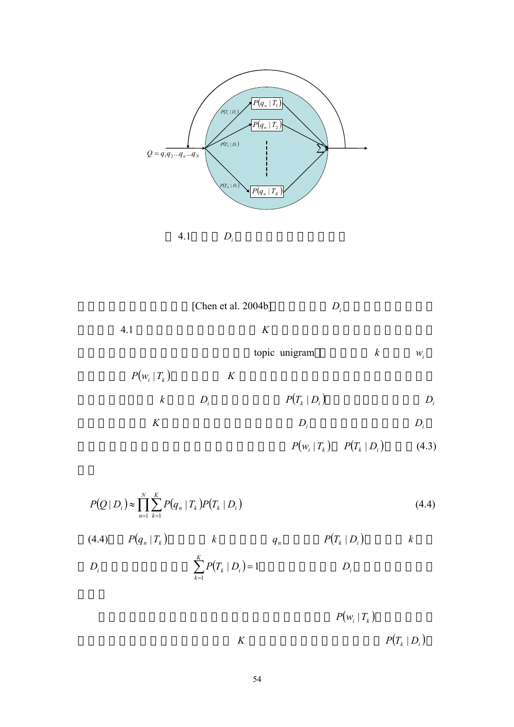$Q = q_1 q_2 \ldots q_n \ldots q_N$

$P(T_1 \mid D_i)$ $P(q_n \mid T_1)$

$P(T_2 \mid D_i)$ $P(q_n \mid T_2)$

$P(T_K \mid D_i)$ $P(q_n \mid T_K)$

$\sum$

4.1 $D_i$

[Chen et al. 2004b] $D_i$ 4.1 $K$ topic unigram $k$ $w_i$ $P(w_i \mid T_k)$ $K$ $k$ $D_i$ $P(T_k \mid D_i)$ $D_i$ $K$ $D_i$ $D_i$ $P(w_i \mid T_k)$ $P(T_k \mid D_i)$ (4.3)

$$P(Q \mid D_i) \approx \prod_{n=1}^{N} \sum_{k=1}^{K} P(q_n \mid T_k) P(T_k \mid D_i) \tag{4.4}$$

(4.4) $P(q_n \mid T_k)$ $k$ $q_n$ $P(T_k \mid D_i)$ $k$ $D_i$ $\sum_{k=1}^{K} P(T_k \mid D_i) = 1$ $D_i$

$P(w_i \mid T_k)$ $K$ $P(T_k \mid D_i)$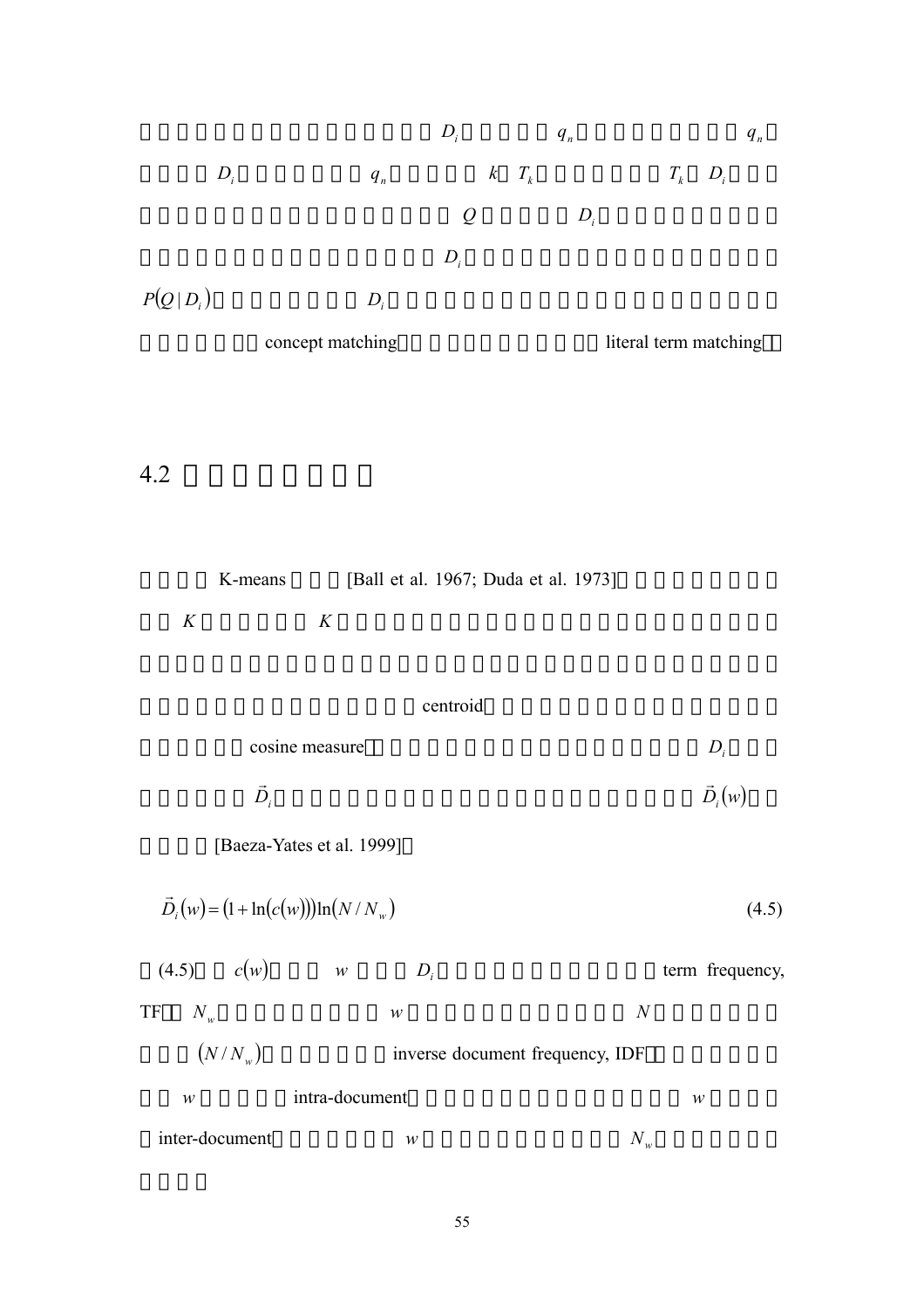$D_i$ $q_n$ $q_n$

$D_i$ $q_n$ $k$ $T_k$ $T_k$ $D_i$

$Q$ $D_i$

$D_i$

$P(Q \mid D_i)$ $D_i$

concept matching literal term matching

## 4.2

K-means [Ball et al. 1967; Duda et al. 1973]

$K$ $K$

centroid

cosine measure $D_i$

$\vec{D}_i$ $\vec{D}_i(w)$

[Baeza-Yates et al. 1999]

$$\vec{D}_i(w) = (1 + \ln(c(w)))\ln(N / N_w) \tag{4.5}$$

(4.5) $c(w)$ $w$ $D_i$ term frequency, TF $N_w$ $w$ $N$

$(N / N_w)$ inverse document frequency, IDF

$w$ intra-document $w$

inter-document $w$ $N_w$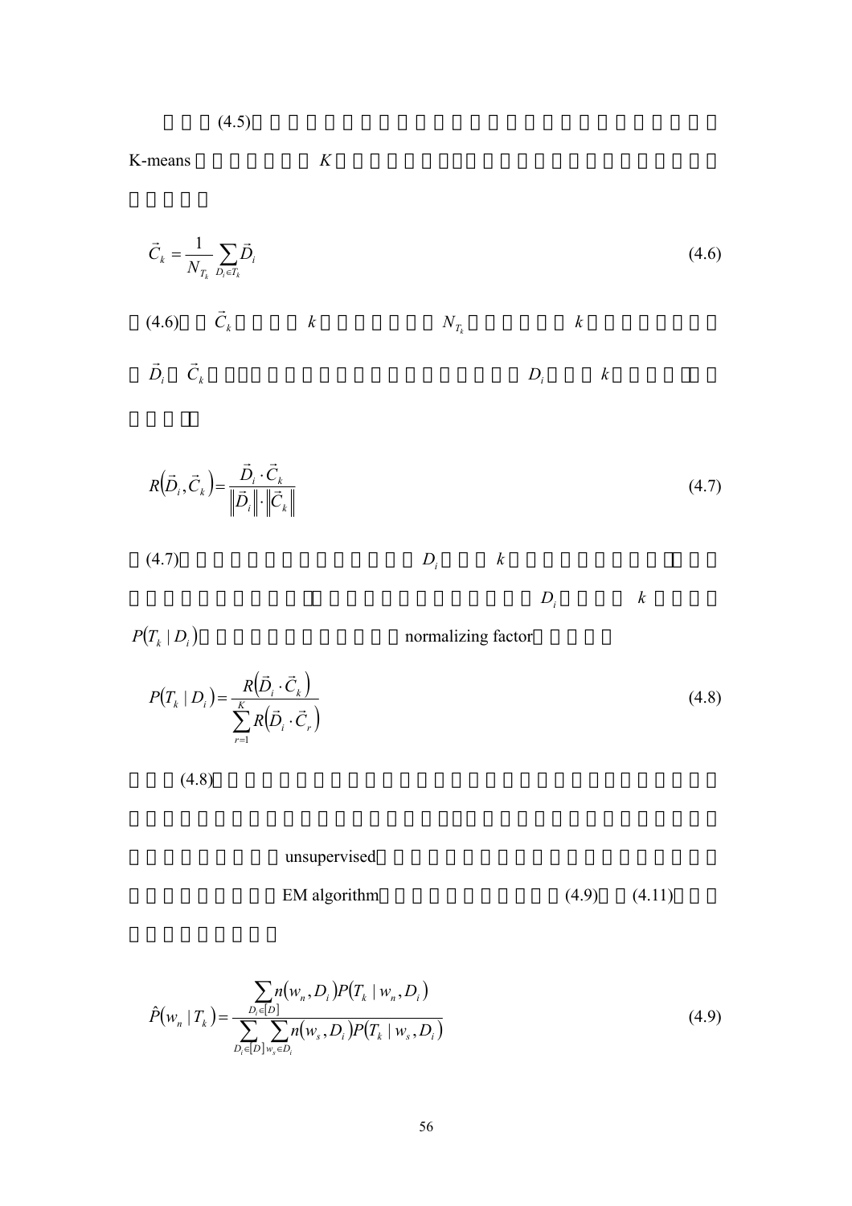(4.5)

K-means $K$

$$\vec{C}_k = \frac{1}{N_{T_k}} \sum_{D_i \in T_k} \vec{D}_i \tag{4.6}$$

(4.6) $\vec{C}_k$ $k$ $N_{T_k}$ $k$

$\vec{D}_i$ $\vec{C}_k$ $D_i$ $k$

$$R\left(\vec{D}_i, \vec{C}_k\right) = \frac{\vec{D}_i \cdot \vec{C}_k}{\left\|\vec{D}_i\right\| \cdot \left\|\vec{C}_k\right\|} \tag{4.7}$$

(4.7) $D_i$ $k$

$D_i$ $k$

$P(T_k \mid D_i)$ normalizing factor

$$P(T_k \mid D_i) = \frac{R\left(\vec{D}_i \cdot \vec{C}_k\right)}{\sum_{r=1}^{K} R\left(\vec{D}_i \cdot \vec{C}_r\right)} \tag{4.8}$$

(4.8)

unsupervised

EM algorithm (4.9) (4.11)

$$\hat{P}(w_n \mid T_k) = \frac{\sum_{D_i \in [D]} n(w_n, D_i) P(T_k \mid w_n, D_i)}{\sum_{D_i \in [D]} \sum_{w_s \in D_i} n(w_s, D_i) P(T_k \mid w_s, D_i)} \tag{4.9}$$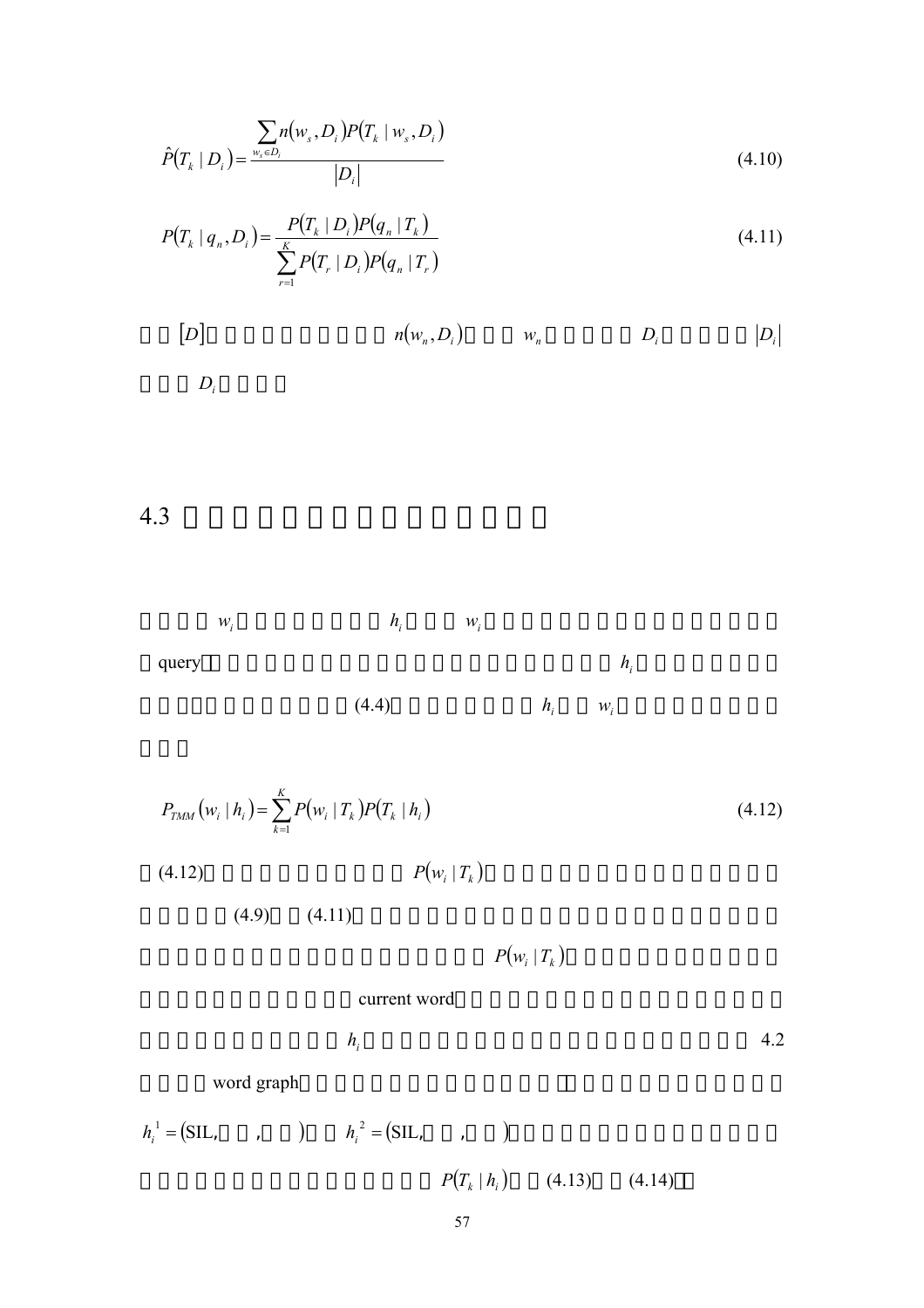$$\hat{P}(T_k \mid D_i) = \frac{\sum_{w_s \in D_i} n(w_s, D_i) P(T_k \mid w_s, D_i)}{|D_i|} \tag{4.10}$$

$$P(T_k \mid q_n, D_i) = \frac{P(T_k \mid D_i) P(q_n \mid T_k)}{\sum_{r=1}^{K} P(T_r \mid D_i) P(q_n \mid T_r)} \tag{4.11}$$

[D] $n(w_n, D_i)$ $w_n$ $D_i$ $|D_i|$

$D_i$

## 4.3

$w_i$ $h_i$ $w_i$

query $h_i$

(4.4) $h_i$ $w_i$

$$P_{TMM}(w_i \mid h_i) = \sum_{k=1}^{K} P(w_i \mid T_k) P(T_k \mid h_i) \tag{4.12}$$

(4.12) $P(w_i \mid T_k)$

(4.9) (4.11)

$P(w_i \mid T_k)$

current word

$h_i$ 4.2

word graph

$h_i^1 = (\text{SIL}, \quad , \quad )$ $h_i^2 = (\text{SIL}, \quad , \quad )$

$P(T_k \mid h_i)$ (4.13) (4.14)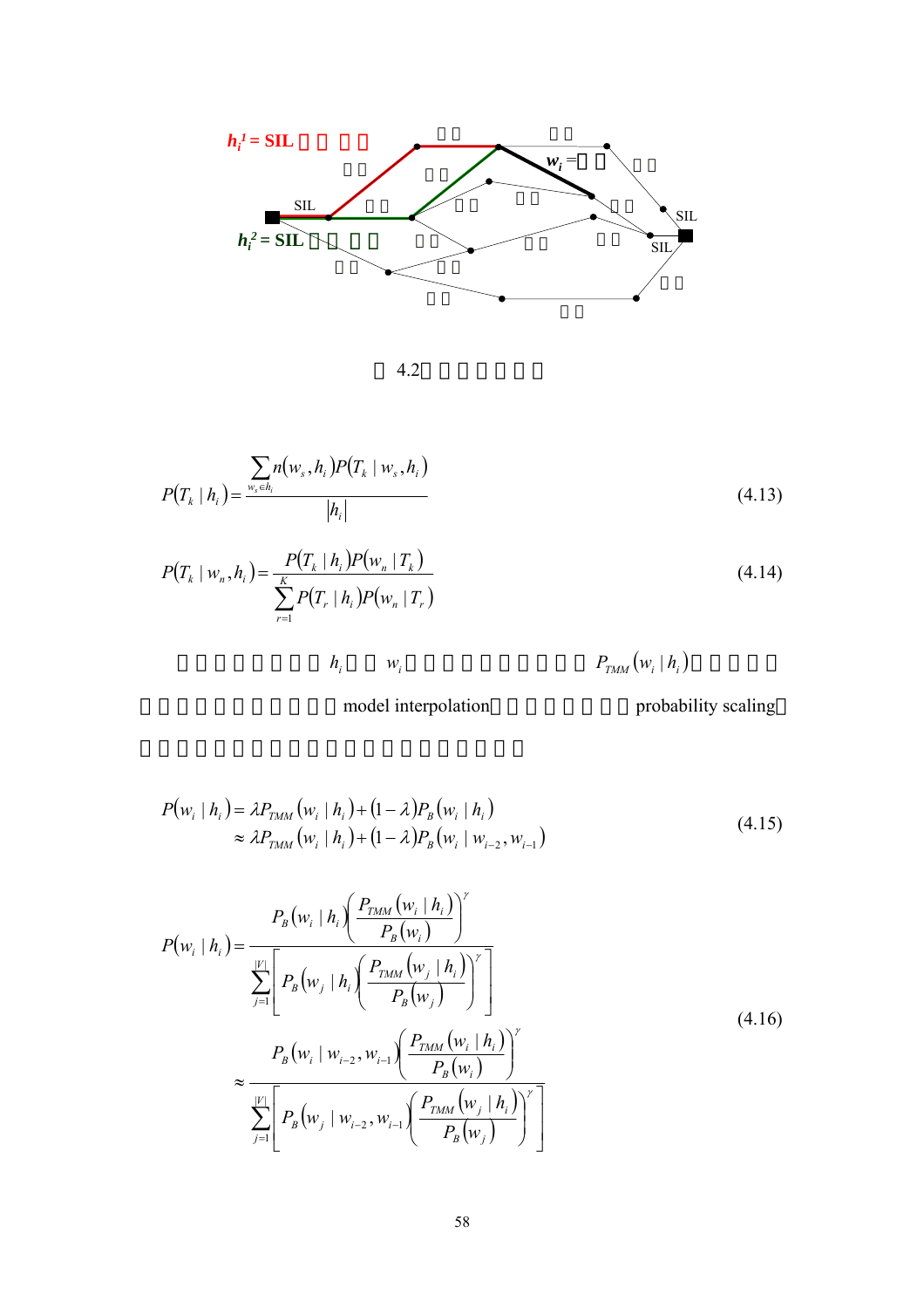图 4.2

$$P(T_k \mid h_i) = \frac{\sum_{w_s \in h_i} n(w_s, h_i) P(T_k \mid w_s, h_i)}{|h_i|} \tag{4.13}$$

$$P(T_k \mid w_n, h_i) = \frac{P(T_k \mid h_i) P(w_n \mid T_k)}{\sum_{r=1}^{K} P(T_r \mid h_i) P(w_n \mid T_r)} \tag{4.14}$$

$h_i$ $w_i$ $P_{TMM}(w_i \mid h_i)$ model interpolation probability scaling

$$\begin{aligned} P(w_i \mid h_i) &= \lambda P_{TMM}(w_i \mid h_i) + (1-\lambda) P_B(w_i \mid h_i) \\ &\approx \lambda P_{TMM}(w_i \mid h_i) + (1-\lambda) P_B(w_i \mid w_{i-2}, w_{i-1}) \end{aligned} \tag{4.15}$$

$$\begin{aligned} P(w_i \mid h_i) &= \frac{P_B(w_i \mid h_i) \left( \frac{P_{TMM}(w_i \mid h_i)}{P_B(w_i)} \right)^{\gamma}}{\sum_{j=1}^{|V|} \left[ P_B(w_j \mid h_i) \left( \frac{P_{TMM}(w_j \mid h_i)}{P_B(w_j)} \right)^{\gamma} \right]} \\ &\approx \frac{P_B(w_i \mid w_{i-2}, w_{i-1}) \left( \frac{P_{TMM}(w_i \mid h_i)}{P_B(w_i)} \right)^{\gamma}}{\sum_{j=1}^{|V|} \left[ P_B(w_j \mid w_{i-2}, w_{i-1}) \left( \frac{P_{TMM}(w_j \mid h_i)}{P_B(w_j)} \right)^{\gamma} \right]} \end{aligned} \tag{4.16}$$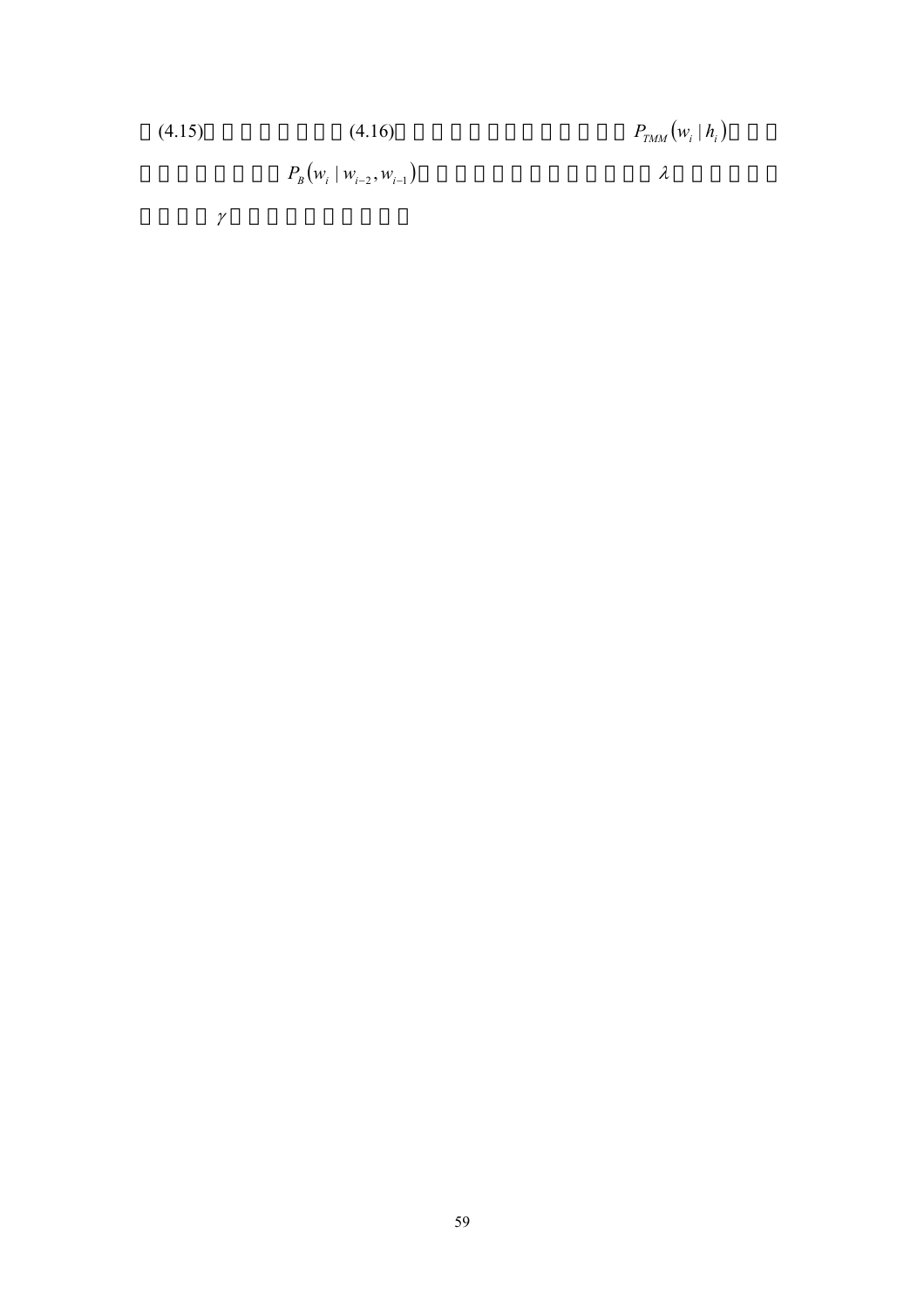□(4.15)□□□□□□□□(4.16)□□□□□□□□□□□□□$P_{TMM}(w_i \mid h_i)$□□□
□□□□□□□□$P_B(w_i \mid w_{i-2}, w_{i-1})$□□□□□□□□□□□□□$\lambda$□□□□□□
□□□□$\gamma$□□□□□□□□□□□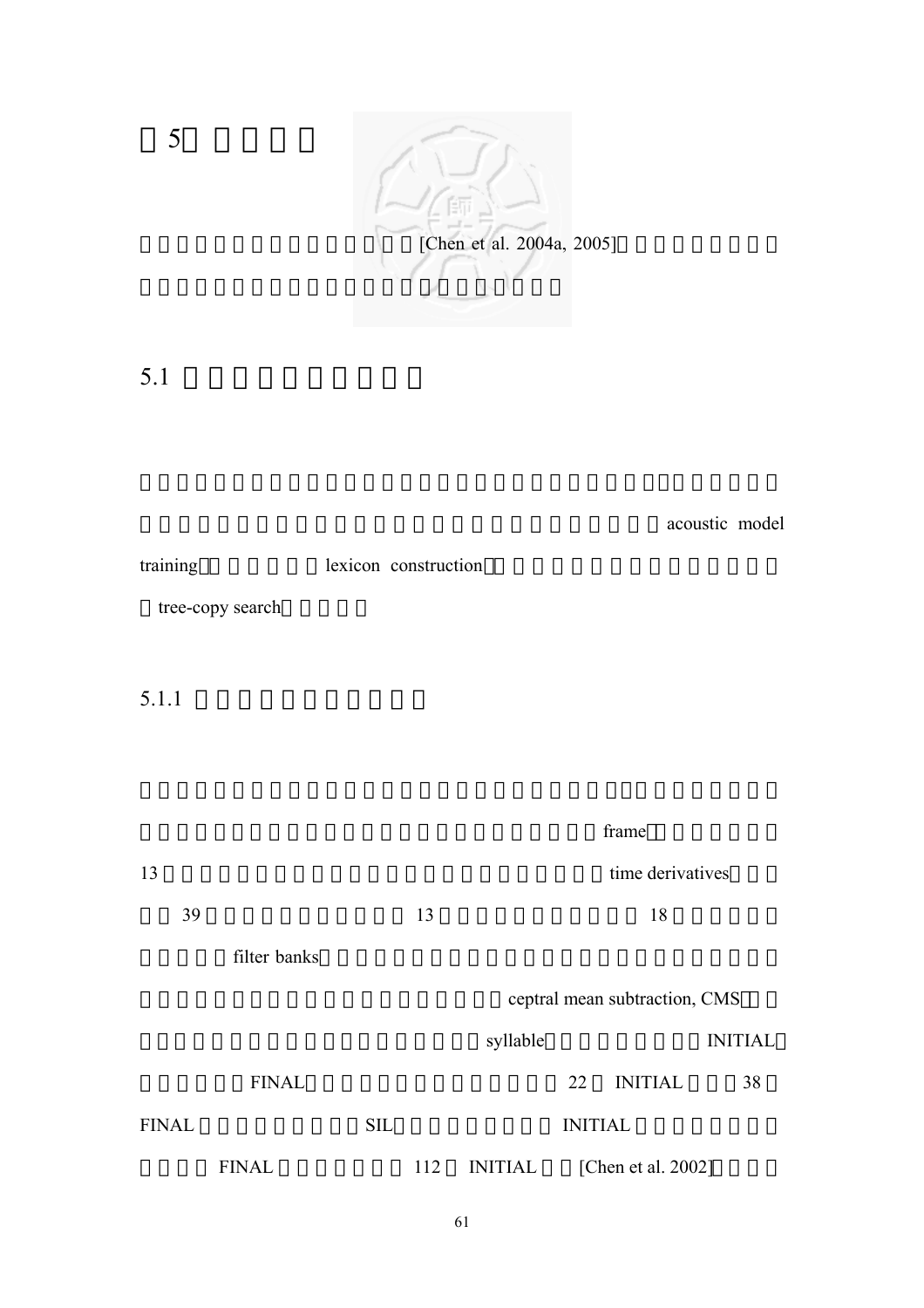# 5

[Chen et al. 2004a, 2005]

## 5.1

acoustic model training lexicon construction tree-copy search

### 5.1.1

frame 13 time derivatives 39 13 18 filter banks ceptral mean subtraction, CMS syllable INITIAL FINAL 22 INITIAL 38 FINAL SIL INITIAL FINAL 112 INITIAL [Chen et al. 2002]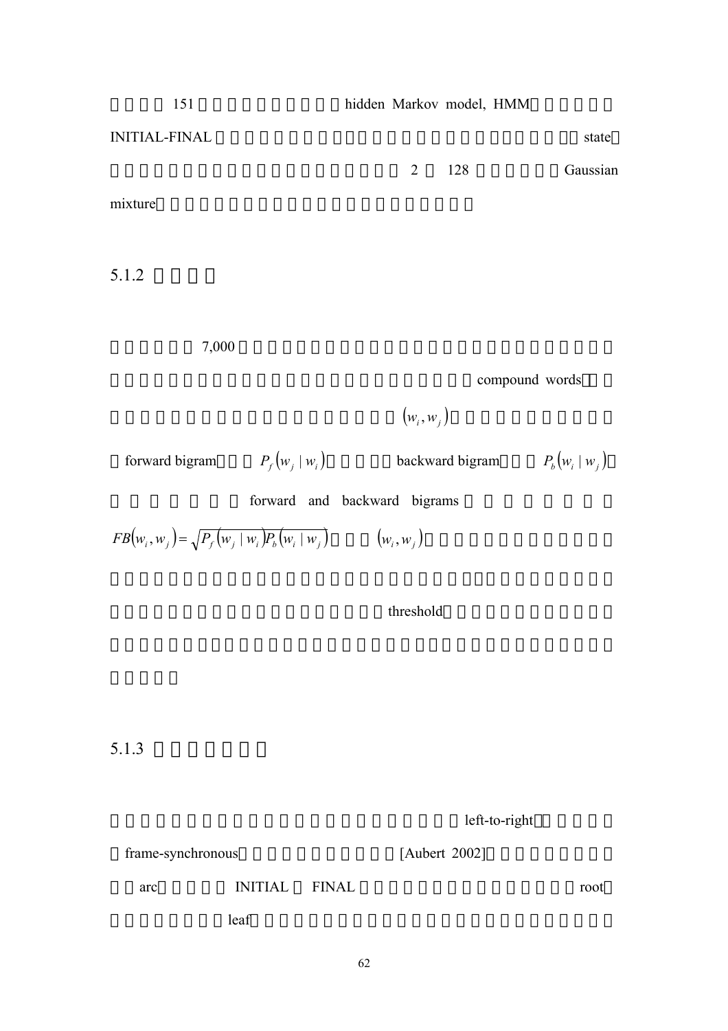151 hidden Markov model, HMM

INITIAL-FINAL state

2 128 Gaussian

mixture

### 5.1.2

7,000

compound words

$(w_i, w_j)$

forward bigram $P_f(w_j \mid w_i)$ backward bigram $P_b(w_i \mid w_j)$

forward and backward bigrams

$FB(w_i, w_j) = \sqrt{P_f(w_j \mid w_i) P_b(w_i \mid w_j)}$ $(w_i, w_j)$

threshold

### 5.1.3

left-to-right

frame-synchronous [Aubert 2002]

arc INITIAL FINAL root

leaf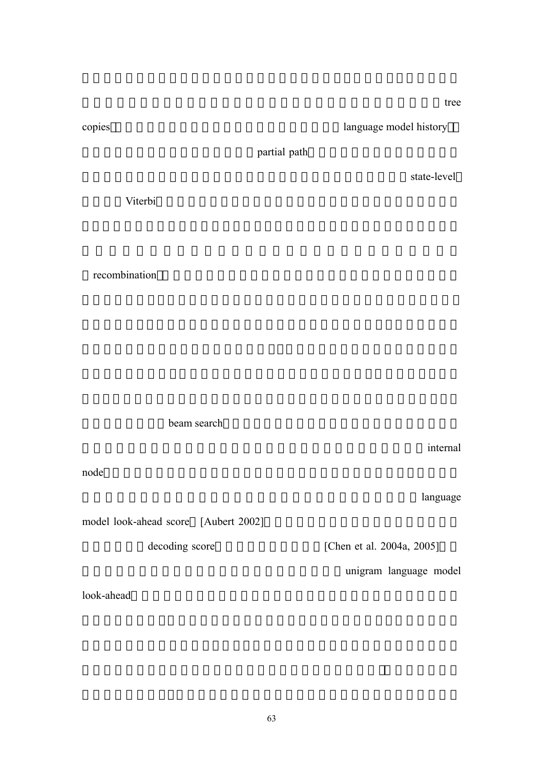tree

copies language model history

partial path

state-level

Viterbi

recombination

beam search

internal

node

language

model look-ahead score [Aubert 2002]

decoding score [Chen et al. 2004a, 2005]

unigram language model

look-ahead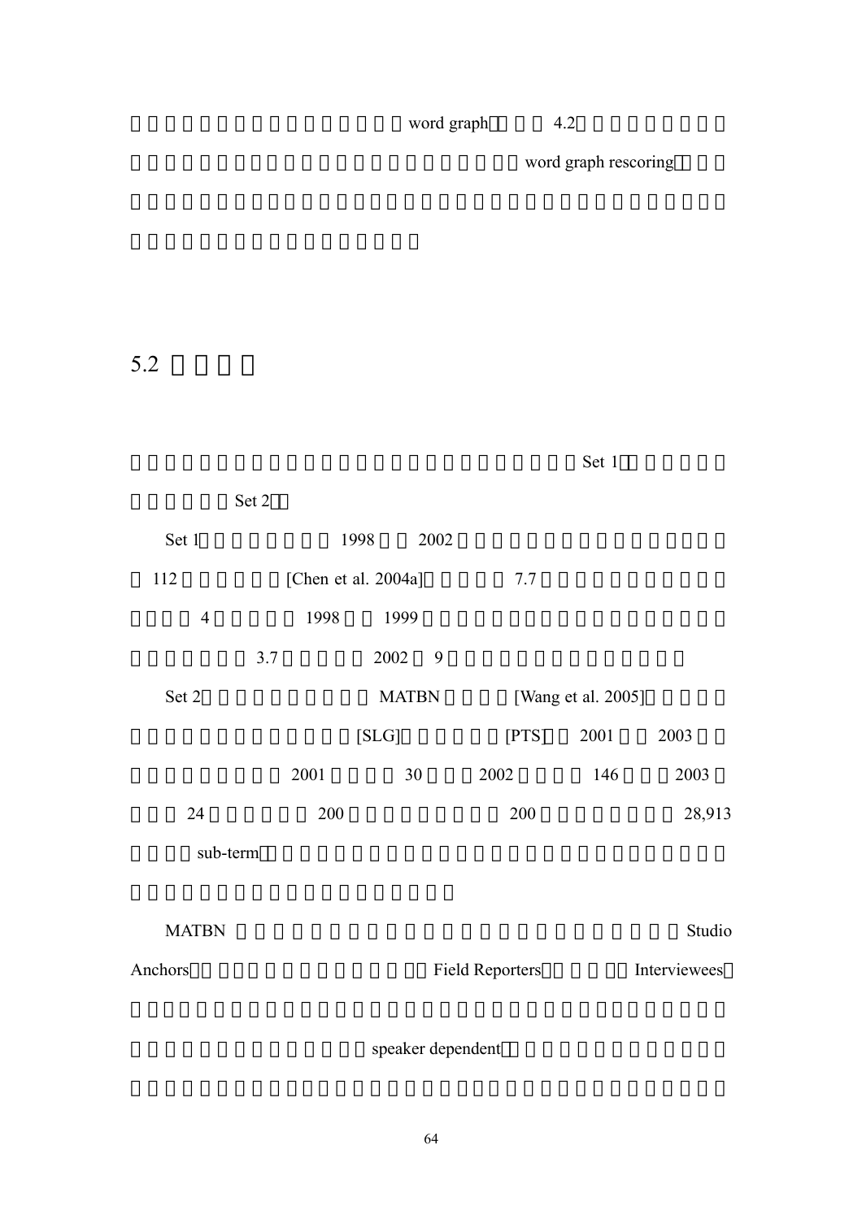word graph 4.2

word graph rescoring

## 5.2

Set 1

Set 2

Set 1 1998 2002

112 [Chen et al. 2004a] 7.7

4 1998 1999

3.7 2002 9

Set 2 MATBN [Wang et al. 2005]

[SLG] [PTS] 2001 2003

2001 30 2002 146 2003

24 200 200 28,913

sub-term

MATBN Studio Anchors Field Reporters Interviewees

speaker dependent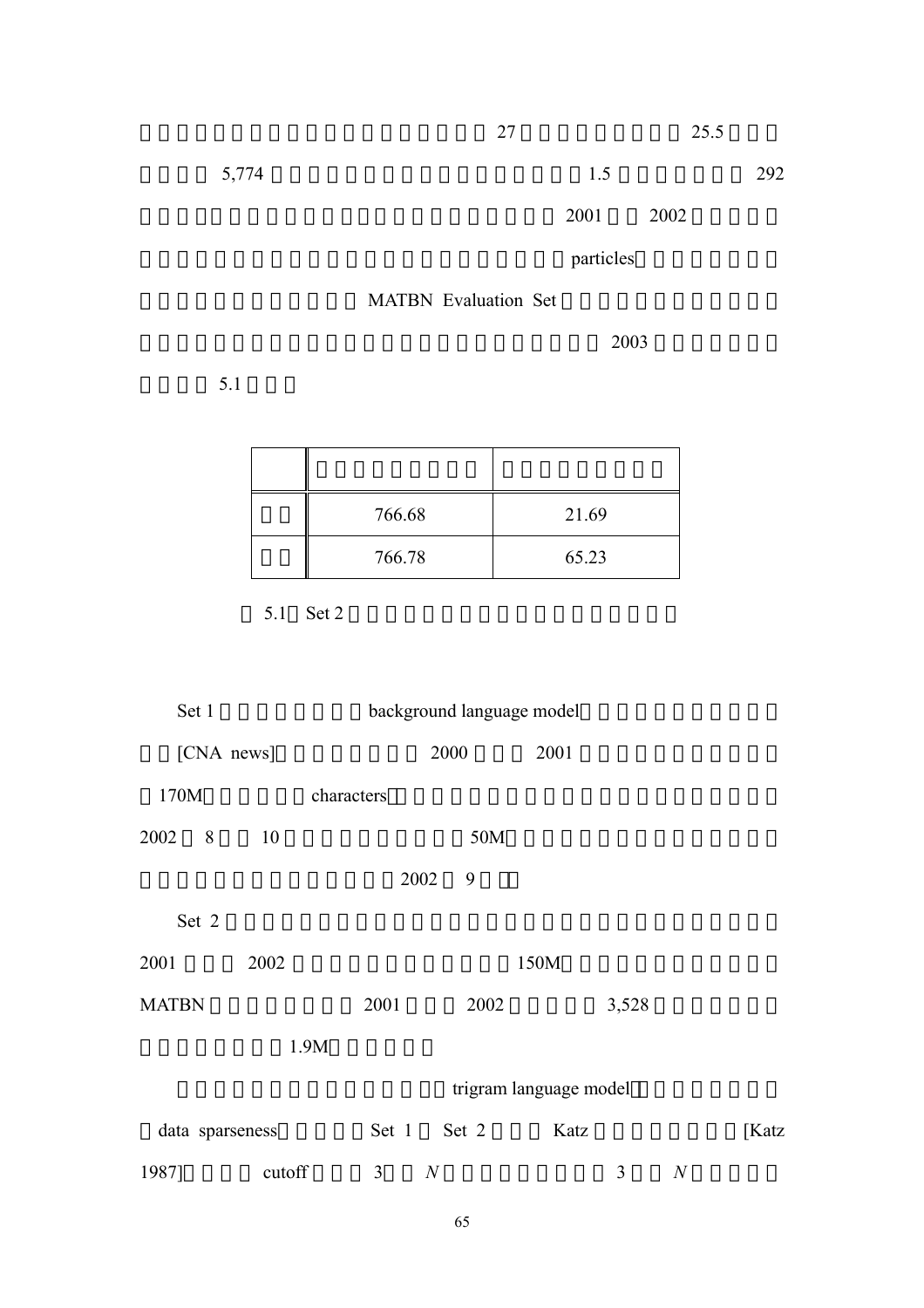27 25.5

5,774 1.5 292

2001 2002

particles

MATBN Evaluation Set

2003

5.1

| | | |
|---|---|---|
| | 766.68 | 21.69 |
| | 766.78 | 65.23 |

5.1 Set 2

Set 1 background language model

[CNA news] 2000 2001

170M characters

2002 8 10 50M

2002 9

Set 2

2001 2002 150M

MATBN 2001 2002 3,528

1.9M

trigram language model

data sparseness Set 1 Set 2 Katz [Katz 1987] cutoff 3 $N$ 3 $N$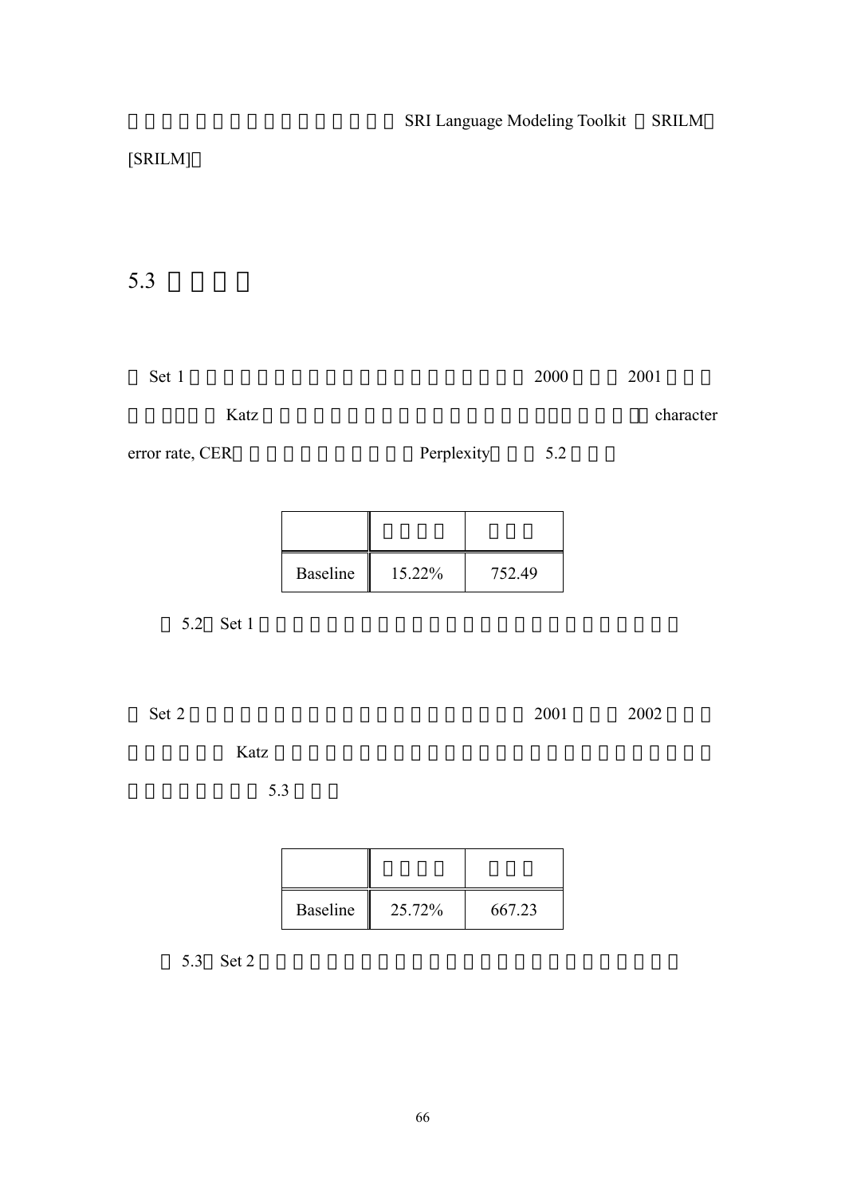SRI Language Modeling Toolkit SRILM

[SRILM]

## 5.3

Set 1 2000 2001

Katz character

error rate, CER Perplexity 5.2

| | | |
|---|---|---|
| Baseline | 15.22% | 752.49 |

5.2 Set 1

Set 2 2001 2002

Katz

5.3

| | | |
|---|---|---|
| Baseline | 25.72% | 667.23 |

5.3 Set 2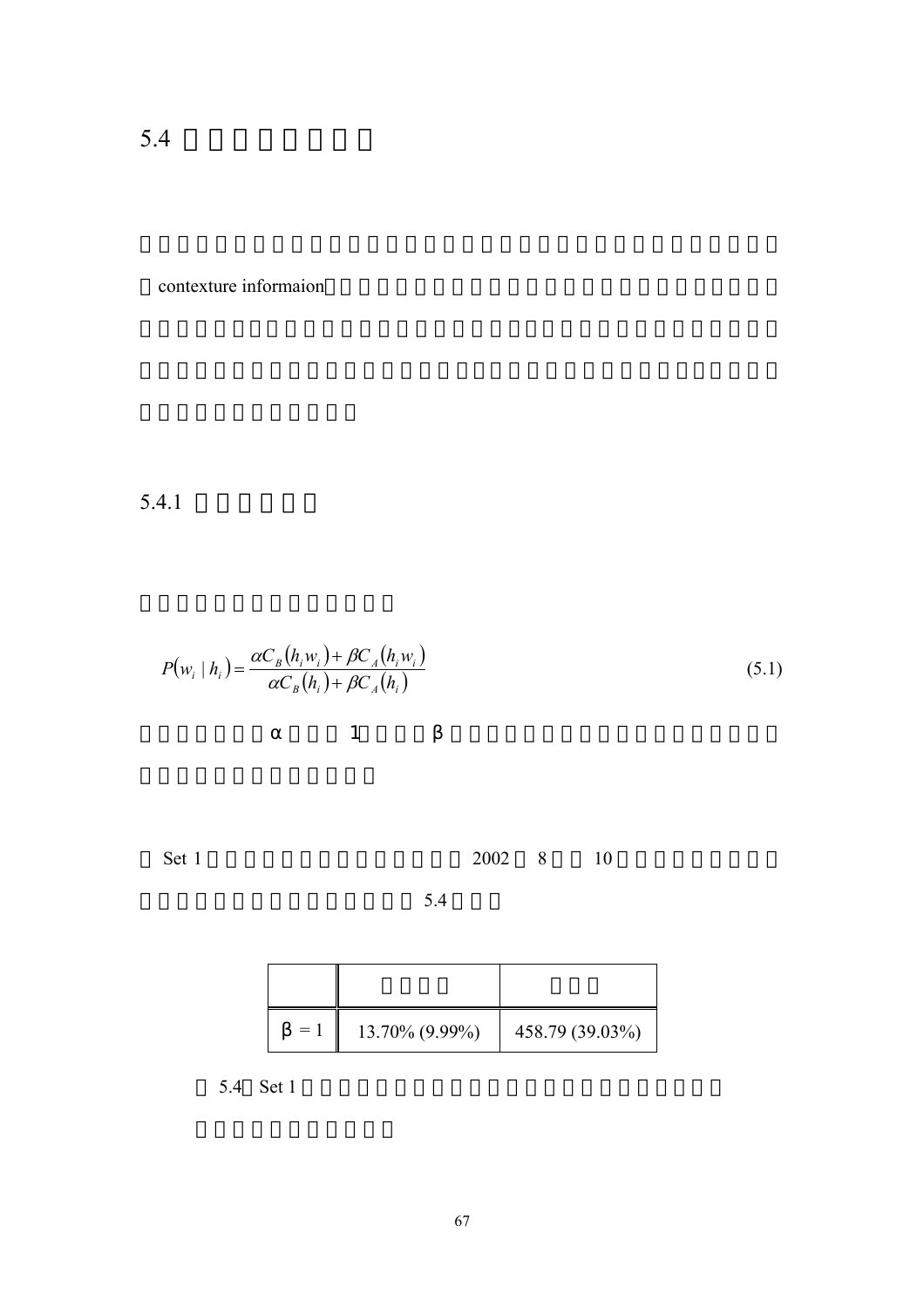## 5.4

contexture informaion

### 5.4.1

$$P(w_i \mid h_i) = \frac{\alpha C_B(h_i w_i) + \beta C_A(h_i w_i)}{\alpha C_B(h_i) + \beta C_A(h_i)} \tag{5.1}$$

α 1 β

Set 1 2002 8 10

5.4

| | | |
|---|---|---|
| β = 1 | 13.70% (9.99%) | 458.79 (39.03%) |

5.4 Set 1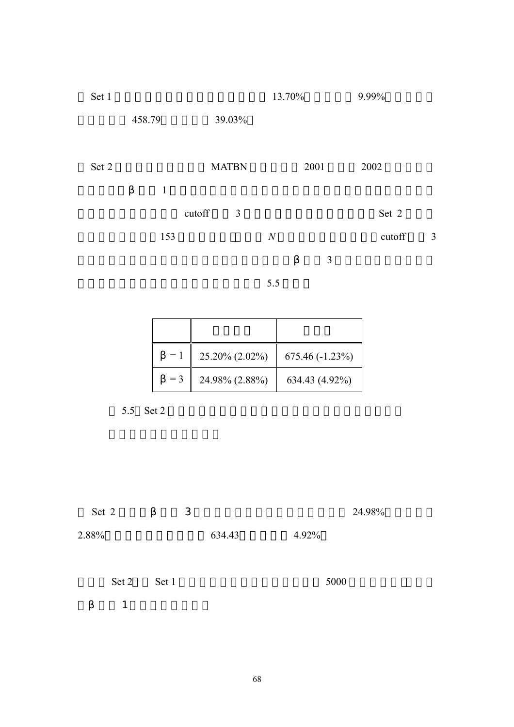Set 1 13.70% 9.99%

458.79 39.03%

Set 2 MATBN 2001 2002

β 1

cutoff 3 Set 2

153 $N$ cutoff 3

β 3

5.5

| | | |
|---|---|---|
| β = 1 | 25.20% (2.02%) | 675.46 (-1.23%) |
| β = 3 | 24.98% (2.88%) | 634.43 (4.92%) |

5.5 Set 2

Set 2 β 3 24.98%

2.88% 634.43 4.92%

Set 2 Set 1 5000

β 1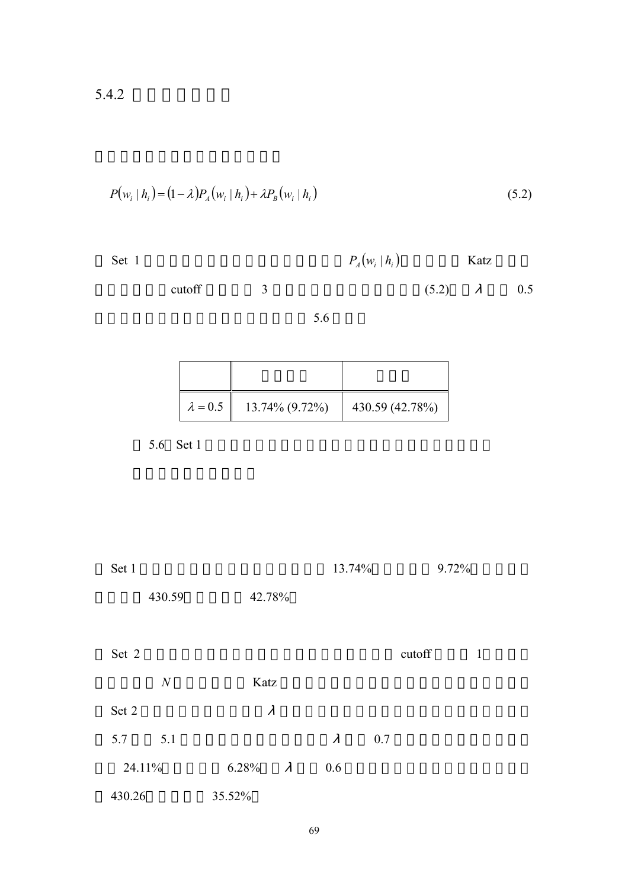## 5.4.2

$$P(w_i \mid h_i) = (1-\lambda)P_A(w_i \mid h_i) + \lambda P_B(w_i \mid h_i) \tag{5.2}$$

Set 1 $P_A(w_i \mid h_i)$ Katz cutoff 3 (5.2) $\lambda$ 0.5 5.6

| | | |
|---|---|---|
| $\lambda = 0.5$ | 13.74% (9.72%) | 430.59 (42.78%) |

5.6 Set 1

Set 1 13.74% 9.72% 430.59 42.78%

Set 2 cutoff 1 $N$ Katz Set 2 $\lambda$ 5.7 5.1 $\lambda$ 0.7 24.11% 6.28% $\lambda$ 0.6 430.26 35.52%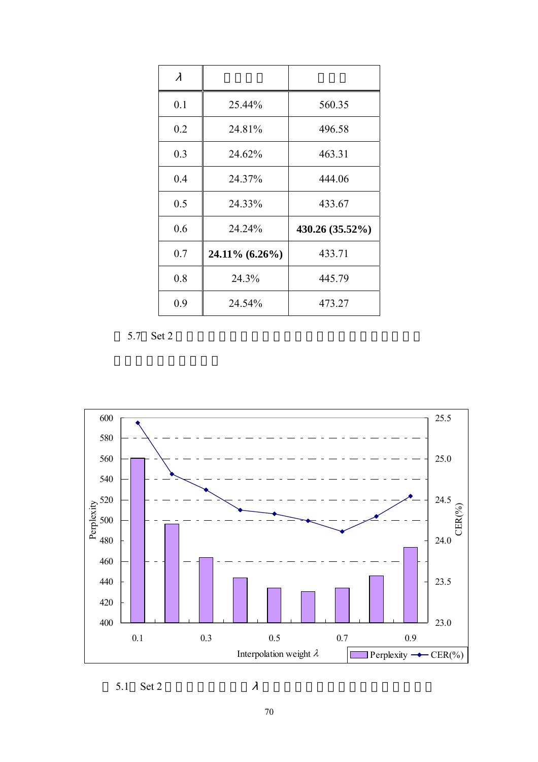| $\lambda$ | | |
|---|---|---|
| 0.1 | 25.44% | 560.35 |
| 0.2 | 24.81% | 496.58 |
| 0.3 | 24.62% | 463.31 |
| 0.4 | 24.37% | 444.06 |
| 0.5 | 24.33% | 433.67 |
| 0.6 | 24.24% | **430.26 (35.52%)** |
| 0.7 | **24.11% (6.26%)** | 433.71 |
| 0.8 | 24.3% | 445.79 |
| 0.9 | 24.54% | 473.27 |

5.7 Set 2

5.1 Set 2 $\lambda$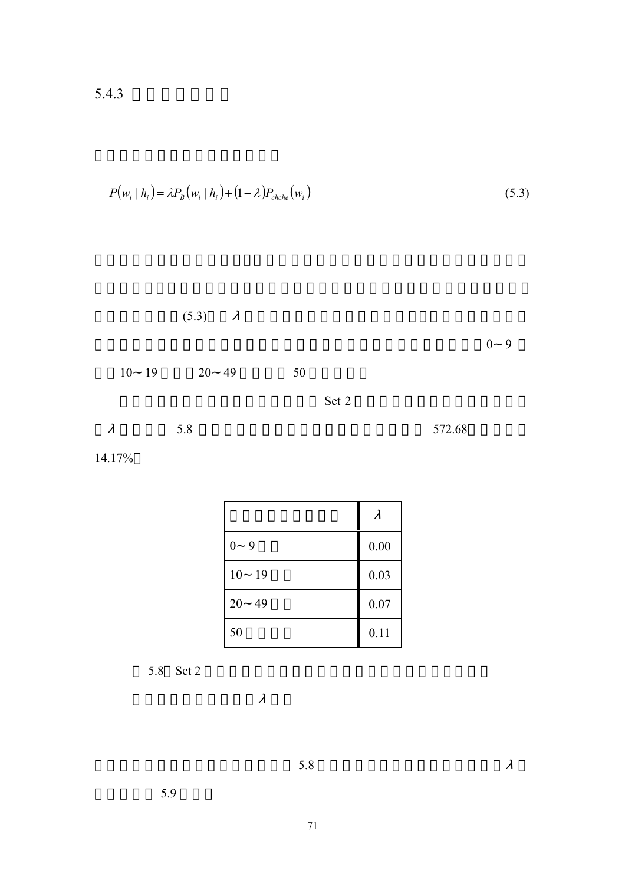### 5.4.3

$$P(w_i \mid h_i) = \lambda P_B(w_i \mid h_i) + (1-\lambda) P_{chche}(w_i) \tag{5.3}$$

(5.3) $\lambda$ 0～9 10～19 20～49 50

Set 2 $\lambda$ 5.8 572.68 14.17%

| | $\lambda$ |
|---|---|
| 0～9 | 0.00 |
| 10～19 | 0.03 |
| 20～49 | 0.07 |
| 50 | 0.11 |

5.8 Set 2 $\lambda$

5.8 $\lambda$ 5.9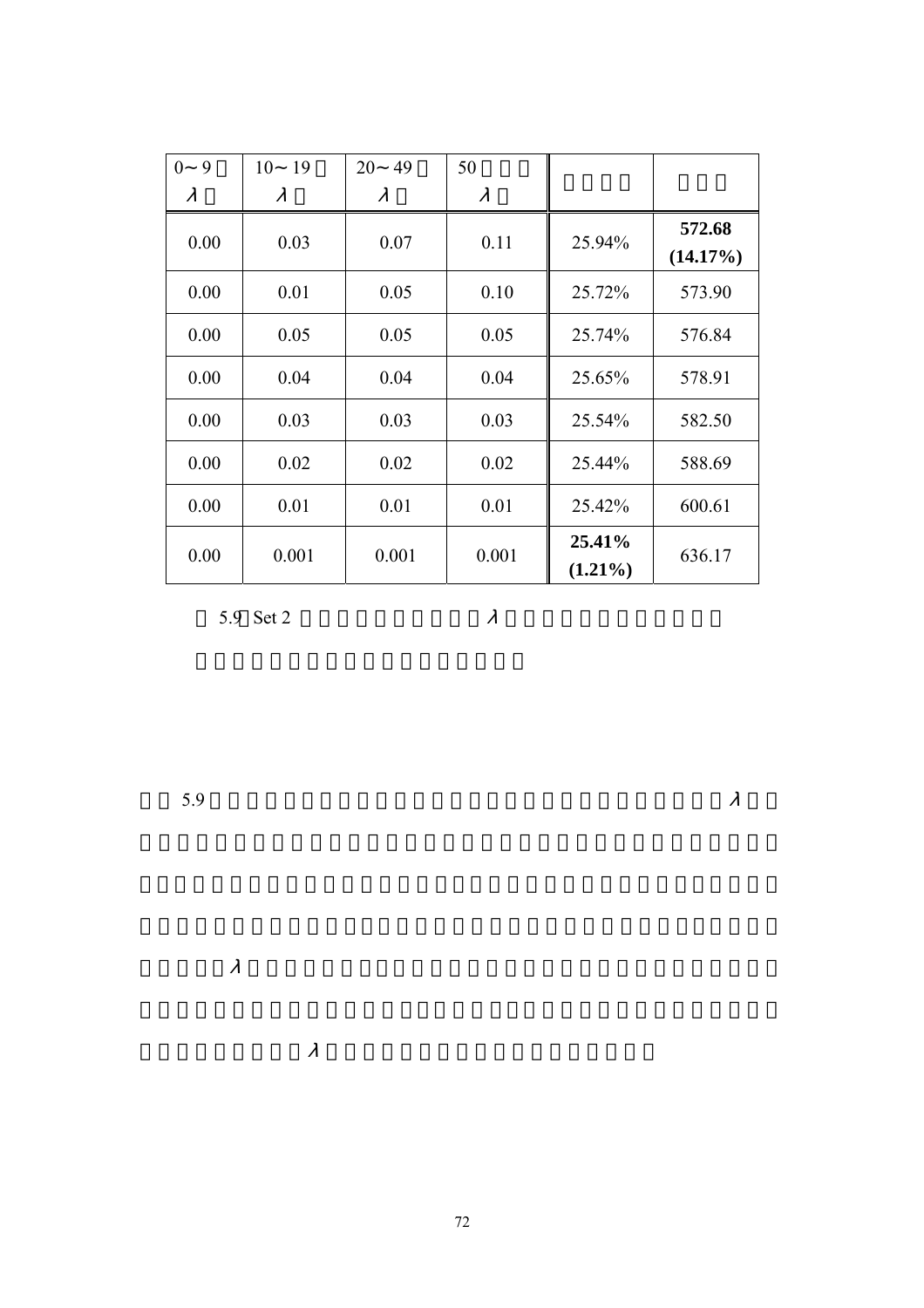| 0∼9 λ | 10∼19 λ | 20∼49 λ | 50 λ | | |
|---|---|---|---|---|---|
| 0.00 | 0.03 | 0.07 | 0.11 | 25.94% | **572.68 (14.17%)** |
| 0.00 | 0.01 | 0.05 | 0.10 | 25.72% | 573.90 |
| 0.00 | 0.05 | 0.05 | 0.05 | 25.74% | 576.84 |
| 0.00 | 0.04 | 0.04 | 0.04 | 25.65% | 578.91 |
| 0.00 | 0.03 | 0.03 | 0.03 | 25.54% | 582.50 |
| 0.00 | 0.02 | 0.02 | 0.02 | 25.44% | 588.69 |
| 0.00 | 0.01 | 0.01 | 0.01 | 25.42% | 600.61 |
| 0.00 | 0.001 | 0.001 | 0.001 | **25.41% (1.21%)** | 636.17 |

5.9 Set 2 λ

5.9 λ

λ

λ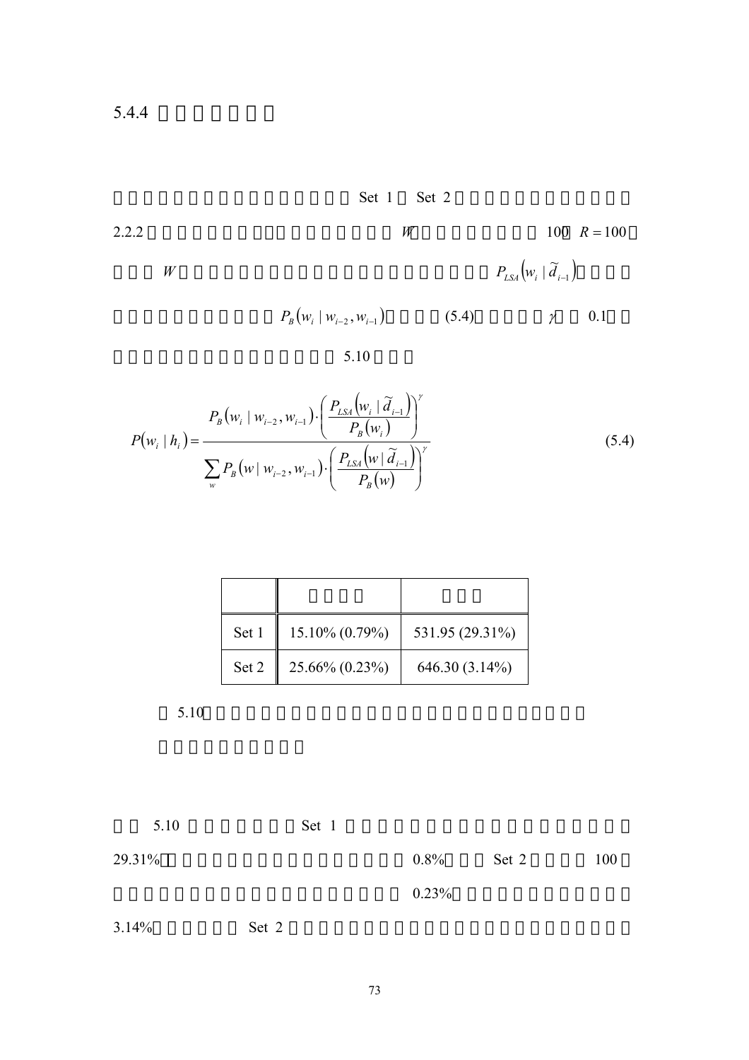5.4.4

Set 1 Set 2

2.2.2 $W$ 100 $R = 100$

$W$ $P_{LSA}\left(w_i \mid \tilde{d}_{i-1}\right)$

$P_B\left(w_i \mid w_{i-2}, w_{i-1}\right)$ (5.4) $\gamma$ 0.1

5.10

$$P\left(w_i \mid h_i\right) = \frac{P_B\left(w_i \mid w_{i-2}, w_{i-1}\right) \cdot \left( \frac{P_{LSA}\left(w_i \mid \tilde{d}_{i-1}\right)}{P_B\left(w_i\right)} \right)^{\gamma}}{\sum_w P_B\left(w \mid w_{i-2}, w_{i-1}\right) \cdot \left( \frac{P_{LSA}\left(w \mid \tilde{d}_{i-1}\right)}{P_B\left(w\right)} \right)^{\gamma}} \tag{5.4}$$

| | | |
|---|---|---|
| Set 1 | 15.10% (0.79%) | 531.95 (29.31%) |
| Set 2 | 25.66% (0.23%) | 646.30 (3.14%) |

5.10

5.10 Set 1

29.31% 0.8% Set 2 100

0.23%

3.14% Set 2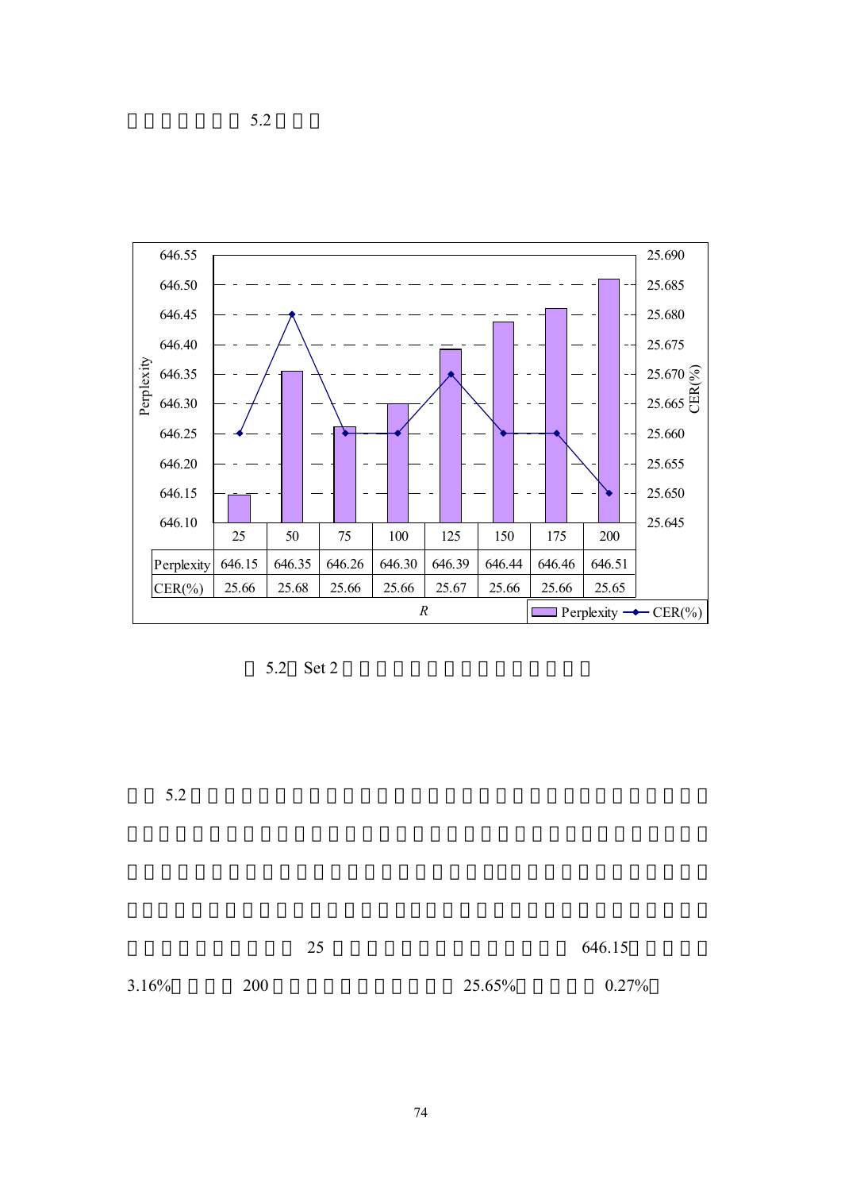5.2

| | 25 | 50 | 75 | 100 | 125 | 150 | 175 | 200 |
|---|---|---|---|---|---|---|---|---|
| Perplexity | 646.15 | 646.35 | 646.26 | 646.30 | 646.39 | 646.44 | 646.46 | 646.51 |
| CER(%) | 25.66 | 25.68 | 25.66 | 25.66 | 25.67 | 25.66 | 25.66 | 25.65 |

*R*

5.2 Set 2

5.2

25 646.15

3.16% 200 25.65% 0.27%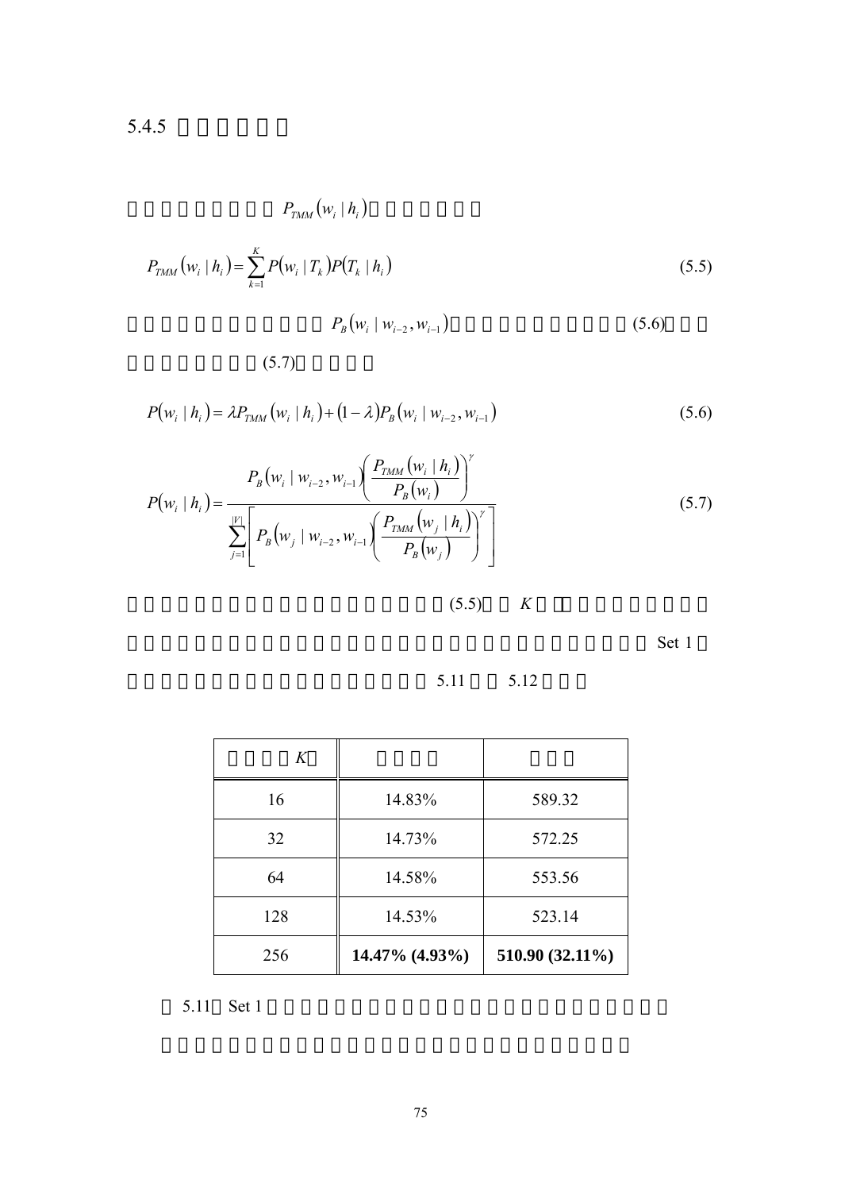## 5.4.5

$P_{TMM}(w_i \mid h_i)$

$$P_{TMM}(w_i \mid h_i) = \sum_{k=1}^{K} P(w_i \mid T_k) P(T_k \mid h_i) \tag{5.5}$$

$P_B(w_i \mid w_{i-2}, w_{i-1})$ (5.6)

(5.7)

$$P(w_i \mid h_i) = \lambda P_{TMM}(w_i \mid h_i) + (1-\lambda) P_B(w_i \mid w_{i-2}, w_{i-1}) \tag{5.6}$$

$$P(w_i \mid h_i) = \frac{P_B(w_i \mid w_{i-2}, w_{i-1}) \left( \dfrac{P_{TMM}(w_i \mid h_i)}{P_B(w_i)} \right)^{\gamma}}{\sum_{j=1}^{|V|} \left[ P_B(w_j \mid w_{i-2}, w_{i-1}) \left( \dfrac{P_{TMM}(w_j \mid h_i)}{P_B(w_j)} \right)^{\gamma} \right]} \tag{5.7}$$

(5.5) $K$

Set 1

5.11 5.12

| $K$ | | |
|---|---|---|
| 16 | 14.83% | 589.32 |
| 32 | 14.73% | 572.25 |
| 64 | 14.58% | 553.56 |
| 128 | 14.53% | 523.14 |
| 256 | **14.47% (4.93%)** | **510.90 (32.11%)** |

5.11 Set 1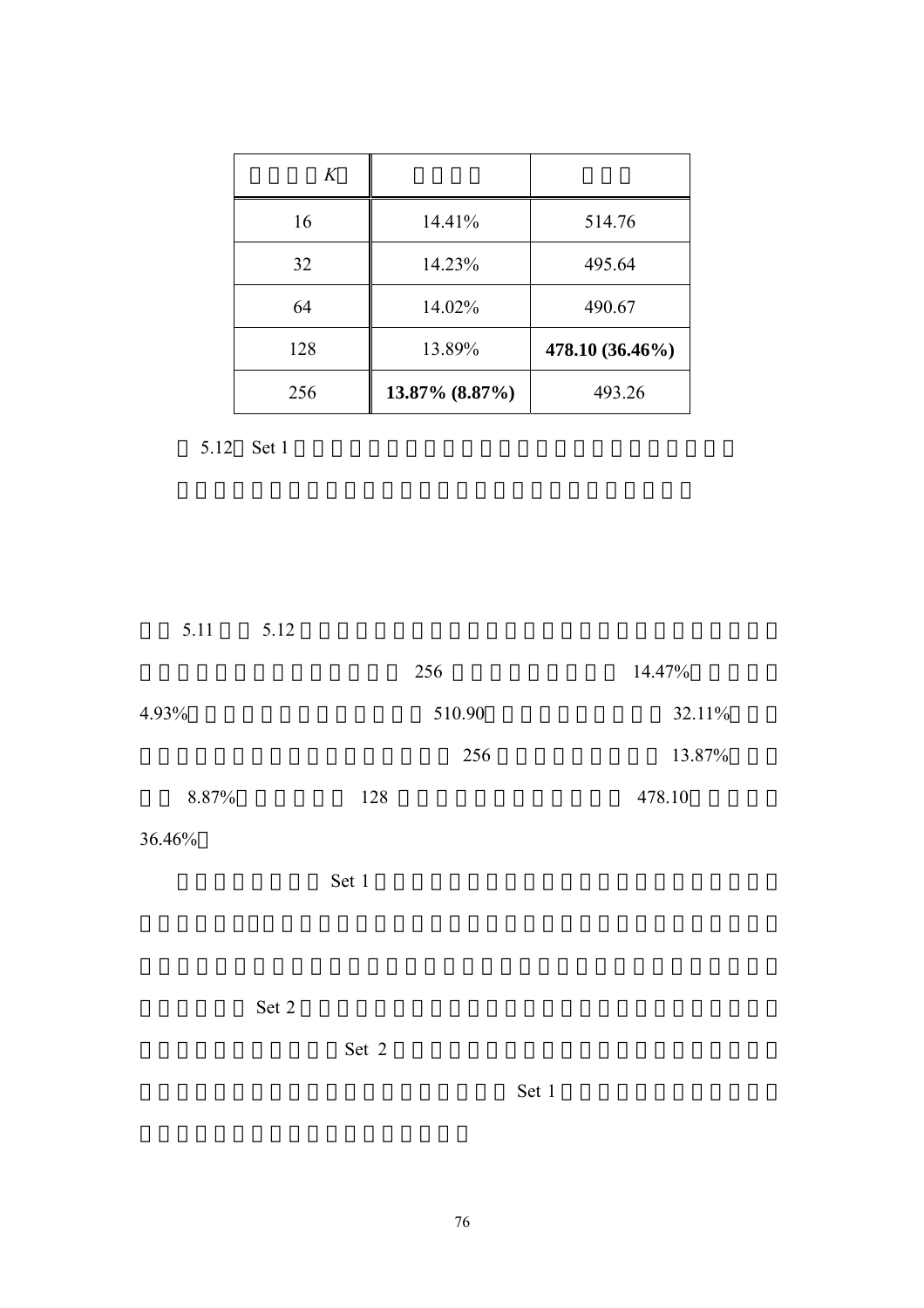| K | | |
|---|---|---|
| 16 | 14.41% | 514.76 |
| 32 | 14.23% | 495.64 |
| 64 | 14.02% | 490.67 |
| 128 | 13.89% | **478.10 (36.46%)** |
| 256 | **13.87% (8.87%)** | 493.26 |

5.12 Set 1

5.11 5.12 256 14.47% 4.93% 510.90 32.11% 256 13.87% 8.87% 128 478.10 36.46%

Set 1 Set 2 Set 2 Set 1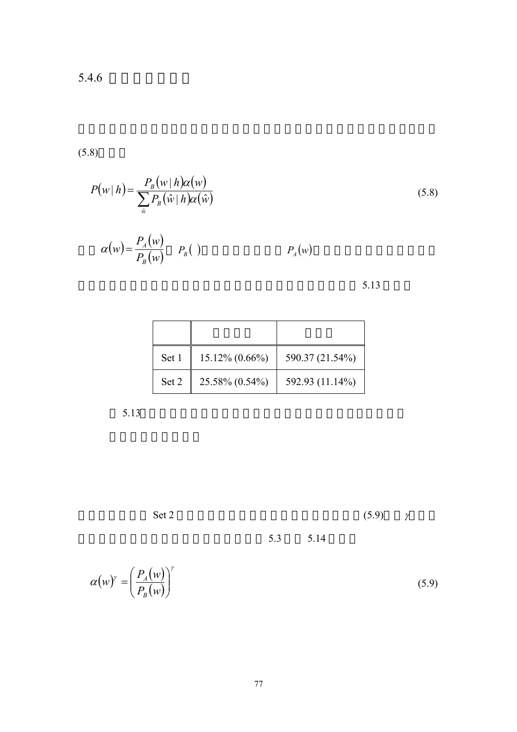## 5.4.6

(5.8)

$$P(w \mid h) = \frac{P_B(w \mid h)\alpha(w)}{\sum_{\hat{w}} P_B(\hat{w} \mid h)\alpha(\hat{w})} \tag{5.8}$$

$\alpha(w) = \dfrac{P_A(w)}{P_B(w)}$ $P_B(\,)$ $P_A(w)$

5.13

| | | |
|---|---|---|
| Set 1 | 15.12% (0.66%) | 590.37 (21.54%) |
| Set 2 | 25.58% (0.54%) | 592.93 (11.14%) |

5.13

Set 2 (5.9) $\gamma$

5.3 5.14

$$\alpha(w)^{\gamma} = \left(\frac{P_A(w)}{P_B(w)}\right)^{\gamma} \tag{5.9}$$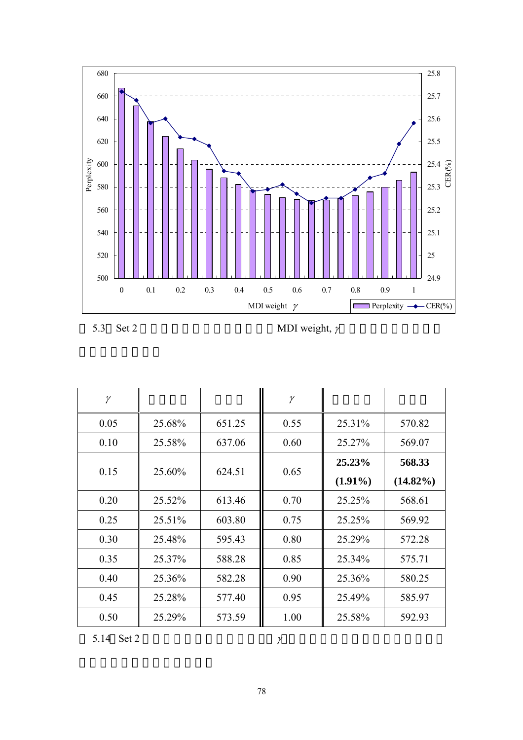5.3 Set 2 MDI weight, $\gamma$

| $\gamma$ | | | $\gamma$ | | |
|---|---|---|---|---|---|
| 0.05 | 25.68% | 651.25 | 0.55 | 25.31% | 570.82 |
| 0.10 | 25.58% | 637.06 | 0.60 | 25.27% | 569.07 |
| 0.15 | 25.60% | 624.51 | 0.65 | **25.23% (1.91%)** | **568.33 (14.82%)** |
| 0.20 | 25.52% | 613.46 | 0.70 | 25.25% | 568.61 |
| 0.25 | 25.51% | 603.80 | 0.75 | 25.25% | 569.92 |
| 0.30 | 25.48% | 595.43 | 0.80 | 25.29% | 572.28 |
| 0.35 | 25.37% | 588.28 | 0.85 | 25.34% | 575.71 |
| 0.40 | 25.36% | 582.28 | 0.90 | 25.36% | 580.25 |
| 0.45 | 25.28% | 577.40 | 0.95 | 25.49% | 585.97 |
| 0.50 | 25.29% | 573.59 | 1.00 | 25.58% | 592.93 |

5.14 Set 2 $\gamma$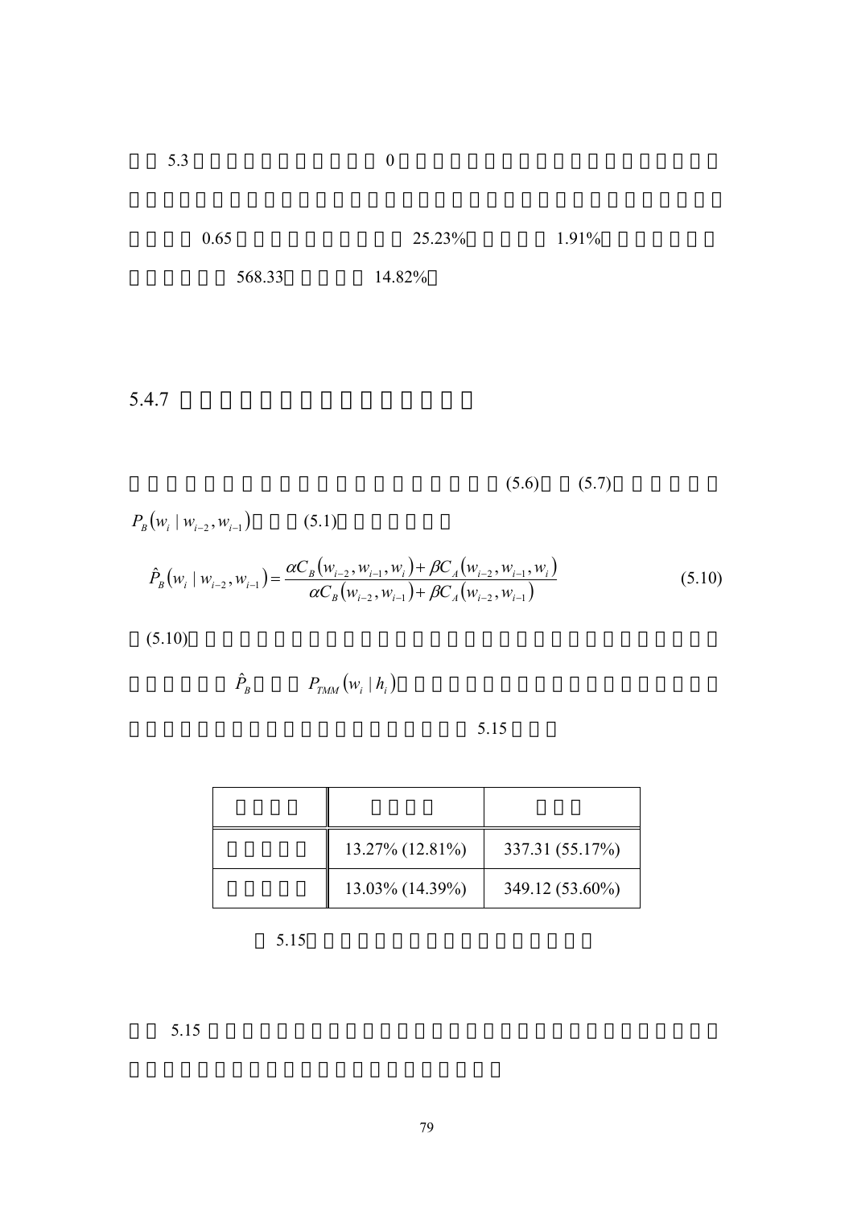5.3 0

0.65 25.23% 1.91%

568.33 14.82%

## 5.4.7

(5.6) (5.7)

$P_B(w_i \mid w_{i-2}, w_{i-1})$ (5.1)

$$\hat{P}_B(w_i \mid w_{i-2}, w_{i-1}) = \frac{\alpha C_B(w_{i-2}, w_{i-1}, w_i) + \beta C_A(w_{i-2}, w_{i-1}, w_i)}{\alpha C_B(w_{i-2}, w_{i-1}) + \beta C_A(w_{i-2}, w_{i-1})} \tag{5.10}$$

(5.10)

$\hat{P}_B$ $P_{TMM}(w_i \mid h_i)$

5.15

| | | |
|---|---|---|
| | 13.27% (12.81%) | 337.31 (55.17%) |
| | 13.03% (14.39%) | 349.12 (53.60%) |

5.15

5.15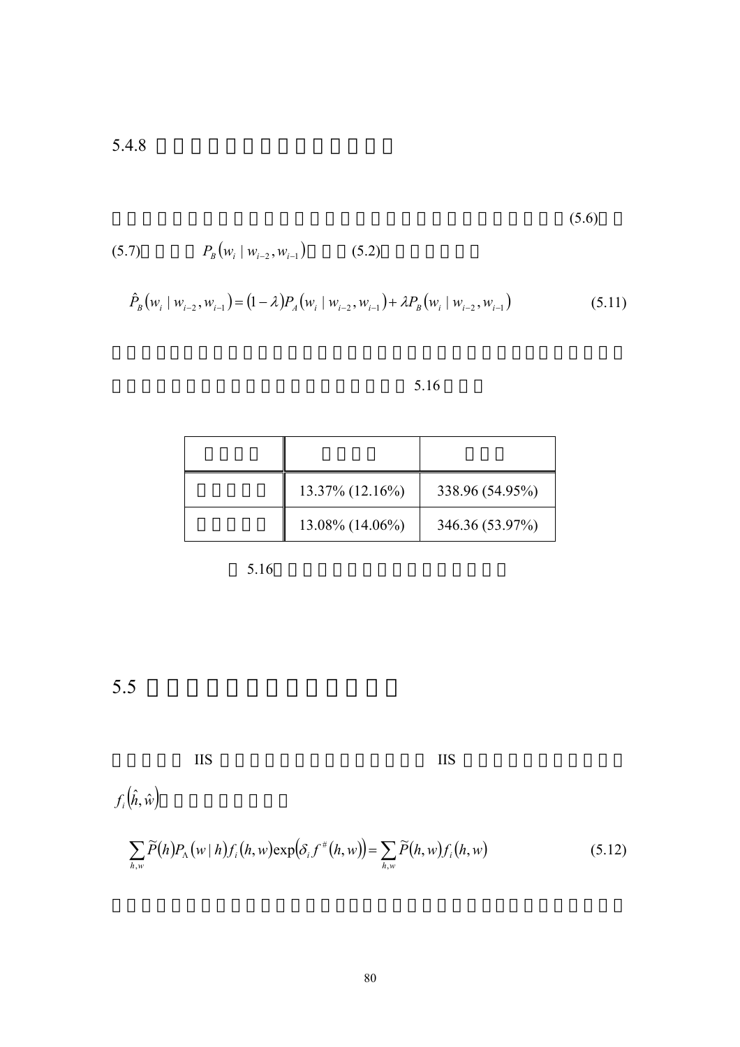### 5.4.8

(5.6)

(5.7) $P_B(w_i \mid w_{i-2}, w_{i-1})$ (5.2)

$$\hat{P}_B(w_i \mid w_{i-2}, w_{i-1}) = (1-\lambda)P_A(w_i \mid w_{i-2}, w_{i-1}) + \lambda P_B(w_i \mid w_{i-2}, w_{i-1}) \tag{5.11}$$

5.16

| | | |
|---|---|---|
| | 13.37% (12.16%) | 338.96 (54.95%) |
| | 13.08% (14.06%) | 346.36 (53.97%) |

5.16

## 5.5

IS IIS

$f_i(\hat{h}, \hat{w})$

$$\sum_{h,w} \widetilde{P}(h) P_\Lambda(w \mid h) f_i(h,w) \exp\left(\delta_i f^{\#}(h,w)\right) = \sum_{h,w} \widetilde{P}(h,w) f_i(h,w) \tag{5.12}$$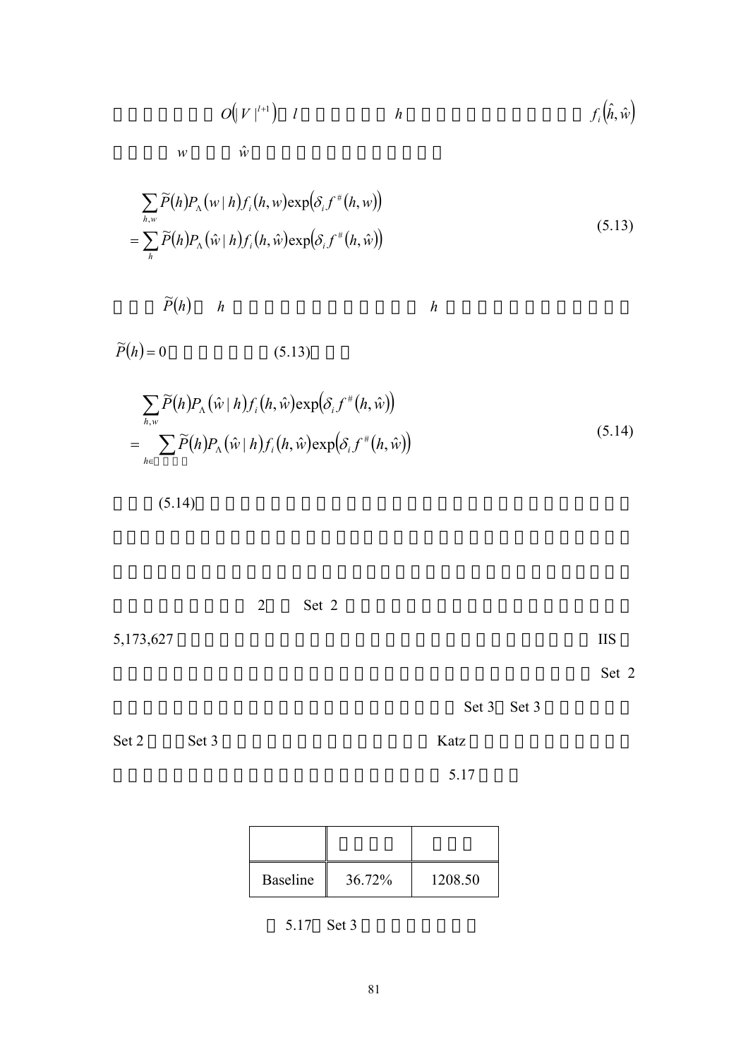$O\left(|V|^{l+1}\right)$ $l$ $h$ $f_i\left(\hat{h}, \hat{w}\right)$

$w$ $\hat{w}$

$$
\begin{aligned}
&\sum_{h,w} \widetilde{P}(h) P_{\Lambda}(w \mid h) f_i(h, w) \exp\left(\delta_i f^{\#}(h, w)\right) \\
&= \sum_{h} \widetilde{P}(h) P_{\Lambda}(\hat{w} \mid h) f_i(h, \hat{w}) \exp\left(\delta_i f^{\#}(h, \hat{w})\right)
\end{aligned}
\tag{5.13}
$$

$\widetilde{P}(h)$ $h$ $h$

$\widetilde{P}(h) = 0$ (5.13)

$$
\begin{aligned}
&\sum_{h,w} \widetilde{P}(h) P_{\Lambda}(\hat{w} \mid h) f_i(h, \hat{w}) \exp\left(\delta_i f^{\#}(h, \hat{w})\right) \\
&= \sum_{h \in} \widetilde{P}(h) P_{\Lambda}(\hat{w} \mid h) f_i(h, \hat{w}) \exp\left(\delta_i f^{\#}(h, \hat{w})\right)
\end{aligned}
\tag{5.14}
$$

(5.14)

2 Set 2

5,173,627 IIS

Set 2

Set 3 Set 3

Set 2 Set 3 Katz

5.17

| | | |
|---|---|---|
| Baseline | 36.72% | 1208.50 |

5.17 Set 3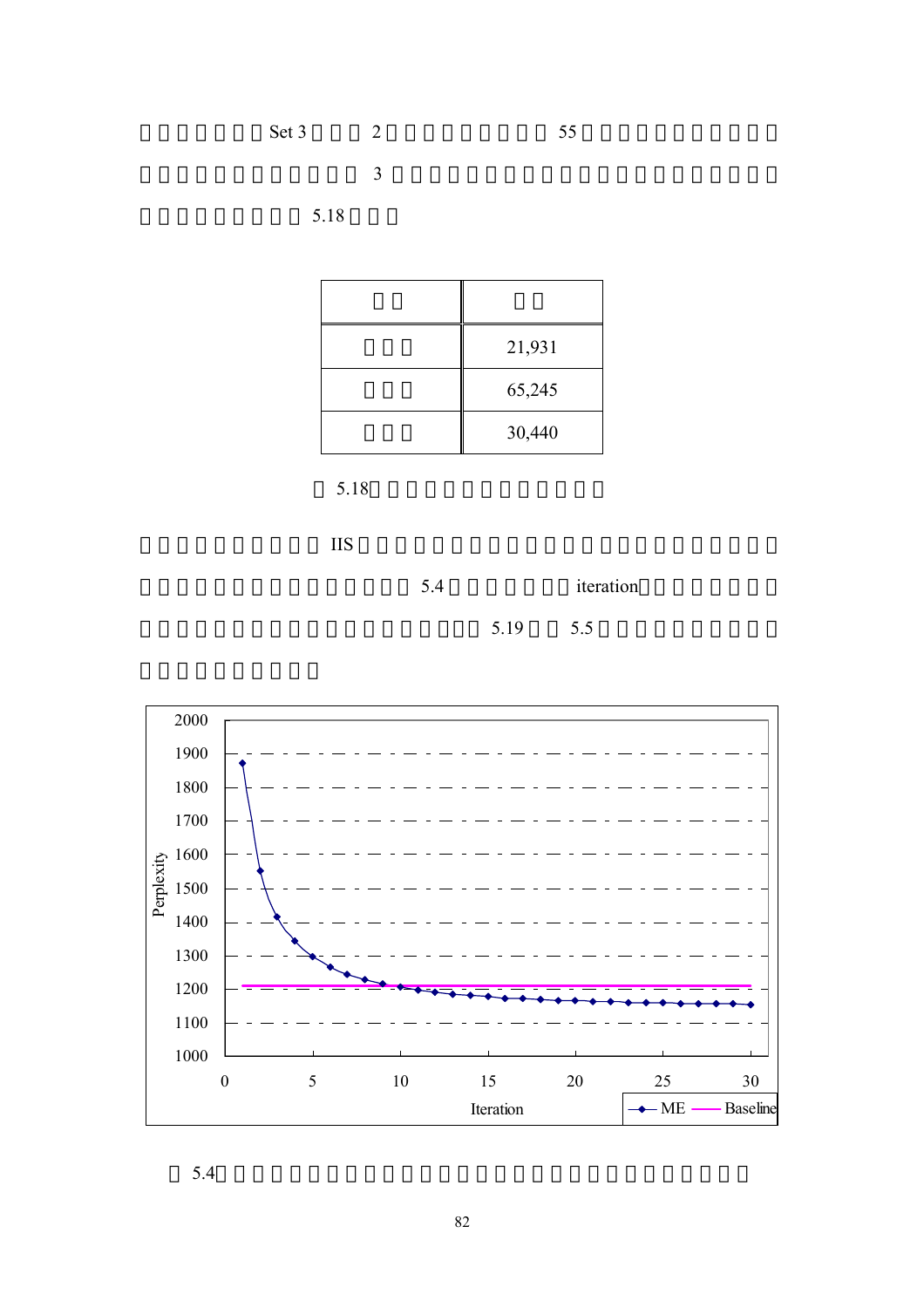□□□□□□Set 3□□□2□□□□□□□□55□□□□□□□□□□□□□□□□□□□□□3□□□□□□□□□□□□□□□□□□□□□□□□□□□5.18□□□

| □□ | □□ |
| --- | --- |
| □□□ | 21,931 |
| □□□ | 65,245 |
| □□□ | 30,440 |

□5.18□□□□□□□□□□□□□

□□□□□□□□□IIS□□□□□□□□□□□□□□□□□□□□□□□□□□□□□□□□□□□□□□□□5.4□□□□□□iteration□□□□□□□□□□□□□□□□□□□□□□□□□□□5.19□□5.5□□□□□□□□□□□□□□□□□□□

□5.4□□□□□□□□□□□□□□□□□□□□□□□□□□□□□□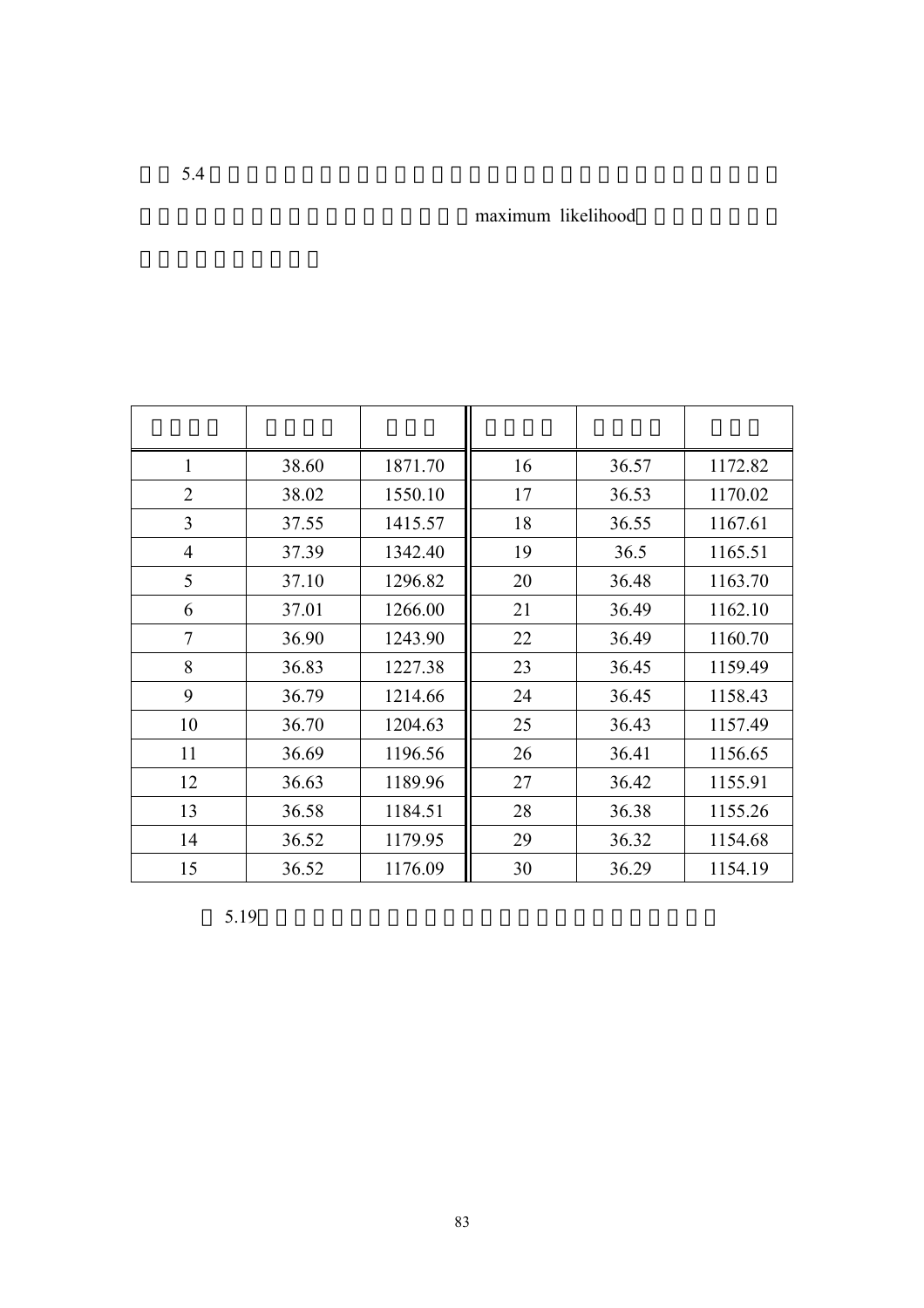5.4

maximum likelihood

| | | | | | |
|---|---|---|---|---|---|
| 1 | 38.60 | 1871.70 | 16 | 36.57 | 1172.82 |
| 2 | 38.02 | 1550.10 | 17 | 36.53 | 1170.02 |
| 3 | 37.55 | 1415.57 | 18 | 36.55 | 1167.61 |
| 4 | 37.39 | 1342.40 | 19 | 36.5 | 1165.51 |
| 5 | 37.10 | 1296.82 | 20 | 36.48 | 1163.70 |
| 6 | 37.01 | 1266.00 | 21 | 36.49 | 1162.10 |
| 7 | 36.90 | 1243.90 | 22 | 36.49 | 1160.70 |
| 8 | 36.83 | 1227.38 | 23 | 36.45 | 1159.49 |
| 9 | 36.79 | 1214.66 | 24 | 36.45 | 1158.43 |
| 10 | 36.70 | 1204.63 | 25 | 36.43 | 1157.49 |
| 11 | 36.69 | 1196.56 | 26 | 36.41 | 1156.65 |
| 12 | 36.63 | 1189.96 | 27 | 36.42 | 1155.91 |
| 13 | 36.58 | 1184.51 | 28 | 36.38 | 1155.26 |
| 14 | 36.52 | 1179.95 | 29 | 36.32 | 1154.68 |
| 15 | 36.52 | 1176.09 | 30 | 36.29 | 1154.19 |

5.19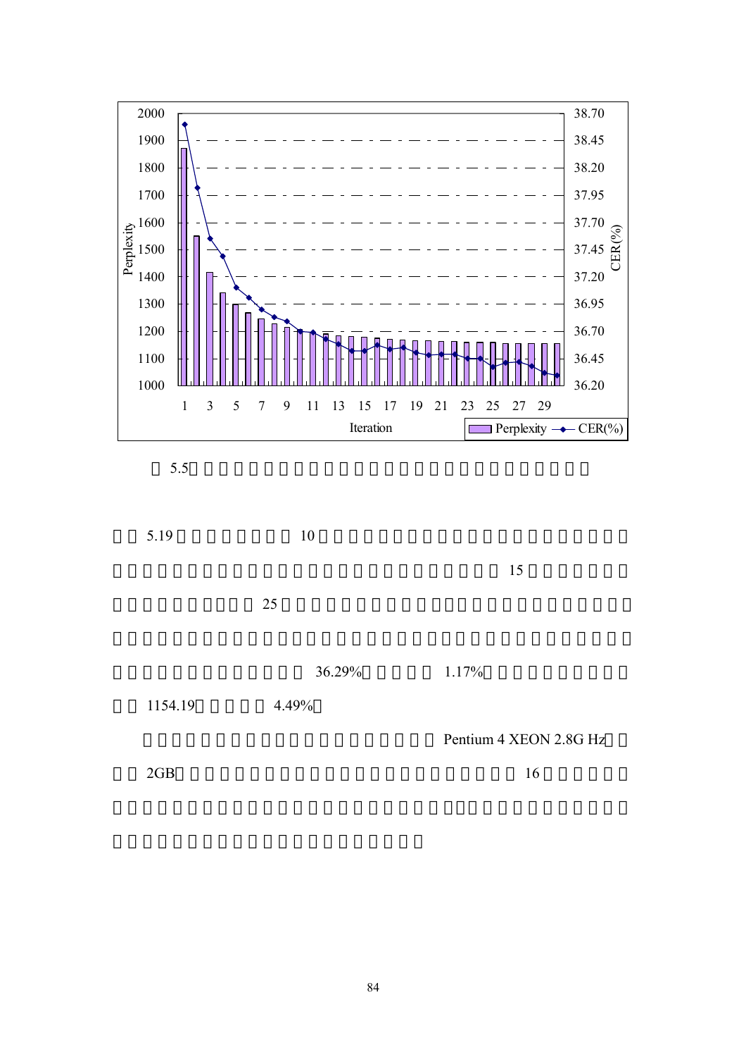5.5

5.19 10 15 25 36.29% 1.17% 1154.19 4.49%

Pentium 4 XEON 2.8G Hz 2GB 16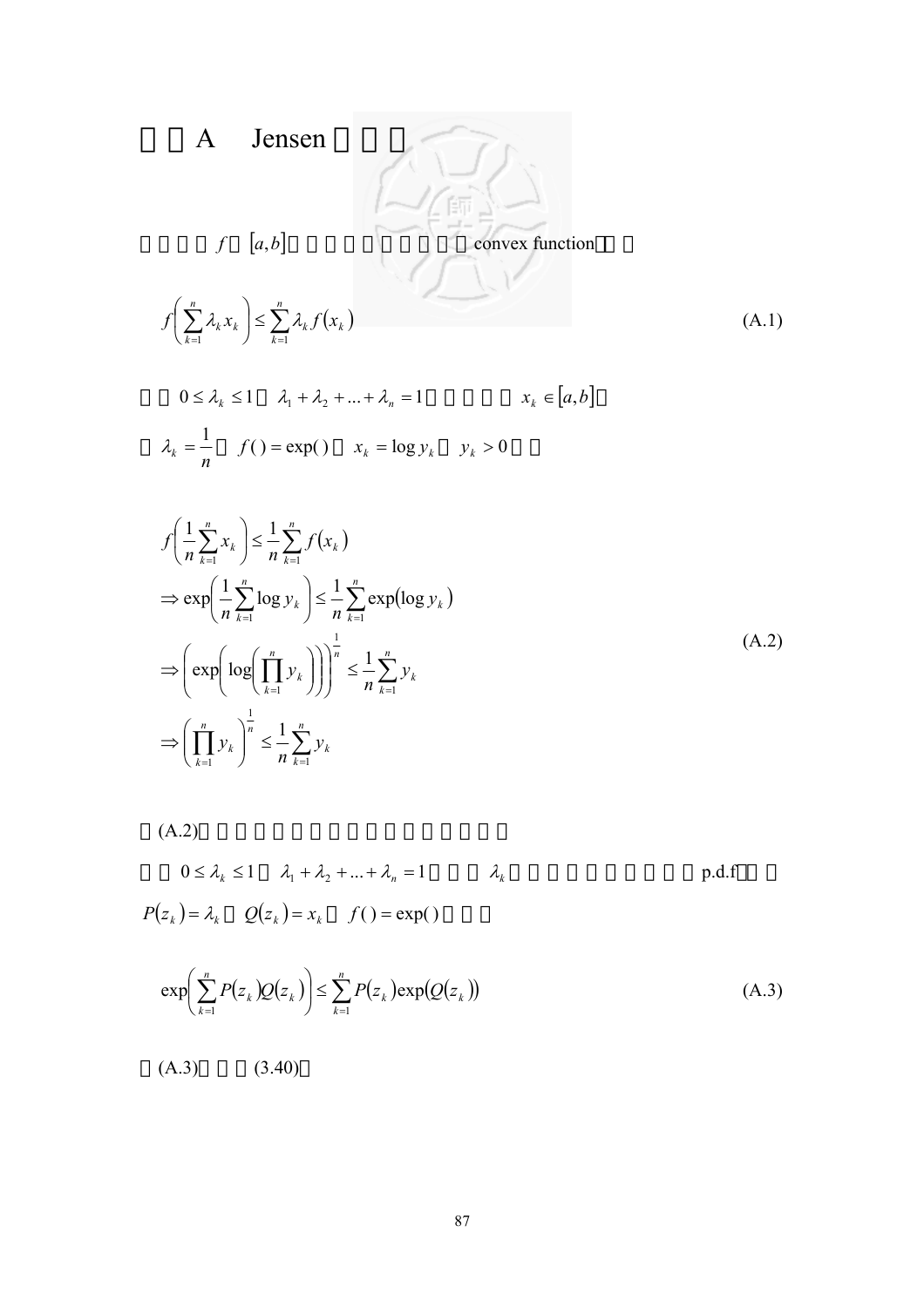# A Jensen

$f$ $[a,b]$ convex function

$$f\left(\sum_{k=1}^{n}\lambda_k x_k\right) \le \sum_{k=1}^{n}\lambda_k f(x_k) \tag{A.1}$$

$0 \le \lambda_k \le 1$ $\lambda_1 + \lambda_2 + ... + \lambda_n = 1$ $x_k \in [a,b]$

$\lambda_k = \dfrac{1}{n}$ $f(\,) = \exp(\,)$ $x_k = \log y_k$ $y_k > 0$

$$\begin{aligned}
&f\left(\frac{1}{n}\sum_{k=1}^{n}x_k\right) \le \frac{1}{n}\sum_{k=1}^{n}f(x_k) \\
&\Rightarrow \exp\left(\frac{1}{n}\sum_{k=1}^{n}\log y_k\right) \le \frac{1}{n}\sum_{k=1}^{n}\exp(\log y_k) \\
&\Rightarrow \left(\exp\left(\log\left(\prod_{k=1}^{n}y_k\right)\right)\right)^{\frac{1}{n}} \le \frac{1}{n}\sum_{k=1}^{n}y_k \\
&\Rightarrow \left(\prod_{k=1}^{n}y_k\right)^{\frac{1}{n}} \le \frac{1}{n}\sum_{k=1}^{n}y_k
\end{aligned} \tag{A.2}$$

(A.2)

$0 \le \lambda_k \le 1$ $\lambda_1 + \lambda_2 + ... + \lambda_n = 1$ $\lambda_k$ p.d.f

$P(z_k) = \lambda_k$ $Q(z_k) = x_k$ $f(\,) = \exp(\,)$

$$\exp\left(\sum_{k=1}^{n}P(z_k)Q(z_k)\right) \le \sum_{k=1}^{n}P(z_k)\exp(Q(z_k)) \tag{A.3}$$

(A.3) (3.40)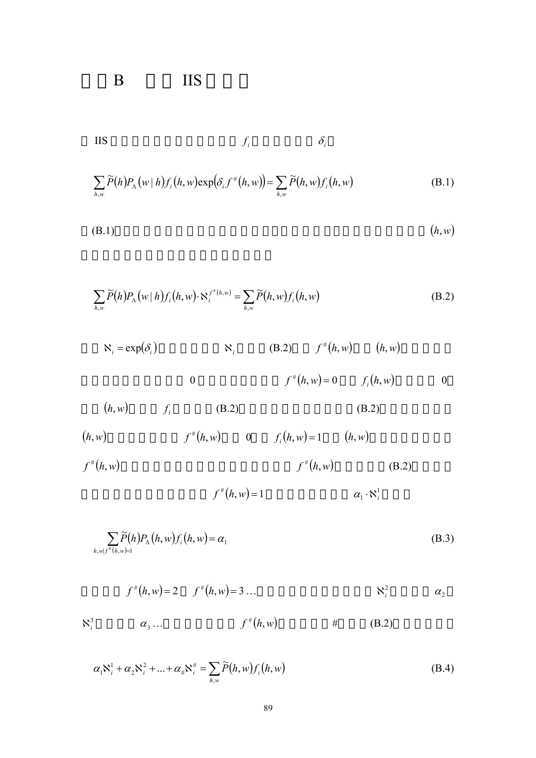# B IIS

IIS $f_i$ $\delta_i$

$$\sum_{h,w} \widetilde{P}(h) P_\Lambda(w \mid h) f_i(h,w) \exp\left(\delta_i f^{\#}(h,w)\right) = \sum_{h,w} \widetilde{P}(h,w) f_i(h,w) \tag{B.1}$$

(B.1) $(h,w)$

$$\sum_{h,w} \widetilde{P}(h) P_\Lambda(w \mid h) f_i(h,w) \cdot \aleph_i^{f^{\#}(h,w)} = \sum_{h,w} \widetilde{P}(h,w) f_i(h,w) \tag{B.2}$$

$\aleph_i = \exp(\delta_i)$ $\aleph_i$ (B.2) $f^{\#}(h,w)$ $(h,w)$ 0 $f^{\#}(h,w) = 0$ $f_i(h,w)$ 0 $(h,w)$ $f_i$ (B.2) (B.2) $(h,w)$ $f^{\#}(h,w)$ 0 $f_i(h,w) = 1$ $(h,w)$ $f^{\#}(h,w)$ $f^{\#}(h,w)$ (B.2) $f^{\#}(h,w) = 1$ $\alpha_1 \cdot \aleph_i^1$

$$\sum_{h,w \mid f^{\#}(h,w)=1} \widetilde{P}(h) P_\Lambda(h,w) f_i(h,w) = \alpha_1 \tag{B.3}$$

$f^{\#}(h,w) = 2$ $f^{\#}(h,w) = 3 \ldots$ $\aleph_i^2$ $\alpha_2$ $\aleph_i^3$ $\alpha_3 \ldots$ $f^{\#}(h,w)$ # (B.2)

$$\alpha_1 \aleph_i^1 + \alpha_2 \aleph_i^2 + \ldots + \alpha_{\#} \aleph_i^{\#} = \sum_{h,w} \widetilde{P}(h,w) f_i(h,w) \tag{B.4}$$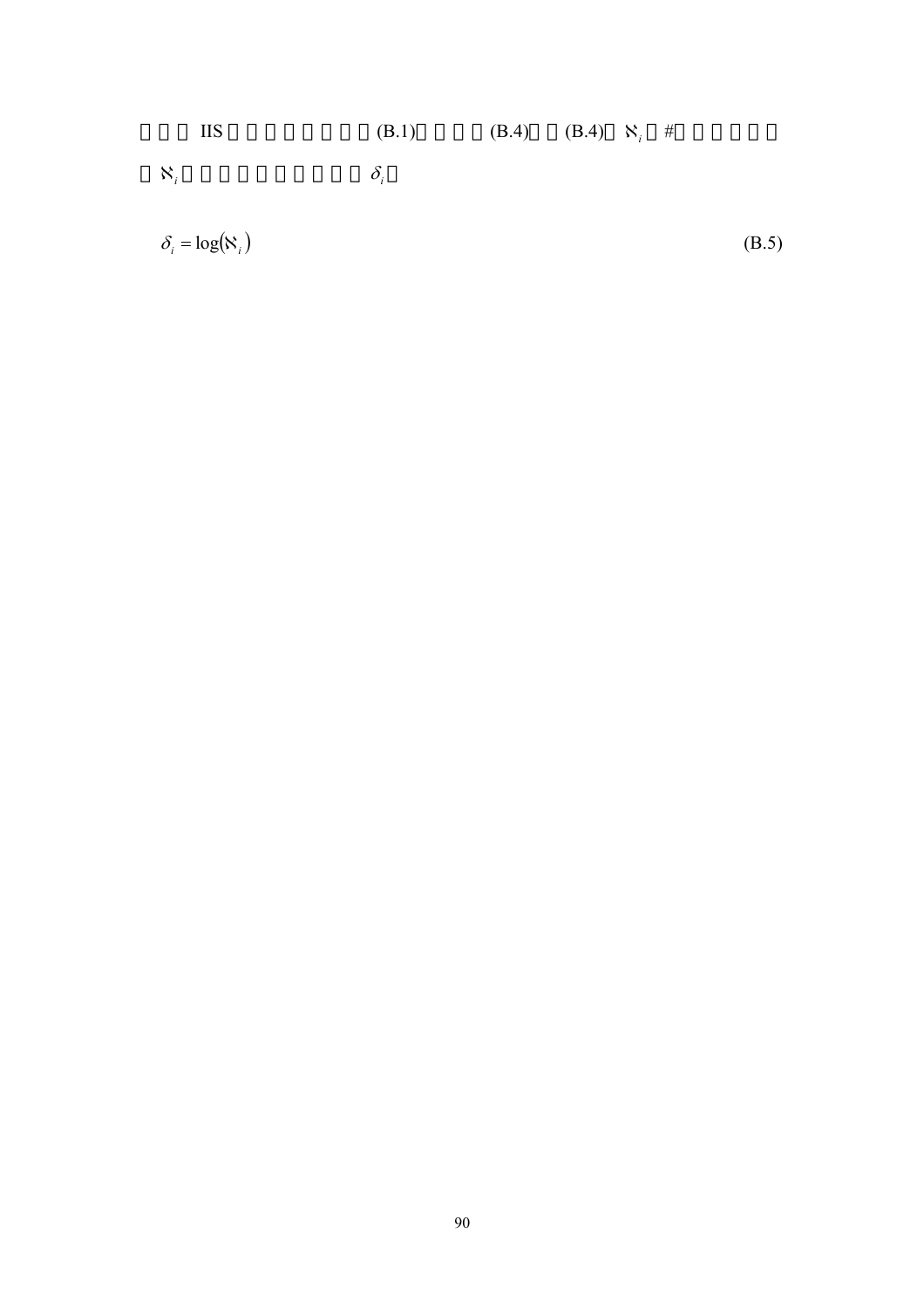IIS (B.1) (B.4) (B.4) $\aleph_i$ #

$\aleph_i$ $\delta_i$

$$\delta_i = \log(\aleph_i) \tag{B.5}$$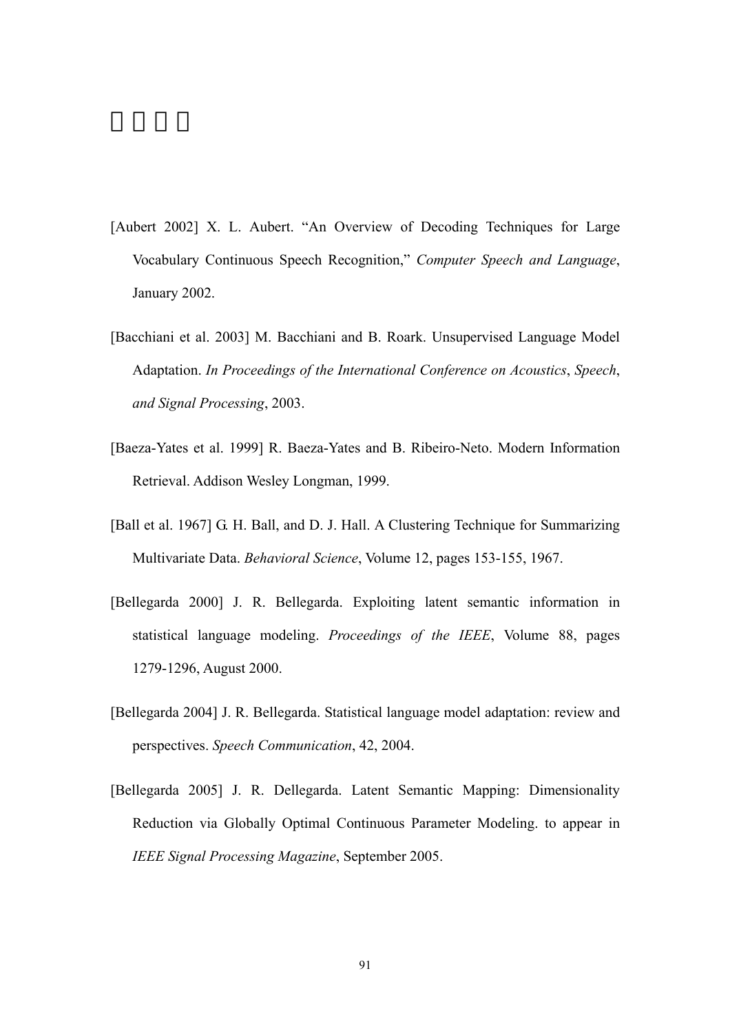# 參考文獻

[Aubert 2002] X. L. Aubert. "An Overview of Decoding Techniques for Large Vocabulary Continuous Speech Recognition," *Computer Speech and Language*, January 2002.

[Bacchiani et al. 2003] M. Bacchiani and B. Roark. Unsupervised Language Model Adaptation. *In Proceedings of the International Conference on Acoustics*, *Speech*, *and Signal Processing*, 2003.

[Baeza-Yates et al. 1999] R. Baeza-Yates and B. Ribeiro-Neto. Modern Information Retrieval. Addison Wesley Longman, 1999.

[Ball et al. 1967] G. H. Ball, and D. J. Hall. A Clustering Technique for Summarizing Multivariate Data. *Behavioral Science*, Volume 12, pages 153-155, 1967.

[Bellegarda 2000] J. R. Bellegarda. Exploiting latent semantic information in statistical language modeling. *Proceedings of the IEEE*, Volume 88, pages 1279-1296, August 2000.

[Bellegarda 2004] J. R. Bellegarda. Statistical language model adaptation: review and perspectives. *Speech Communication*, 42, 2004.

[Bellegarda 2005] J. R. Dellegarda. Latent Semantic Mapping: Dimensionality Reduction via Globally Optimal Continuous Parameter Modeling. to appear in *IEEE Signal Processing Magazine*, September 2005.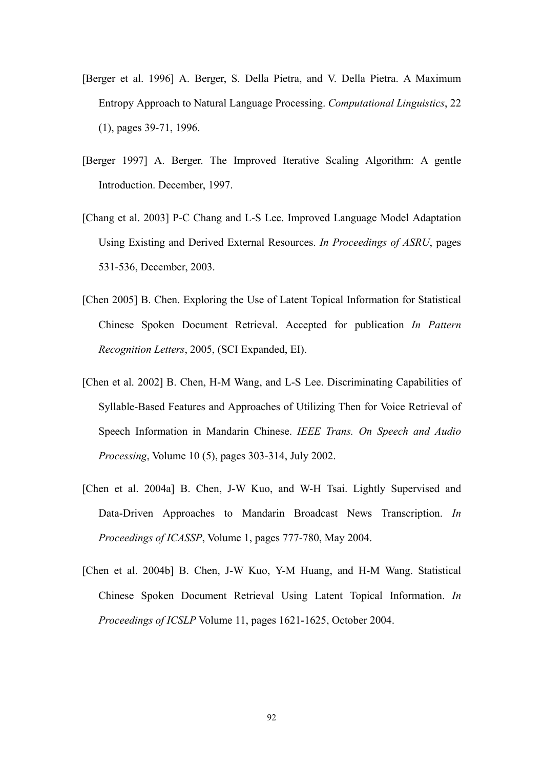[Berger et al. 1996] A. Berger, S. Della Pietra, and V. Della Pietra. A Maximum Entropy Approach to Natural Language Processing. *Computational Linguistics*, 22 (1), pages 39-71, 1996.

[Berger 1997] A. Berger. The Improved Iterative Scaling Algorithm: A gentle Introduction. December, 1997.

[Chang et al. 2003] P-C Chang and L-S Lee. Improved Language Model Adaptation Using Existing and Derived External Resources. *In Proceedings of ASRU*, pages 531-536, December, 2003.

[Chen 2005] B. Chen. Exploring the Use of Latent Topical Information for Statistical Chinese Spoken Document Retrieval. Accepted for publication *In Pattern Recognition Letters*, 2005, (SCI Expanded, EI).

[Chen et al. 2002] B. Chen, H-M Wang, and L-S Lee. Discriminating Capabilities of Syllable-Based Features and Approaches of Utilizing Then for Voice Retrieval of Speech Information in Mandarin Chinese. *IEEE Trans. On Speech and Audio Processing*, Volume 10 (5), pages 303-314, July 2002.

[Chen et al. 2004a] B. Chen, J-W Kuo, and W-H Tsai. Lightly Supervised and Data-Driven Approaches to Mandarin Broadcast News Transcription. *In Proceedings of ICASSP*, Volume 1, pages 777-780, May 2004.

[Chen et al. 2004b] B. Chen, J-W Kuo, Y-M Huang, and H-M Wang. Statistical Chinese Spoken Document Retrieval Using Latent Topical Information. *In Proceedings of ICSLP* Volume 11, pages 1621-1625, October 2004.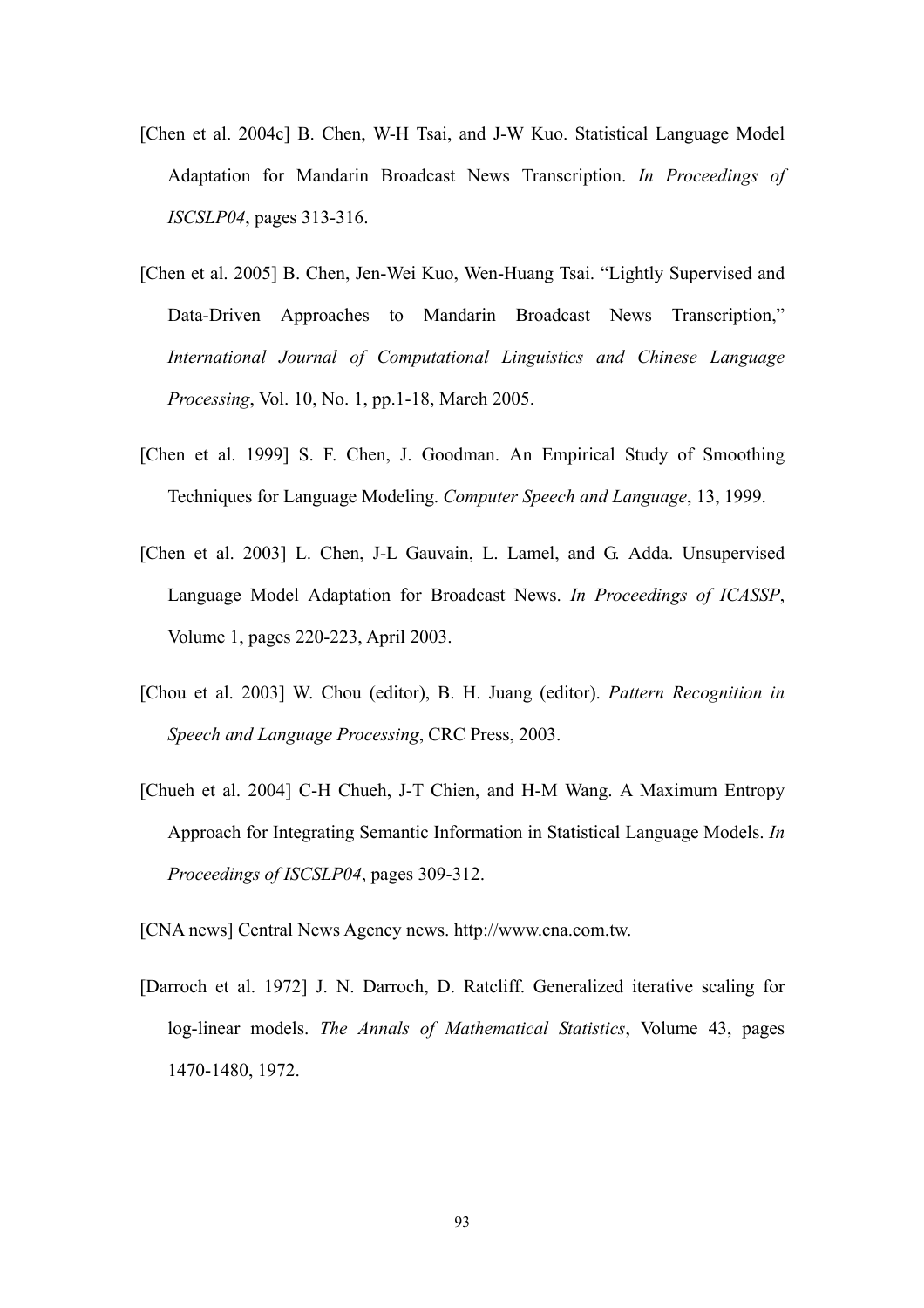[Chen et al. 2004c] B. Chen, W-H Tsai, and J-W Kuo. Statistical Language Model Adaptation for Mandarin Broadcast News Transcription. *In Proceedings of ISCSLP04*, pages 313-316.

[Chen et al. 2005] B. Chen, Jen-Wei Kuo, Wen-Huang Tsai. "Lightly Supervised and Data-Driven Approaches to Mandarin Broadcast News Transcription," *International Journal of Computational Linguistics and Chinese Language Processing*, Vol. 10, No. 1, pp.1-18, March 2005.

[Chen et al. 1999] S. F. Chen, J. Goodman. An Empirical Study of Smoothing Techniques for Language Modeling. *Computer Speech and Language*, 13, 1999.

[Chen et al. 2003] L. Chen, J-L Gauvain, L. Lamel, and G. Adda. Unsupervised Language Model Adaptation for Broadcast News. *In Proceedings of ICASSP*, Volume 1, pages 220-223, April 2003.

[Chou et al. 2003] W. Chou (editor), B. H. Juang (editor). *Pattern Recognition in Speech and Language Processing*, CRC Press, 2003.

[Chueh et al. 2004] C-H Chueh, J-T Chien, and H-M Wang. A Maximum Entropy Approach for Integrating Semantic Information in Statistical Language Models. *In Proceedings of ISCSLP04*, pages 309-312.

[CNA news] Central News Agency news. http://www.cna.com.tw.

[Darroch et al. 1972] J. N. Darroch, D. Ratcliff. Generalized iterative scaling for log-linear models. *The Annals of Mathematical Statistics*, Volume 43, pages 1470-1480, 1972.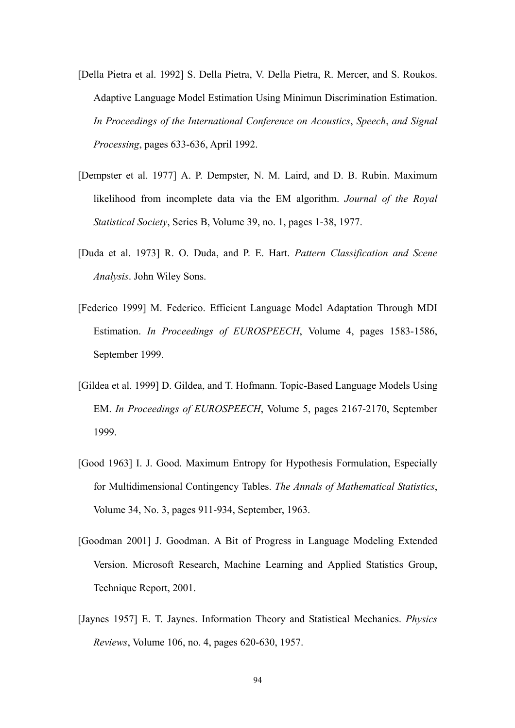[Della Pietra et al. 1992] S. Della Pietra, V. Della Pietra, R. Mercer, and S. Roukos. Adaptive Language Model Estimation Using Minimun Discrimination Estimation. *In Proceedings of the International Conference on Acoustics*, *Speech*, *and Signal Processing*, pages 633-636, April 1992.

[Dempster et al. 1977] A. P. Dempster, N. M. Laird, and D. B. Rubin. Maximum likelihood from incomplete data via the EM algorithm. *Journal of the Royal Statistical Society*, Series B, Volume 39, no. 1, pages 1-38, 1977.

[Duda et al. 1973] R. O. Duda, and P. E. Hart. *Pattern Classification and Scene Analysis*. John Wiley Sons.

[Federico 1999] M. Federico. Efficient Language Model Adaptation Through MDI Estimation. *In Proceedings of EUROSPEECH*, Volume 4, pages 1583-1586, September 1999.

[Gildea et al. 1999] D. Gildea, and T. Hofmann. Topic-Based Language Models Using EM. *In Proceedings of EUROSPEECH*, Volume 5, pages 2167-2170, September 1999.

[Good 1963] I. J. Good. Maximum Entropy for Hypothesis Formulation, Especially for Multidimensional Contingency Tables. *The Annals of Mathematical Statistics*, Volume 34, No. 3, pages 911-934, September, 1963.

[Goodman 2001] J. Goodman. A Bit of Progress in Language Modeling Extended Version. Microsoft Research, Machine Learning and Applied Statistics Group, Technique Report, 2001.

[Jaynes 1957] E. T. Jaynes. Information Theory and Statistical Mechanics. *Physics Reviews*, Volume 106, no. 4, pages 620-630, 1957.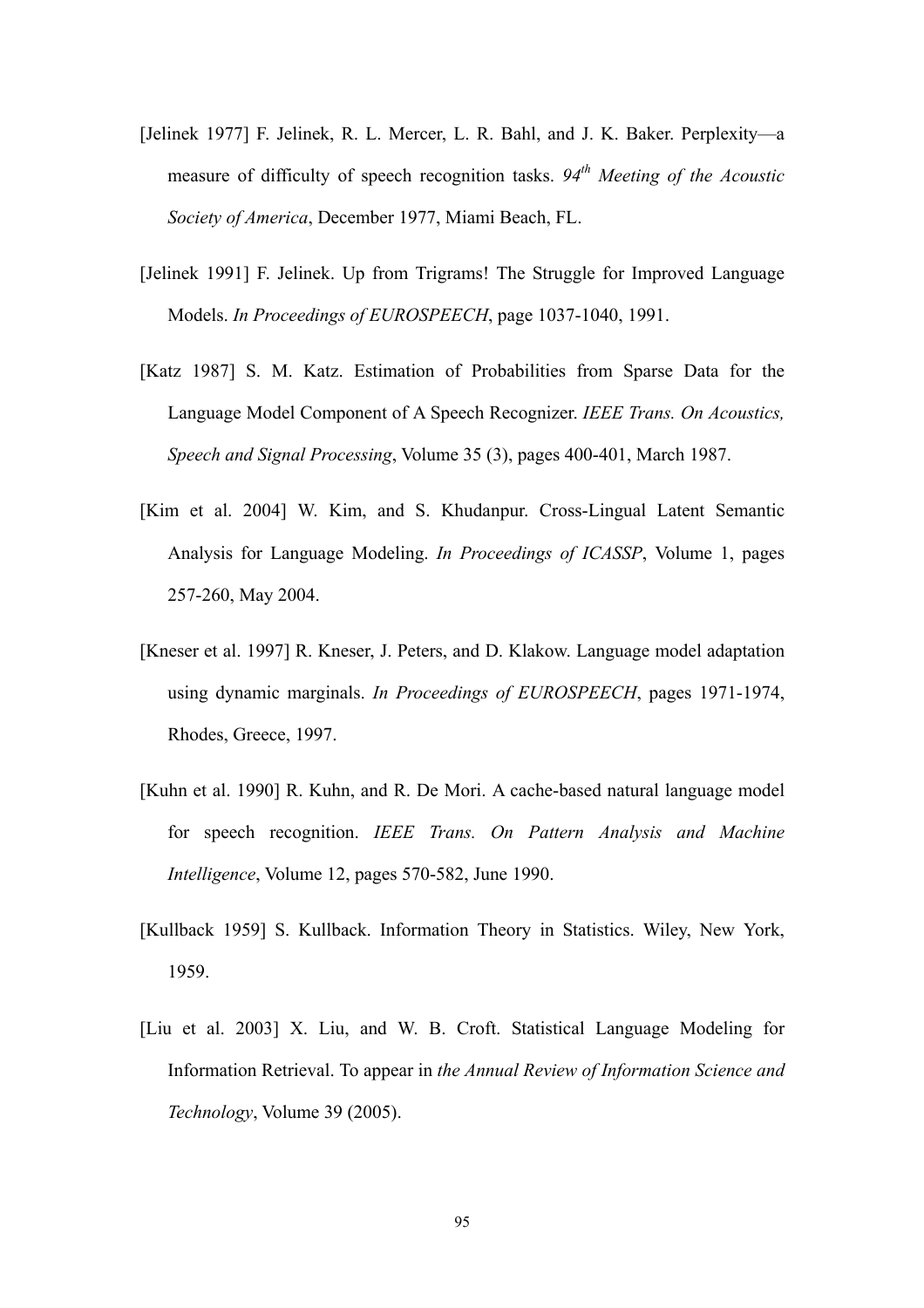[Jelinek 1977] F. Jelinek, R. L. Mercer, L. R. Bahl, and J. K. Baker. Perplexity—a measure of difficulty of speech recognition tasks. *94$^{th}$ Meeting of the Acoustic Society of America*, December 1977, Miami Beach, FL.

[Jelinek 1991] F. Jelinek. Up from Trigrams! The Struggle for Improved Language Models. *In Proceedings of EUROSPEECH*, page 1037-1040, 1991.

[Katz 1987] S. M. Katz. Estimation of Probabilities from Sparse Data for the Language Model Component of A Speech Recognizer. *IEEE Trans. On Acoustics, Speech and Signal Processing*, Volume 35 (3), pages 400-401, March 1987.

[Kim et al. 2004] W. Kim, and S. Khudanpur. Cross-Lingual Latent Semantic Analysis for Language Modeling. *In Proceedings of ICASSP*, Volume 1, pages 257-260, May 2004.

[Kneser et al. 1997] R. Kneser, J. Peters, and D. Klakow. Language model adaptation using dynamic marginals. *In Proceedings of EUROSPEECH*, pages 1971-1974, Rhodes, Greece, 1997.

[Kuhn et al. 1990] R. Kuhn, and R. De Mori. A cache-based natural language model for speech recognition. *IEEE Trans. On Pattern Analysis and Machine Intelligence*, Volume 12, pages 570-582, June 1990.

[Kullback 1959] S. Kullback. Information Theory in Statistics. Wiley, New York, 1959.

[Liu et al. 2003] X. Liu, and W. B. Croft. Statistical Language Modeling for Information Retrieval. To appear in *the Annual Review of Information Science and Technology*, Volume 39 (2005).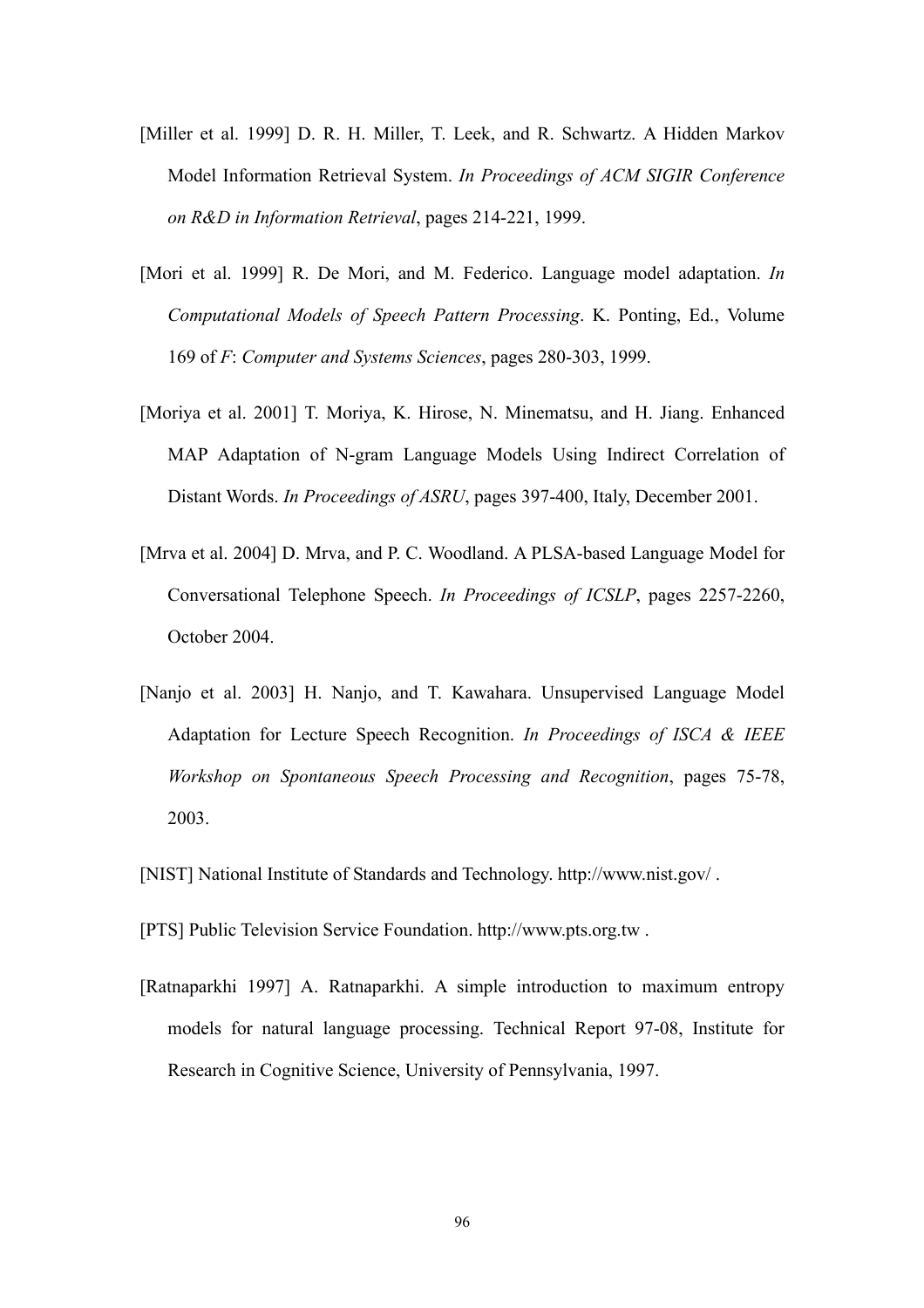[Miller et al. 1999] D. R. H. Miller, T. Leek, and R. Schwartz. A Hidden Markov Model Information Retrieval System. *In Proceedings of ACM SIGIR Conference on R&D in Information Retrieval*, pages 214-221, 1999.

[Mori et al. 1999] R. De Mori, and M. Federico. Language model adaptation. *In Computational Models of Speech Pattern Processing*. K. Ponting, Ed., Volume 169 of *F*: *Computer and Systems Sciences*, pages 280-303, 1999.

[Moriya et al. 2001] T. Moriya, K. Hirose, N. Minematsu, and H. Jiang. Enhanced MAP Adaptation of N-gram Language Models Using Indirect Correlation of Distant Words. *In Proceedings of ASRU*, pages 397-400, Italy, December 2001.

[Mrva et al. 2004] D. Mrva, and P. C. Woodland. A PLSA-based Language Model for Conversational Telephone Speech. *In Proceedings of ICSLP*, pages 2257-2260, October 2004.

[Nanjo et al. 2003] H. Nanjo, and T. Kawahara. Unsupervised Language Model Adaptation for Lecture Speech Recognition. *In Proceedings of ISCA & IEEE Workshop on Spontaneous Speech Processing and Recognition*, pages 75-78, 2003.

[NIST] National Institute of Standards and Technology. http://www.nist.gov/ .

[PTS] Public Television Service Foundation. http://www.pts.org.tw .

[Ratnaparkhi 1997] A. Ratnaparkhi. A simple introduction to maximum entropy models for natural language processing. Technical Report 97-08, Institute for Research in Cognitive Science, University of Pennsylvania, 1997.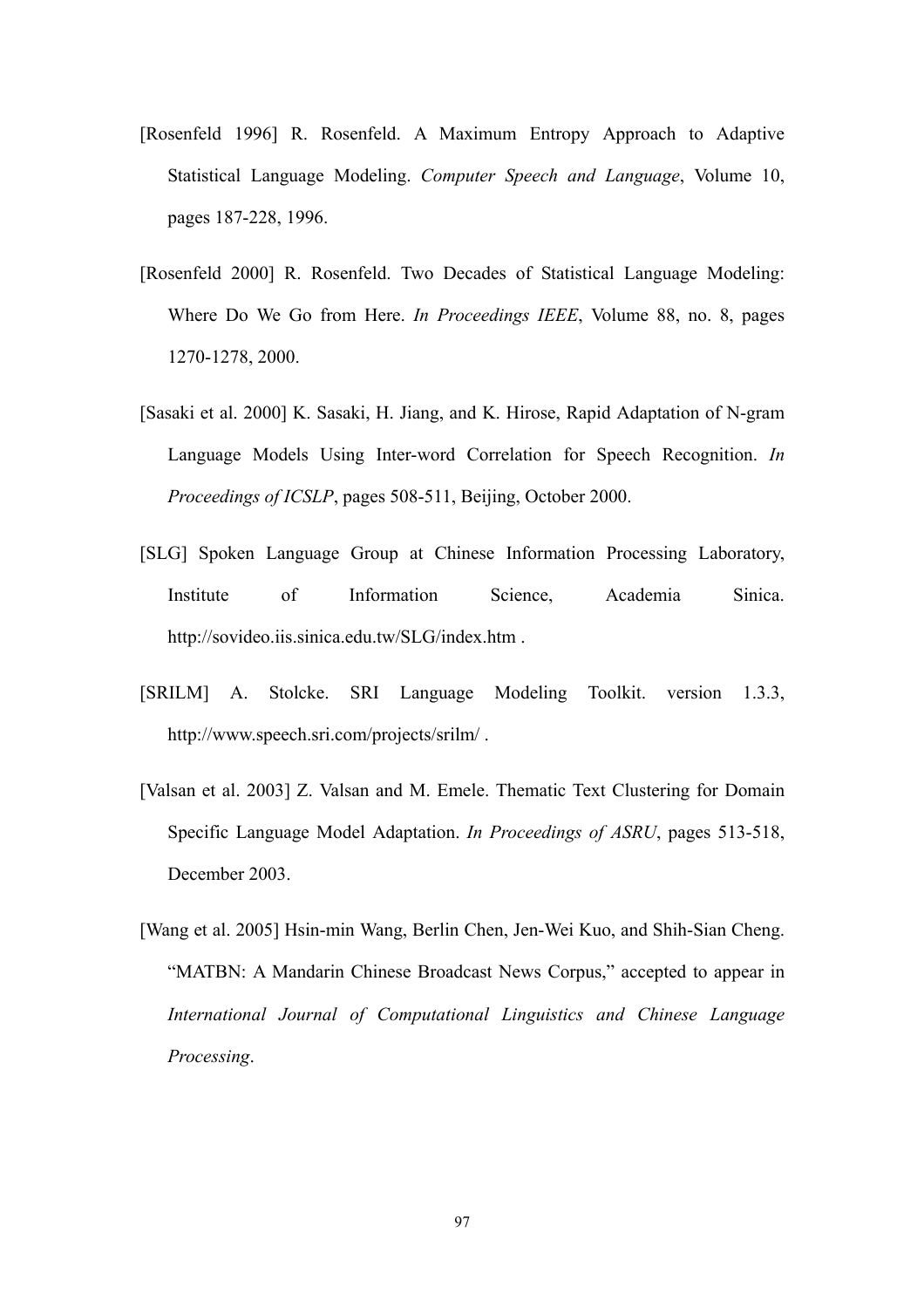[Rosenfeld 1996] R. Rosenfeld. A Maximum Entropy Approach to Adaptive Statistical Language Modeling. *Computer Speech and Language*, Volume 10, pages 187-228, 1996.

[Rosenfeld 2000] R. Rosenfeld. Two Decades of Statistical Language Modeling: Where Do We Go from Here. *In Proceedings IEEE*, Volume 88, no. 8, pages 1270-1278, 2000.

[Sasaki et al. 2000] K. Sasaki, H. Jiang, and K. Hirose, Rapid Adaptation of N-gram Language Models Using Inter-word Correlation for Speech Recognition. *In Proceedings of ICSLP*, pages 508-511, Beijing, October 2000.

[SLG] Spoken Language Group at Chinese Information Processing Laboratory, Institute of Information Science, Academia Sinica. http://sovideo.iis.sinica.edu.tw/SLG/index.htm .

[SRILM] A. Stolcke. SRI Language Modeling Toolkit. version 1.3.3, http://www.speech.sri.com/projects/srilm/ .

[Valsan et al. 2003] Z. Valsan and M. Emele. Thematic Text Clustering for Domain Specific Language Model Adaptation. *In Proceedings of ASRU*, pages 513-518, December 2003.

[Wang et al. 2005] Hsin-min Wang, Berlin Chen, Jen-Wei Kuo, and Shih-Sian Cheng. "MATBN: A Mandarin Chinese Broadcast News Corpus," accepted to appear in *International Journal of Computational Linguistics and Chinese Language Processing*.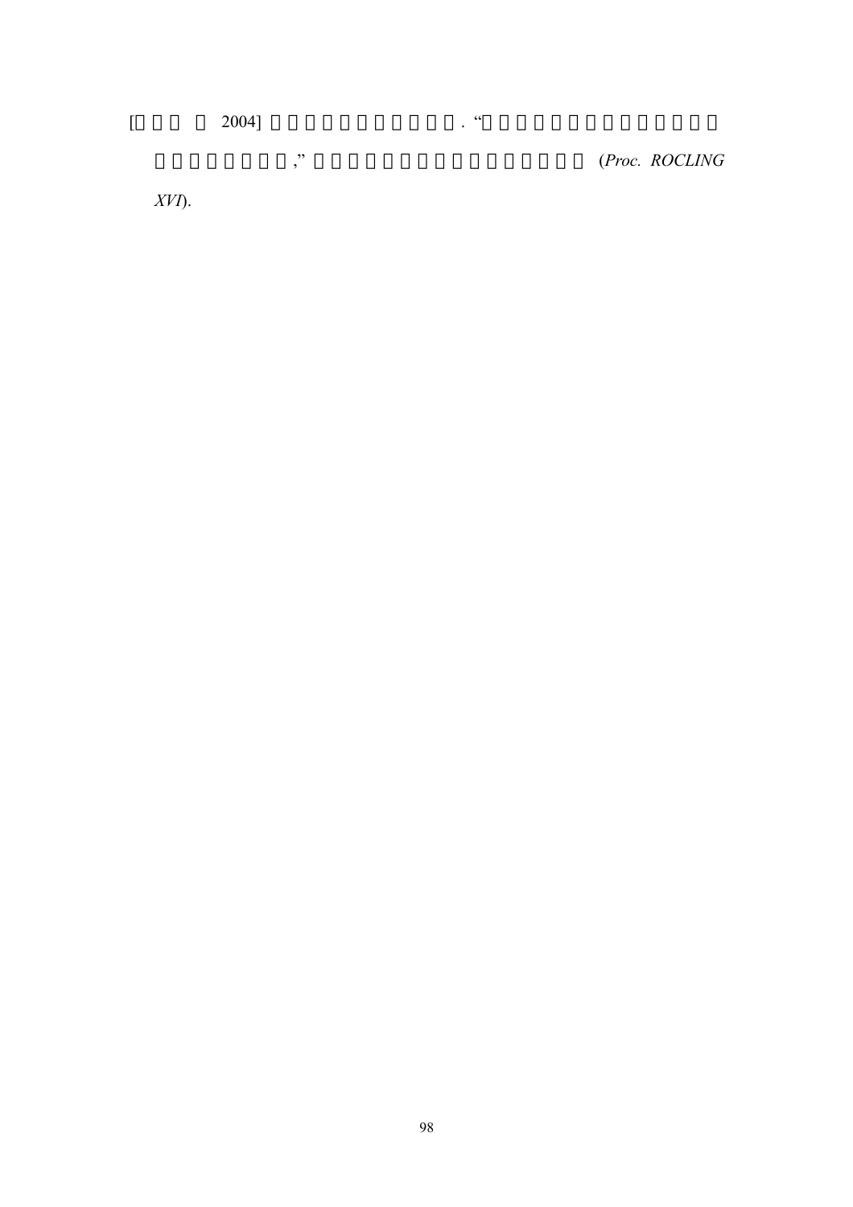[ 2004] . “ ,” (*Proc. ROCLING XVI*).